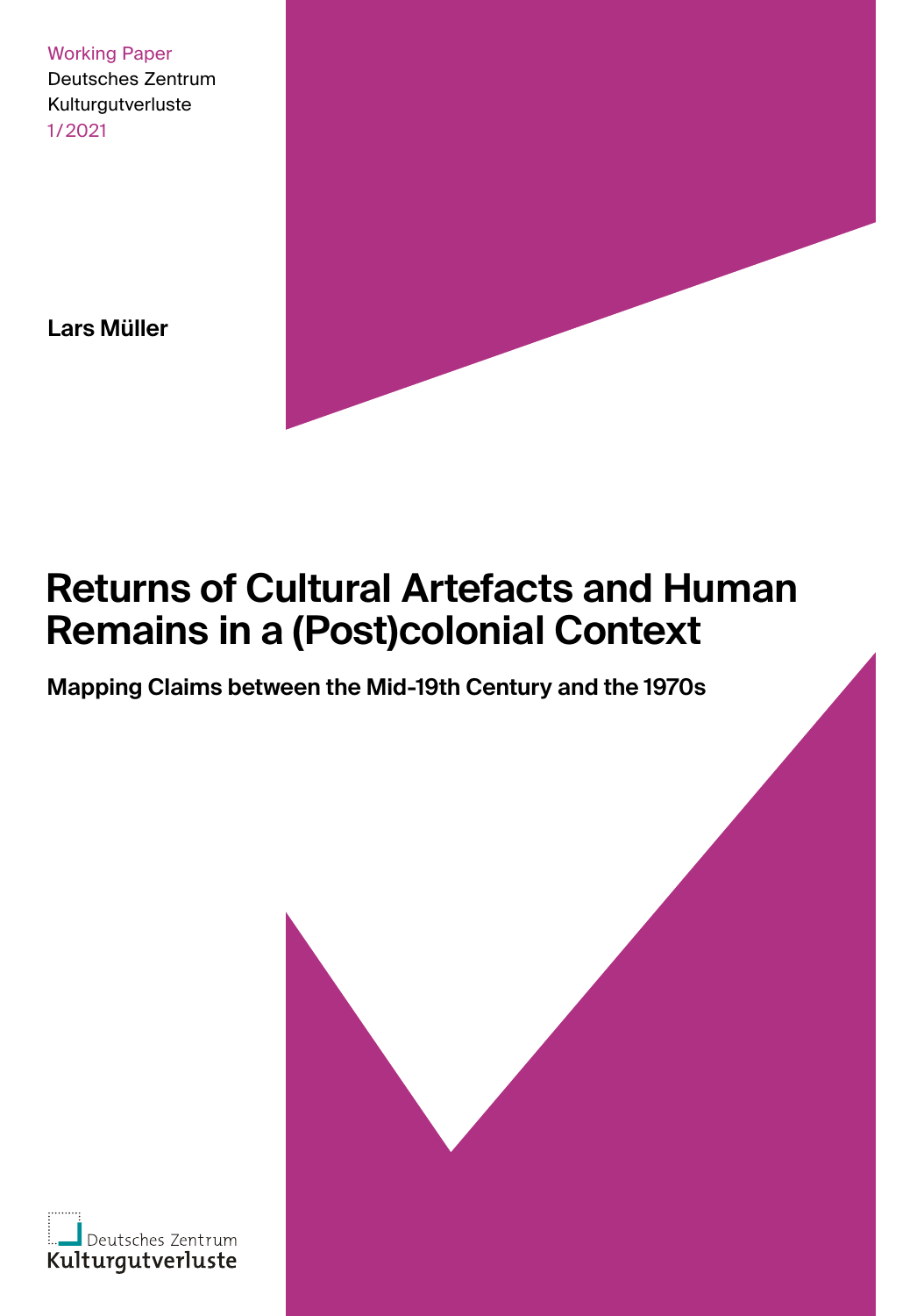Working Paper
Deutsches Zentrum
Kulturgutverluste
1/2021

**Lars Müller**

# Returns of Cultural Artefacts and Human Remains in a (Post)colonial Context

## Mapping Claims between the Mid-19th Century and the 1970s

Deutsches Zentrum
Kulturgutverluste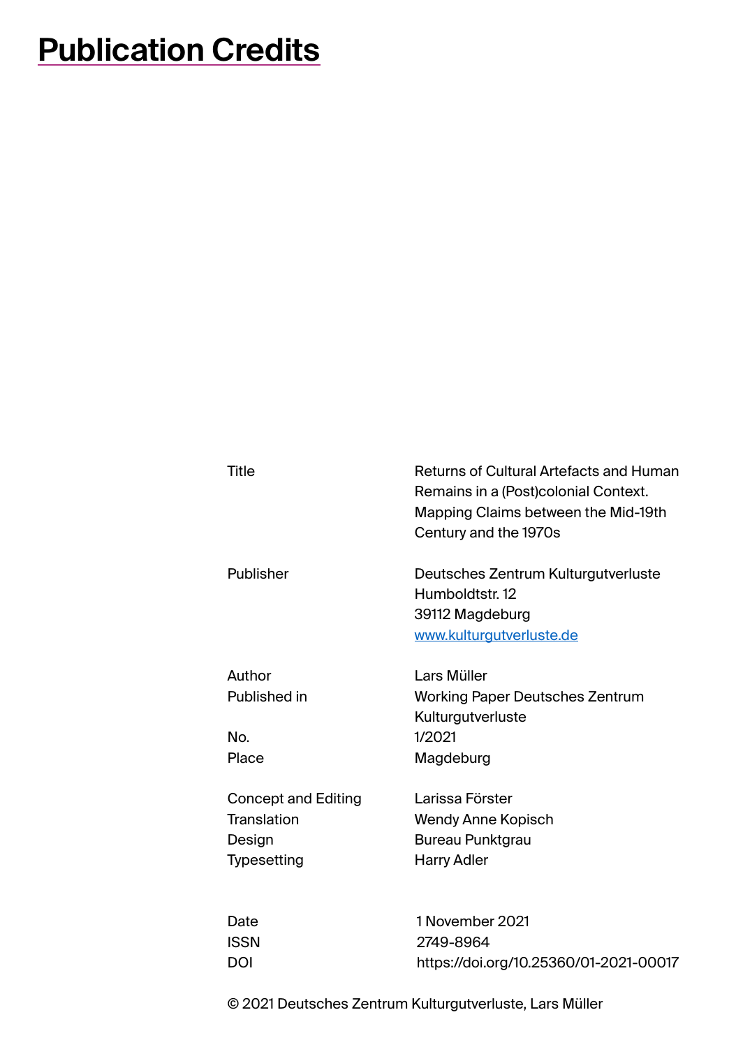# Publication Credits

| | |
|---|---|
| Title | Returns of Cultural Artefacts and Human Remains in a (Post)colonial Context. Mapping Claims between the Mid-19th Century and the 1970s |
| Publisher | Deutsches Zentrum Kulturgutverluste<br>Humboldtstr. 12<br>39112 Magdeburg<br>www.kulturgutverluste.de |
| Author | Lars Müller |
| Published in | Working Paper Deutsches Zentrum Kulturgutverluste |
| No. | 1/2021 |
| Place | Magdeburg |
| Concept and Editing | Larissa Förster |
| Translation | Wendy Anne Kopisch |
| Design | Bureau Punktgrau |
| Typesetting | Harry Adler |
| Date | 1 November 2021 |
| ISSN | 2749-8964 |
| DOI | https://doi.org/10.25360/01-2021-00017 |

© 2021 Deutsches Zentrum Kulturgutverluste, Lars Müller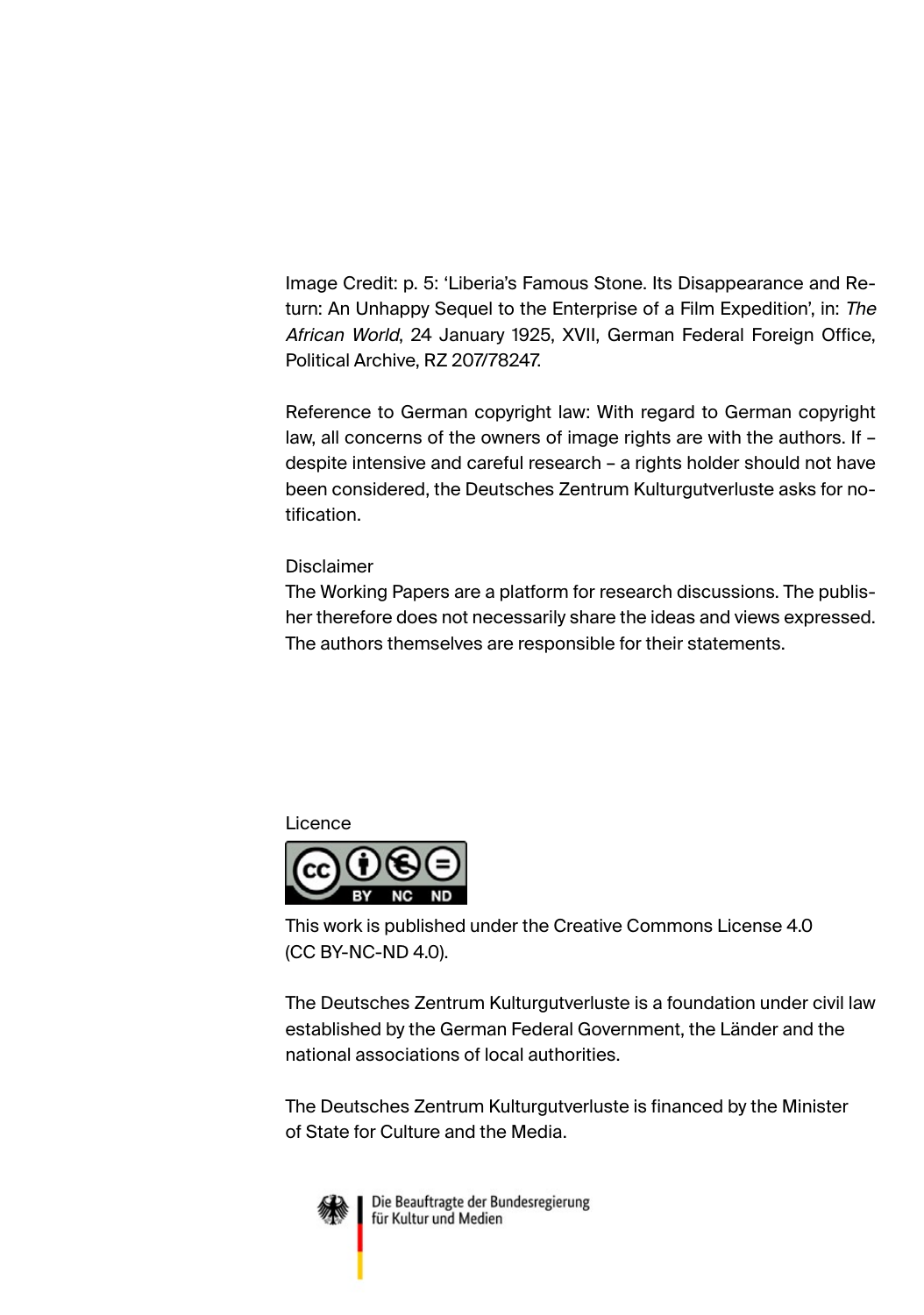Image Credit: p. 5: 'Liberia's Famous Stone. Its Disappearance and Return: An Unhappy Sequel to the Enterprise of a Film Expedition', in: *The African World*, 24 January 1925, XVII, German Federal Foreign Office, Political Archive, RZ 207/78247.

Reference to German copyright law: With regard to German copyright law, all concerns of the owners of image rights are with the authors. If – despite intensive and careful research – a rights holder should not have been considered, the Deutsches Zentrum Kulturgutverluste asks for notification.

Disclaimer
The Working Papers are a platform for research discussions. The publisher therefore does not necessarily share the ideas and views expressed. The authors themselves are responsible for their statements.

Licence

This work is published under the Creative Commons License 4.0 (CC BY-NC-ND 4.0).

The Deutsches Zentrum Kulturgutverluste is a foundation under civil law established by the German Federal Government, the Länder and the national associations of local authorities.

The Deutsches Zentrum Kulturgutverluste is financed by the Minister of State for Culture and the Media.

Die Beauftragte der Bundesregierung für Kultur und Medien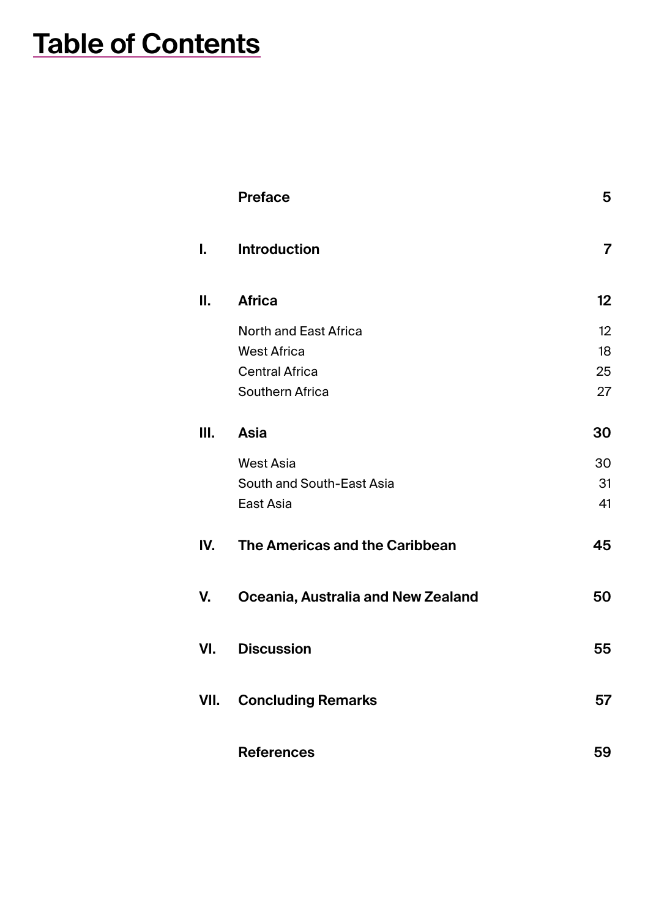# Table of Contents

| | | |
|---|---|---|
| | **Preface** | **5** |
| **I.** | **Introduction** | **7** |
| **II.** | **Africa** | **12** |
| | North and East Africa | 12 |
| | West Africa | 18 |
| | Central Africa | 25 |
| | Southern Africa | 27 |
| **III.** | **Asia** | **30** |
| | West Asia | 30 |
| | South and South-East Asia | 31 |
| | East Asia | 41 |
| **IV.** | **The Americas and the Caribbean** | **45** |
| **V.** | **Oceania, Australia and New Zealand** | **50** |
| **VI.** | **Discussion** | **55** |
| **VII.** | **Concluding Remarks** | **57** |
| | **References** | **59** |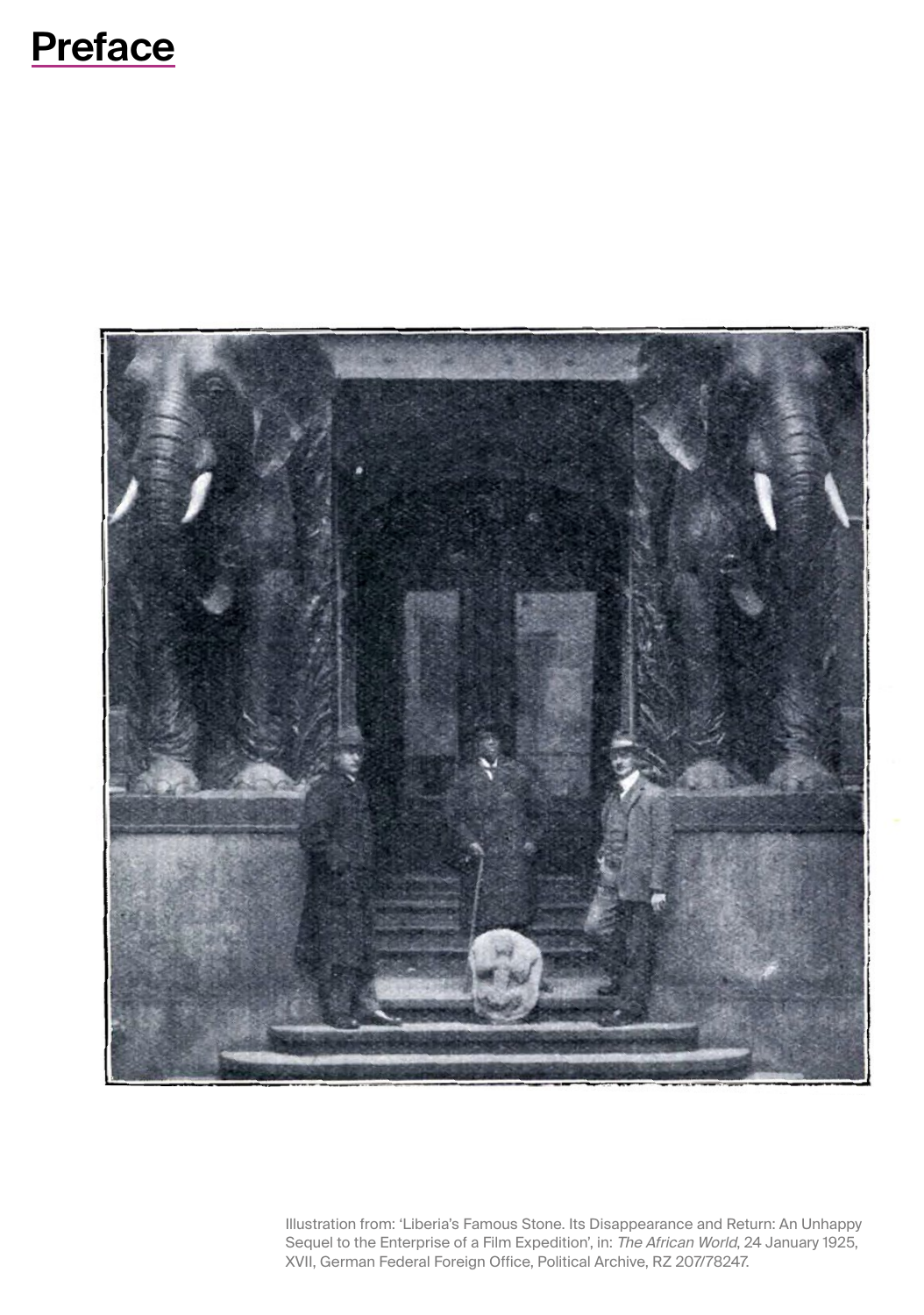# Preface

Illustration from: 'Liberia's Famous Stone. Its Disappearance and Return: An Unhappy Sequel to the Enterprise of a Film Expedition', in: *The African World*, 24 January 1925, XVII, German Federal Foreign Office, Political Archive, RZ 207/78247.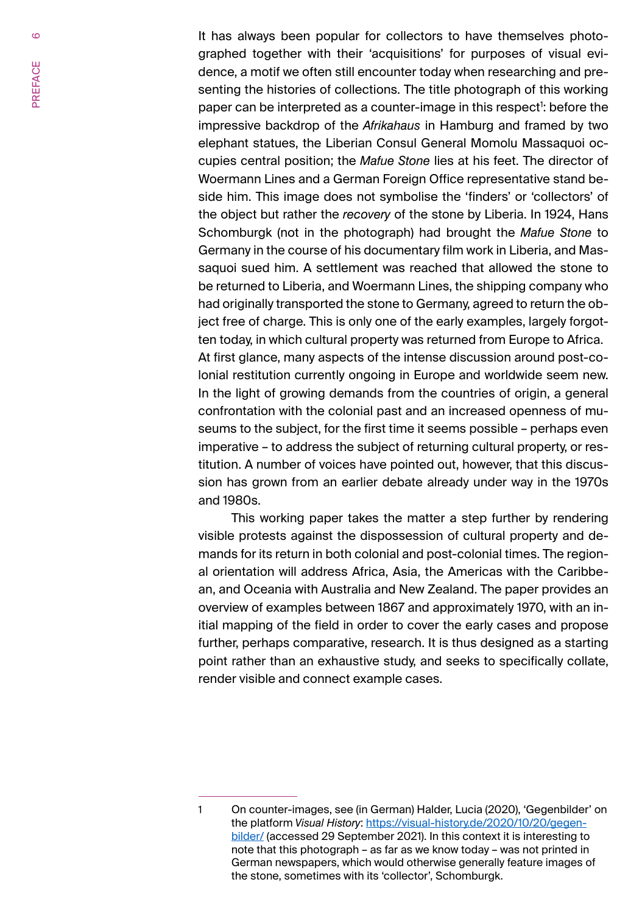It has always been popular for collectors to have themselves photographed together with their 'acquisitions' for purposes of visual evidence, a motif we often still encounter today when researching and presenting the histories of collections. The title photograph of this working paper can be interpreted as a counter-image in this respect[1]: before the impressive backdrop of the *Afrikahaus* in Hamburg and framed by two elephant statues, the Liberian Consul General Momolu Massaquoi occupies central position; the *Mafue Stone* lies at his feet. The director of Woermann Lines and a German Foreign Office representative stand beside him. This image does not symbolise the 'finders' or 'collectors' of the object but rather the *recovery* of the stone by Liberia. In 1924, Hans Schomburgk (not in the photograph) had brought the *Mafue Stone* to Germany in the course of his documentary film work in Liberia, and Massaquoi sued him. A settlement was reached that allowed the stone to be returned to Liberia, and Woermann Lines, the shipping company who had originally transported the stone to Germany, agreed to return the object free of charge. This is only one of the early examples, largely forgotten today, in which cultural property was returned from Europe to Africa.

At first glance, many aspects of the intense discussion around post-colonial restitution currently ongoing in Europe and worldwide seem new. In the light of growing demands from the countries of origin, a general confrontation with the colonial past and an increased openness of museums to the subject, for the first time it seems possible – perhaps even imperative – to address the subject of returning cultural property, or restitution. A number of voices have pointed out, however, that this discussion has grown from an earlier debate already under way in the 1970s and 1980s.

This working paper takes the matter a step further by rendering visible protests against the dispossession of cultural property and demands for its return in both colonial and post-colonial times. The regional orientation will address Africa, Asia, the Americas with the Caribbean, and Oceania with Australia and New Zealand. The paper provides an overview of examples between 1867 and approximately 1970, with an initial mapping of the field in order to cover the early cases and propose further, perhaps comparative, research. It is thus designed as a starting point rather than an exhaustive study, and seeks to specifically collate, render visible and connect example cases.

---

1 On counter-images, see (in German) Halder, Lucia (2020), 'Gegenbilder' on the platform *Visual History*: https://visual-history.de/2020/10/20/gegenbilder/ (accessed 29 September 2021). In this context it is interesting to note that this photograph – as far as we know today – was not printed in German newspapers, which would otherwise generally feature images of the stone, sometimes with its 'collector', Schomburgk.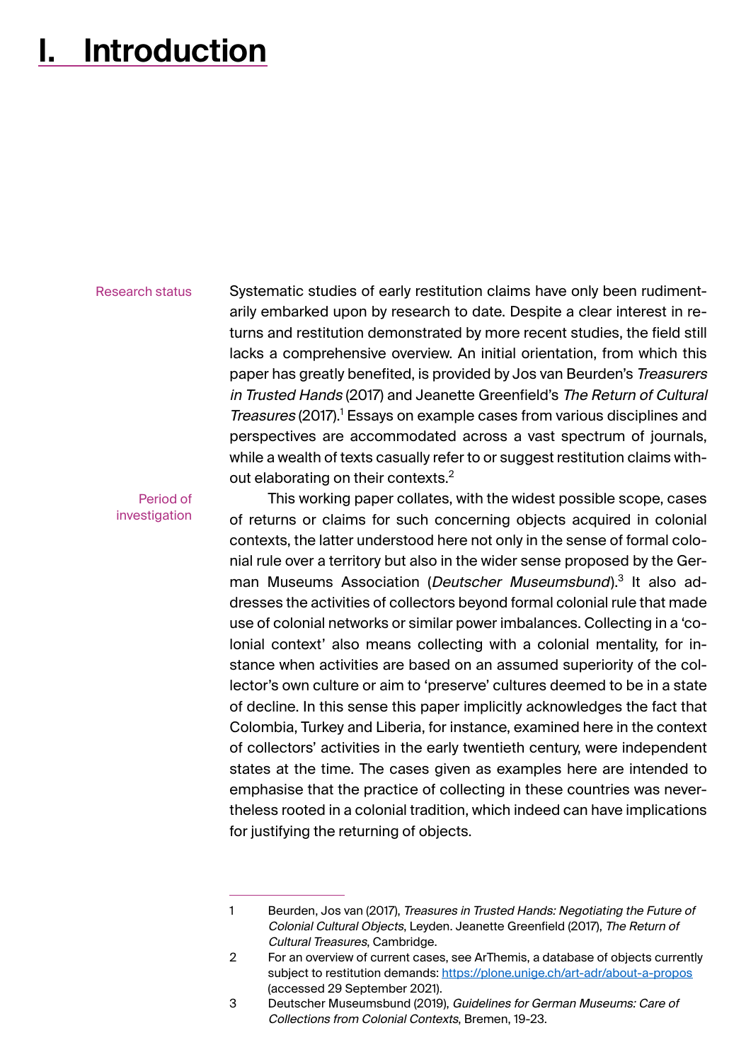# I. Introduction

Research status

Systematic studies of early restitution claims have only been rudimentarily embarked upon by research to date. Despite a clear interest in returns and restitution demonstrated by more recent studies, the field still lacks a comprehensive overview. An initial orientation, from which this paper has greatly benefited, is provided by Jos van Beurden's *Treasurers in Trusted Hands* (2017) and Jeanette Greenfield's *The Return of Cultural Treasures* (2017).[1] Essays on example cases from various disciplines and perspectives are accommodated across a vast spectrum of journals, while a wealth of texts casually refer to or suggest restitution claims without elaborating on their contexts.[2]

Period of investigation

This working paper collates, with the widest possible scope, cases of returns or claims for such concerning objects acquired in colonial contexts, the latter understood here not only in the sense of formal colonial rule over a territory but also in the wider sense proposed by the German Museums Association (*Deutscher Museumsbund*).[3] It also addresses the activities of collectors beyond formal colonial rule that made use of colonial networks or similar power imbalances. Collecting in a 'colonial context' also means collecting with a colonial mentality, for instance when activities are based on an assumed superiority of the collector's own culture or aim to 'preserve' cultures deemed to be in a state of decline. In this sense this paper implicitly acknowledges the fact that Colombia, Turkey and Liberia, for instance, examined here in the context of collectors' activities in the early twentieth century, were independent states at the time. The cases given as examples here are intended to emphasise that the practice of collecting in these countries was nevertheless rooted in a colonial tradition, which indeed can have implications for justifying the returning of objects.

---

1 Beurden, Jos van (2017), *Treasures in Trusted Hands: Negotiating the Future of Colonial Cultural Objects*, Leyden. Jeanette Greenfield (2017), *The Return of Cultural Treasures*, Cambridge.

2 For an overview of current cases, see ArThemis, a database of objects currently subject to restitution demands: https://plone.unige.ch/art-adr/about-a-propos (accessed 29 September 2021).

3 Deutscher Museumsbund (2019), *Guidelines for German Museums: Care of Collections from Colonial Contexts*, Bremen, 19-23.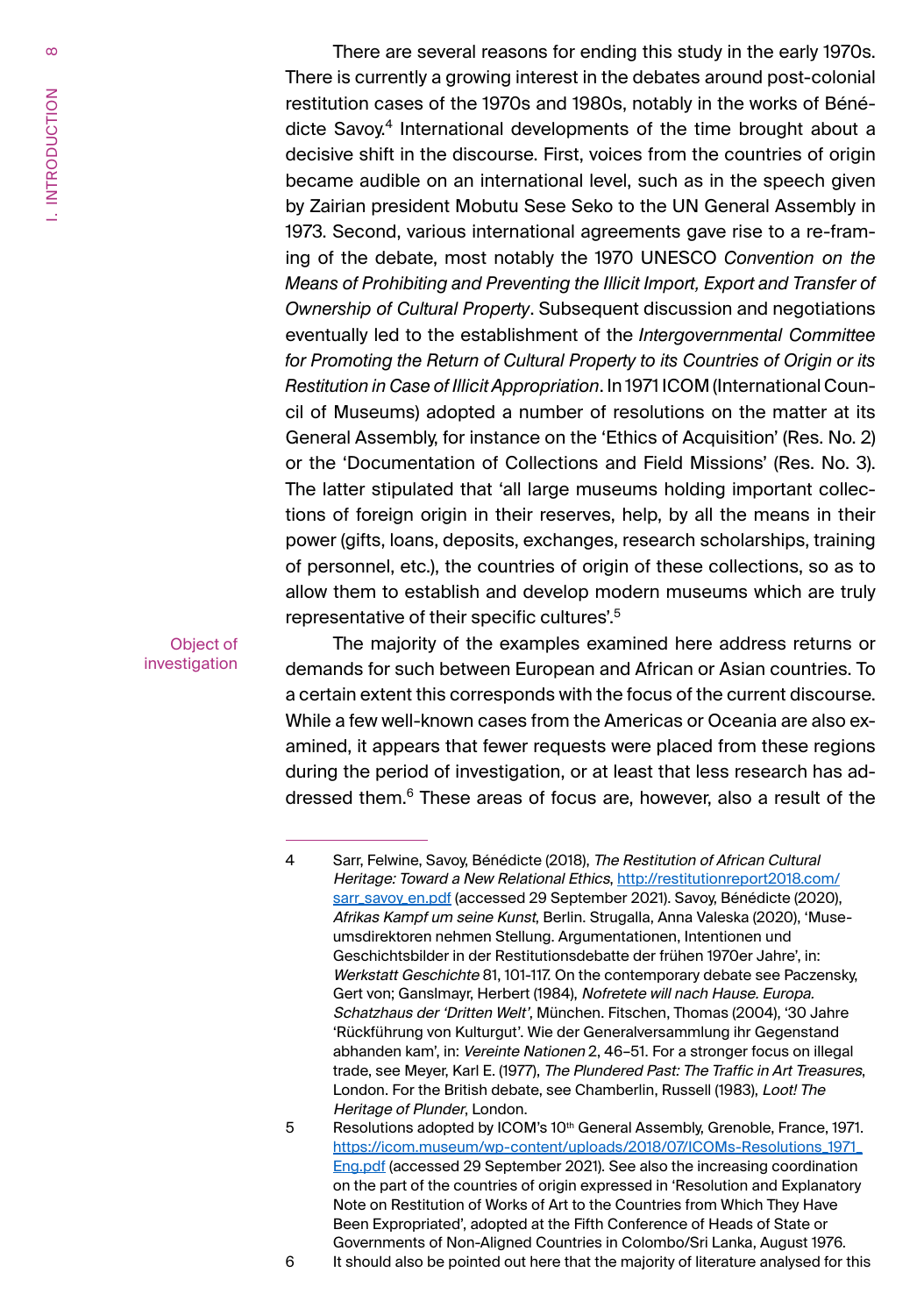There are several reasons for ending this study in the early 1970s. There is currently a growing interest in the debates around post-colonial restitution cases of the 1970s and 1980s, notably in the works of Bénédicte Savoy.[4] International developments of the time brought about a decisive shift in the discourse. First, voices from the countries of origin became audible on an international level, such as in the speech given by Zairian president Mobutu Sese Seko to the UN General Assembly in 1973. Second, various international agreements gave rise to a re-framing of the debate, most notably the 1970 UNESCO *Convention on the Means of Prohibiting and Preventing the Illicit Import, Export and Transfer of Ownership of Cultural Property*. Subsequent discussion and negotiations eventually led to the establishment of the *Intergovernmental Committee for Promoting the Return of Cultural Property to its Countries of Origin or its Restitution in Case of Illicit Appropriation*. In 1971 ICOM (International Council of Museums) adopted a number of resolutions on the matter at its General Assembly, for instance on the 'Ethics of Acquisition' (Res. No. 2) or the 'Documentation of Collections and Field Missions' (Res. No. 3). The latter stipulated that 'all large museums holding important collections of foreign origin in their reserves, help, by all the means in their power (gifts, loans, deposits, exchanges, research scholarships, training of personnel, etc.), the countries of origin of these collections, so as to allow them to establish and develop modern museums which are truly representative of their specific cultures'.[5]

Object of investigation

The majority of the examples examined here address returns or demands for such between European and African or Asian countries. To a certain extent this corresponds with the focus of the current discourse. While a few well-known cases from the Americas or Oceania are also examined, it appears that fewer requests were placed from these regions during the period of investigation, or at least that less research has addressed them.[6] These areas of focus are, however, also a result of the

---

4 Sarr, Felwine, Savoy, Bénédicte (2018), *The Restitution of African Cultural Heritage: Toward a New Relational Ethics*, http://restitutionreport2018.com/sarr_savoy_en.pdf (accessed 29 September 2021). Savoy, Bénédicte (2020), *Afrikas Kampf um seine Kunst*, Berlin. Strugalla, Anna Valeska (2020), 'Museumsdirektoren nehmen Stellung. Argumentationen, Intentionen und Geschichtsbilder in der Restitutionsdebatte der frühen 1970er Jahre', in: *Werkstatt Geschichte* 81, 101-117. On the contemporary debate see Paczensky, Gert von; Ganslmayr, Herbert (1984), *Nofretete will nach Hause. Europa. Schatzhaus der 'Dritten Welt'*, München. Fitschen, Thomas (2004), '30 Jahre 'Rückführung von Kulturgut'. Wie der Generalversammlung ihr Gegenstand abhanden kam', in: *Vereinte Nationen* 2, 46–51. For a stronger focus on illegal trade, see Meyer, Karl E. (1977), *The Plundered Past: The Traffic in Art Treasures*, London. For the British debate, see Chamberlin, Russell (1983), *Loot! The Heritage of Plunder*, London.

5 Resolutions adopted by ICOM's 10th General Assembly, Grenoble, France, 1971. https://icom.museum/wp-content/uploads/2018/07/ICOMs-Resolutions_1971_Eng.pdf (accessed 29 September 2021). See also the increasing coordination on the part of the countries of origin expressed in 'Resolution and Explanatory Note on Restitution of Works of Art to the Countries from Which They Have Been Expropriated', adopted at the Fifth Conference of Heads of State or Governments of Non-Aligned Countries in Colombo/Sri Lanka, August 1976.

6 It should also be pointed out here that the majority of literature analysed for this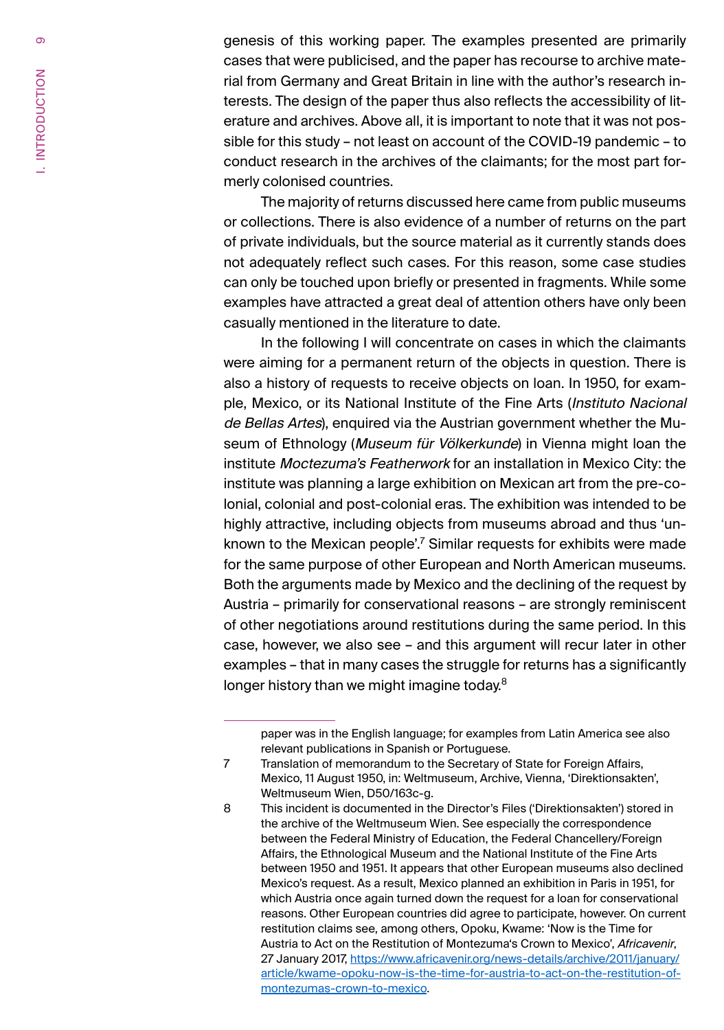genesis of this working paper. The examples presented are primarily cases that were publicised, and the paper has recourse to archive material from Germany and Great Britain in line with the author's research interests. The design of the paper thus also reflects the accessibility of literature and archives. Above all, it is important to note that it was not possible for this study – not least on account of the COVID-19 pandemic – to conduct research in the archives of the claimants; for the most part formerly colonised countries.

The majority of returns discussed here came from public museums or collections. There is also evidence of a number of returns on the part of private individuals, but the source material as it currently stands does not adequately reflect such cases. For this reason, some case studies can only be touched upon briefly or presented in fragments. While some examples have attracted a great deal of attention others have only been casually mentioned in the literature to date.

In the following I will concentrate on cases in which the claimants were aiming for a permanent return of the objects in question. There is also a history of requests to receive objects on loan. In 1950, for example, Mexico, or its National Institute of the Fine Arts (*Instituto Nacional de Bellas Artes*), enquired via the Austrian government whether the Museum of Ethnology (*Museum für Völkerkunde*) in Vienna might loan the institute *Moctezuma's Featherwork* for an installation in Mexico City: the institute was planning a large exhibition on Mexican art from the pre-colonial, colonial and post-colonial eras. The exhibition was intended to be highly attractive, including objects from museums abroad and thus 'unknown to the Mexican people'.[7] Similar requests for exhibits were made for the same purpose of other European and North American museums. Both the arguments made by Mexico and the declining of the request by Austria – primarily for conservational reasons – are strongly reminiscent of other negotiations around restitutions during the same period. In this case, however, we also see – and this argument will recur later in other examples – that in many cases the struggle for returns has a significantly longer history than we might imagine today.[8]

---

paper was in the English language; for examples from Latin America see also relevant publications in Spanish or Portuguese.

7 Translation of memorandum to the Secretary of State for Foreign Affairs, Mexico, 11 August 1950, in: Weltmuseum, Archive, Vienna, 'Direktionsakten', Weltmuseum Wien, D50/163c-g.

8 This incident is documented in the Director's Files ('Direktionsakten') stored in the archive of the Weltmuseum Wien. See especially the correspondence between the Federal Ministry of Education, the Federal Chancellery/Foreign Affairs, the Ethnological Museum and the National Institute of the Fine Arts between 1950 and 1951. It appears that other European museums also declined Mexico's request. As a result, Mexico planned an exhibition in Paris in 1951, for which Austria once again turned down the request for a loan for conservational reasons. Other European countries did agree to participate, however. On current restitution claims see, among others, Opoku, Kwame: 'Now is the Time for Austria to Act on the Restitution of Montezuma's Crown to Mexico', *Africavenir*, 27 January 2017, https://www.africavenir.org/news-details/archive/2011/january/article/kwame-opoku-now-is-the-time-for-austria-to-act-on-the-restitution-of-montezumas-crown-to-mexico.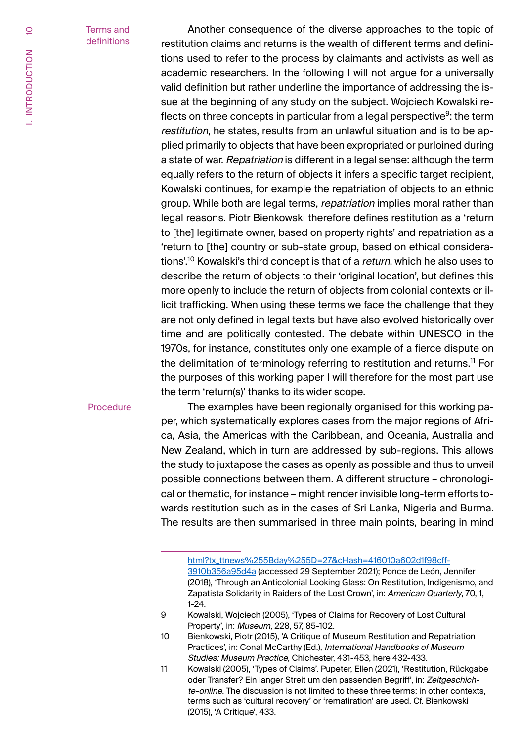**Terms and definitions**

Another consequence of the diverse approaches to the topic of restitution claims and returns is the wealth of different terms and definitions used to refer to the process by claimants and activists as well as academic researchers. In the following I will not argue for a universally valid definition but rather underline the importance of addressing the issue at the beginning of any study on the subject. Wojciech Kowalski reflects on three concepts in particular from a legal perspective[9]: the term *restitution*, he states, results from an unlawful situation and is to be applied primarily to objects that have been expropriated or purloined during a state of war. *Repatriation* is different in a legal sense: although the term equally refers to the return of objects it infers a specific target recipient, Kowalski continues, for example the repatriation of objects to an ethnic group. While both are legal terms, *repatriation* implies moral rather than legal reasons. Piotr Bienkowski therefore defines restitution as a 'return to [the] legitimate owner, based on property rights' and repatriation as a 'return to [the] country or sub-state group, based on ethical considerations'.[10] Kowalski's third concept is that of a *return*, which he also uses to describe the return of objects to their 'original location', but defines this more openly to include the return of objects from colonial contexts or illicit trafficking. When using these terms we face the challenge that they are not only defined in legal texts but have also evolved historically over time and are politically contested. The debate within UNESCO in the 1970s, for instance, constitutes only one example of a fierce dispute on the delimitation of terminology referring to restitution and returns.[11] For the purposes of this working paper I will therefore for the most part use the term 'return(s)' thanks to its wider scope.

**Procedure**

The examples have been regionally organised for this working paper, which systematically explores cases from the major regions of Africa, Asia, the Americas with the Caribbean, and Oceania, Australia and New Zealand, which in turn are addressed by sub-regions. This allows the study to juxtapose the cases as openly as possible and thus to unveil possible connections between them. A different structure – chronological or thematic, for instance – might render invisible long-term efforts towards restitution such as in the cases of Sri Lanka, Nigeria and Burma. The results are then summarised in three main points, bearing in mind

---

html?tx_ttnews%255Bday%255D=27&cHash=416010a602d1f98cff-3910b356a95d4a (accessed 29 September 2021); Ponce de León, Jennifer (2018), 'Through an Anticolonial Looking Glass: On Restitution, Indigenismo, and Zapatista Solidarity in Raiders of the Lost Crown', in: *American Quarterly*, 70, 1, 1-24.

9 Kowalski, Wojciech (2005), 'Types of Claims for Recovery of Lost Cultural Property', in: *Museum*, 228, 57, 85-102.

10 Bienkowski, Piotr (2015), 'A Critique of Museum Restitution and Repatriation Practices', in: Conal McCarthy (Ed.), *International Handbooks of Museum Studies: Museum Practice*, Chichester, 431-453, here 432-433.

11 Kowalski (2005), 'Types of Claims'. Pupeter, Ellen (2021), 'Restitution, Rückgabe oder Transfer? Ein langer Streit um den passenden Begriff', in: *Zeitgeschichte-online*. The discussion is not limited to these three terms: in other contexts, terms such as 'cultural recovery' or 'rematiration' are used. Cf. Bienkowski (2015), 'A Critique', 433.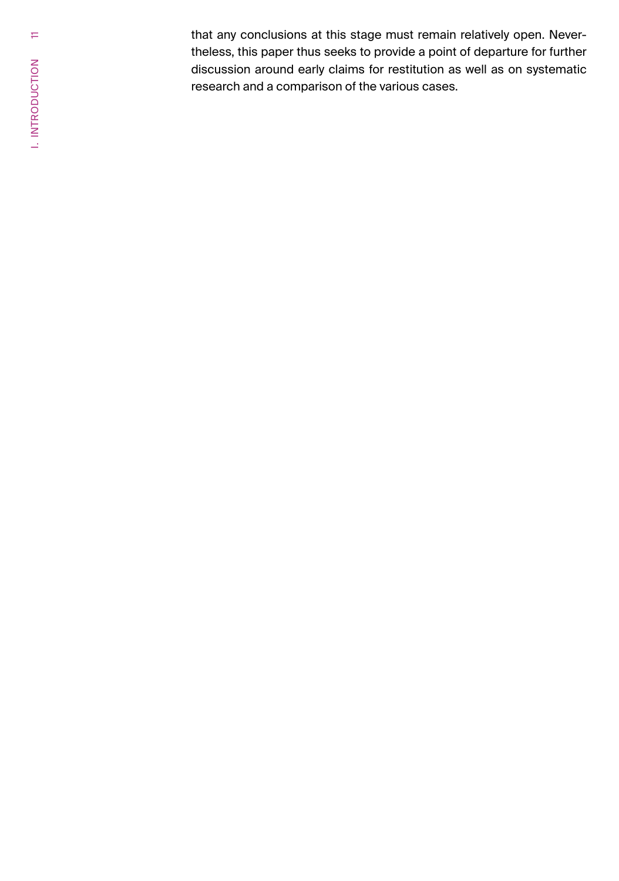that any conclusions at this stage must remain relatively open. Nevertheless, this paper thus seeks to provide a point of departure for further discussion around early claims for restitution as well as on systematic research and a comparison of the various cases.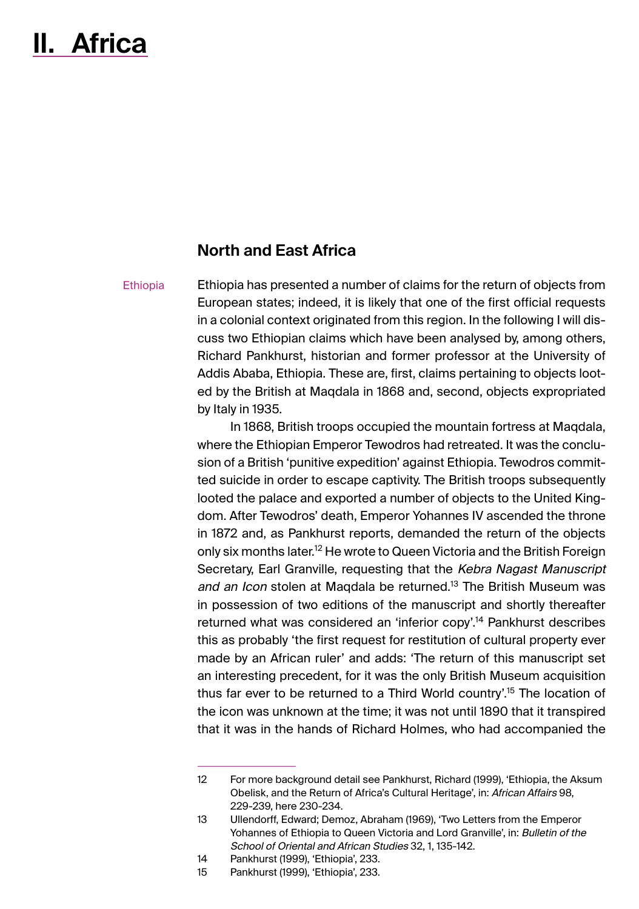# II. Africa

## North and East Africa

Ethiopia

Ethiopia has presented a number of claims for the return of objects from European states; indeed, it is likely that one of the first official requests in a colonial context originated from this region. In the following I will discuss two Ethiopian claims which have been analysed by, among others, Richard Pankhurst, historian and former professor at the University of Addis Ababa, Ethiopia. These are, first, claims pertaining to objects looted by the British at Maqdala in 1868 and, second, objects expropriated by Italy in 1935.

In 1868, British troops occupied the mountain fortress at Maqdala, where the Ethiopian Emperor Tewodros had retreated. It was the conclusion of a British 'punitive expedition' against Ethiopia. Tewodros committed suicide in order to escape captivity. The British troops subsequently looted the palace and exported a number of objects to the United Kingdom. After Tewodros' death, Emperor Yohannes IV ascended the throne in 1872 and, as Pankhurst reports, demanded the return of the objects only six months later.[12] He wrote to Queen Victoria and the British Foreign Secretary, Earl Granville, requesting that the *Kebra Nagast Manuscript and an Icon* stolen at Maqdala be returned.[13] The British Museum was in possession of two editions of the manuscript and shortly thereafter returned what was considered an 'inferior copy'.[14] Pankhurst describes this as probably 'the first request for restitution of cultural property ever made by an African ruler' and adds: 'The return of this manuscript set an interesting precedent, for it was the only British Museum acquisition thus far ever to be returned to a Third World country'.[15] The location of the icon was unknown at the time; it was not until 1890 that it transpired that it was in the hands of Richard Holmes, who had accompanied the

---

12 For more background detail see Pankhurst, Richard (1999), 'Ethiopia, the Aksum Obelisk, and the Return of Africa's Cultural Heritage', in: *African Affairs* 98, 229-239, here 230-234.

13 Ullendorff, Edward; Demoz, Abraham (1969), 'Two Letters from the Emperor Yohannes of Ethiopia to Queen Victoria and Lord Granville', in: *Bulletin of the School of Oriental and African Studies* 32, 1, 135-142.

14 Pankhurst (1999), 'Ethiopia', 233.

15 Pankhurst (1999), 'Ethiopia', 233.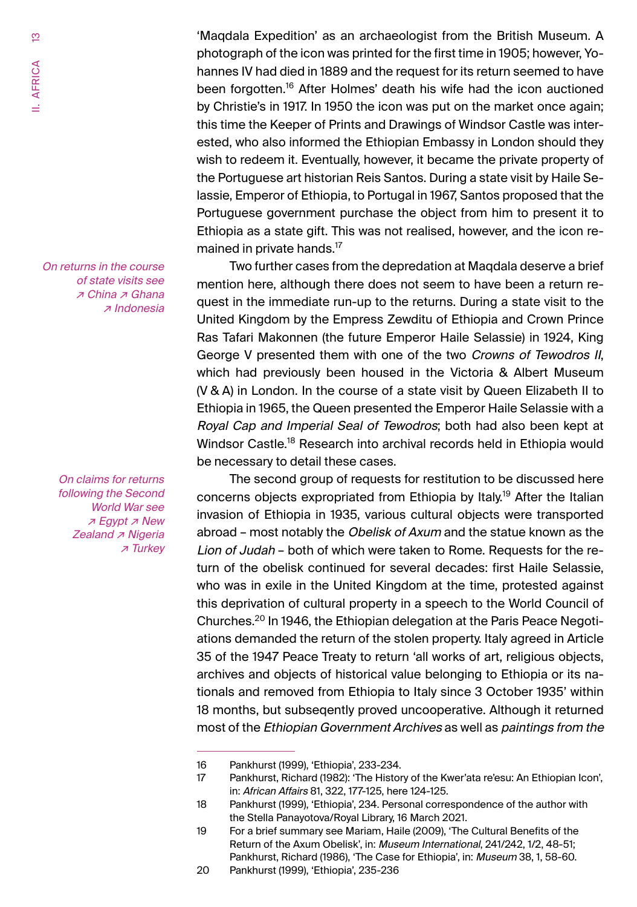'Maqdala Expedition' as an archaeologist from the British Museum. A photograph of the icon was printed for the first time in 1905; however, Yohannes IV had died in 1889 and the request for its return seemed to have been forgotten.[16] After Holmes' death his wife had the icon auctioned by Christie's in 1917. In 1950 the icon was put on the market once again; this time the Keeper of Prints and Drawings of Windsor Castle was interested, who also informed the Ethiopian Embassy in London should they wish to redeem it. Eventually, however, it became the private property of the Portuguese art historian Reis Santos. During a state visit by Haile Selassie, Emperor of Ethiopia, to Portugal in 1967, Santos proposed that the Portuguese government purchase the object from him to present it to Ethiopia as a state gift. This was not realised, however, and the icon remained in private hands.[17]

*On returns in the course of state visits see ↗ China ↗ Ghana ↗ Indonesia*

Two further cases from the depredation at Maqdala deserve a brief mention here, although there does not seem to have been a return request in the immediate run-up to the returns. During a state visit to the United Kingdom by the Empress Zewditu of Ethiopia and Crown Prince Ras Tafari Makonnen (the future Emperor Haile Selassie) in 1924, King George V presented them with one of the two *Crowns of Tewodros II*, which had previously been housed in the Victoria & Albert Museum (V & A) in London. In the course of a state visit by Queen Elizabeth II to Ethiopia in 1965, the Queen presented the Emperor Haile Selassie with a *Royal Cap and Imperial Seal of Tewodros*; both had also been kept at Windsor Castle.[18] Research into archival records held in Ethiopia would be necessary to detail these cases.

*On claims for returns following the Second World War see ↗ Egypt ↗ New Zealand ↗ Nigeria ↗ Turkey*

The second group of requests for restitution to be discussed here concerns objects expropriated from Ethiopia by Italy.[19] After the Italian invasion of Ethiopia in 1935, various cultural objects were transported abroad – most notably the *Obelisk of Axum* and the statue known as the *Lion of Judah* – both of which were taken to Rome. Requests for the return of the obelisk continued for several decades: first Haile Selassie, who was in exile in the United Kingdom at the time, protested against this deprivation of cultural property in a speech to the World Council of Churches.[20] In 1946, the Ethiopian delegation at the Paris Peace Negotiations demanded the return of the stolen property. Italy agreed in Article 35 of the 1947 Peace Treaty to return 'all works of art, religious objects, archives and objects of historical value belonging to Ethiopia or its nationals and removed from Ethiopia to Italy since 3 October 1935' within 18 months, but subseqently proved uncooperative. Although it returned most of the *Ethiopian Government Archives* as well as *paintings from the*

---

16 Pankhurst (1999), 'Ethiopia', 233-234.

17 Pankhurst, Richard (1982): 'The History of the Kwer'ata re'esu: An Ethiopian Icon', in: *African Affairs* 81, 322, 177-125, here 124-125.

18 Pankhurst (1999), 'Ethiopia', 234. Personal correspondence of the author with the Stella Panayotova/Royal Library, 16 March 2021.

19 For a brief summary see Mariam, Haile (2009), 'The Cultural Benefits of the Return of the Axum Obelisk', in: *Museum International*, 241/242, 1/2, 48-51; Pankhurst, Richard (1986), 'The Case for Ethiopia', in: *Museum* 38, 1, 58-60.

20 Pankhurst (1999), 'Ethiopia', 235-236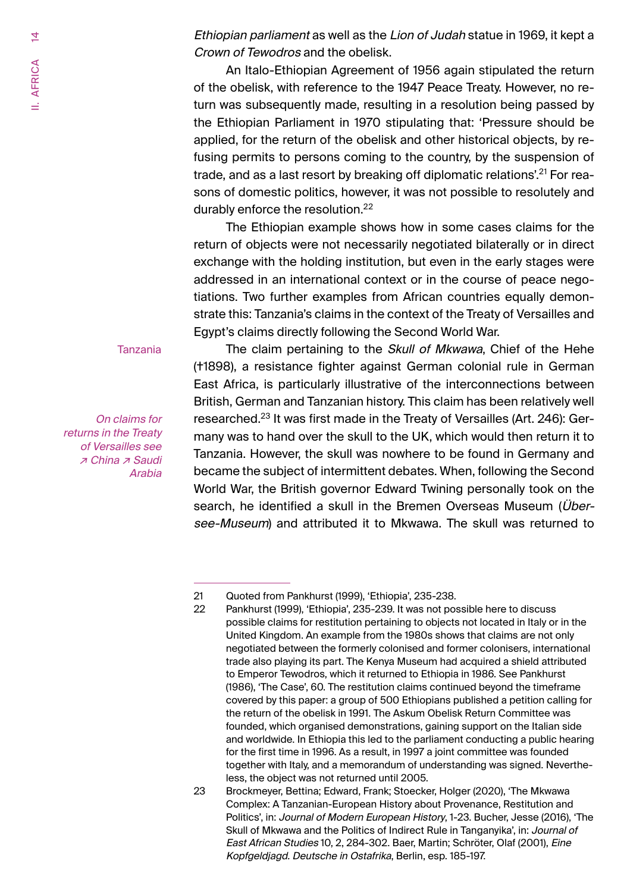*Ethiopian parliament* as well as the *Lion of Judah* statue in 1969, it kept a *Crown of Tewodros* and the obelisk.

An Italo-Ethiopian Agreement of 1956 again stipulated the return of the obelisk, with reference to the 1947 Peace Treaty. However, no return was subsequently made, resulting in a resolution being passed by the Ethiopian Parliament in 1970 stipulating that: 'Pressure should be applied, for the return of the obelisk and other historical objects, by refusing permits to persons coming to the country, by the suspension of trade, and as a last resort by breaking off diplomatic relations'.[21] For reasons of domestic politics, however, it was not possible to resolutely and durably enforce the resolution.[22]

The Ethiopian example shows how in some cases claims for the return of objects were not necessarily negotiated bilaterally or in direct exchange with the holding institution, but even in the early stages were addressed in an international context or in the course of peace negotiations. Two further examples from African countries equally demonstrate this: Tanzania's claims in the context of the Treaty of Versailles and Egypt's claims directly following the Second World War.

Tanzania

*On claims for returns in the Treaty of Versailles see ↗ China ↗ Saudi Arabia*

The claim pertaining to the *Skull of Mkwawa*, Chief of the Hehe (†1898), a resistance fighter against German colonial rule in German East Africa, is particularly illustrative of the interconnections between British, German and Tanzanian history. This claim has been relatively well researched.[23] It was first made in the Treaty of Versailles (Art. 246): Germany was to hand over the skull to the UK, which would then return it to Tanzania. However, the skull was nowhere to be found in Germany and became the subject of intermittent debates. When, following the Second World War, the British governor Edward Twining personally took on the search, he identified a skull in the Bremen Overseas Museum (*Übersee-Museum*) and attributed it to Mkwawa. The skull was returned to

---

21 Quoted from Pankhurst (1999), 'Ethiopia', 235-238.

22 Pankhurst (1999), 'Ethiopia', 235-239. It was not possible here to discuss possible claims for restitution pertaining to objects not located in Italy or in the United Kingdom. An example from the 1980s shows that claims are not only negotiated between the formerly colonised and former colonisers, international trade also playing its part. The Kenya Museum had acquired a shield attributed to Emperor Tewodros, which it returned to Ethiopia in 1986. See Pankhurst (1986), 'The Case', 60. The restitution claims continued beyond the timeframe covered by this paper: a group of 500 Ethiopians published a petition calling for the return of the obelisk in 1991. The Askum Obelisk Return Committee was founded, which organised demonstrations, gaining support on the Italian side and worldwide. In Ethiopia this led to the parliament conducting a public hearing for the first time in 1996. As a result, in 1997 a joint committee was founded together with Italy, and a memorandum of understanding was signed. Nevertheless, the object was not returned until 2005.

23 Brockmeyer, Bettina; Edward, Frank; Stoecker, Holger (2020), 'The Mkwawa Complex: A Tanzanian-European History about Provenance, Restitution and Politics', in: *Journal of Modern European History*, 1-23. Bucher, Jesse (2016), 'The Skull of Mkwawa and the Politics of Indirect Rule in Tanganyika', in: *Journal of East African Studies* 10, 2, 284-302. Baer, Martin; Schröter, Olaf (2001), *Eine Kopfgeldjagd. Deutsche in Ostafrika*, Berlin, esp. 185-197.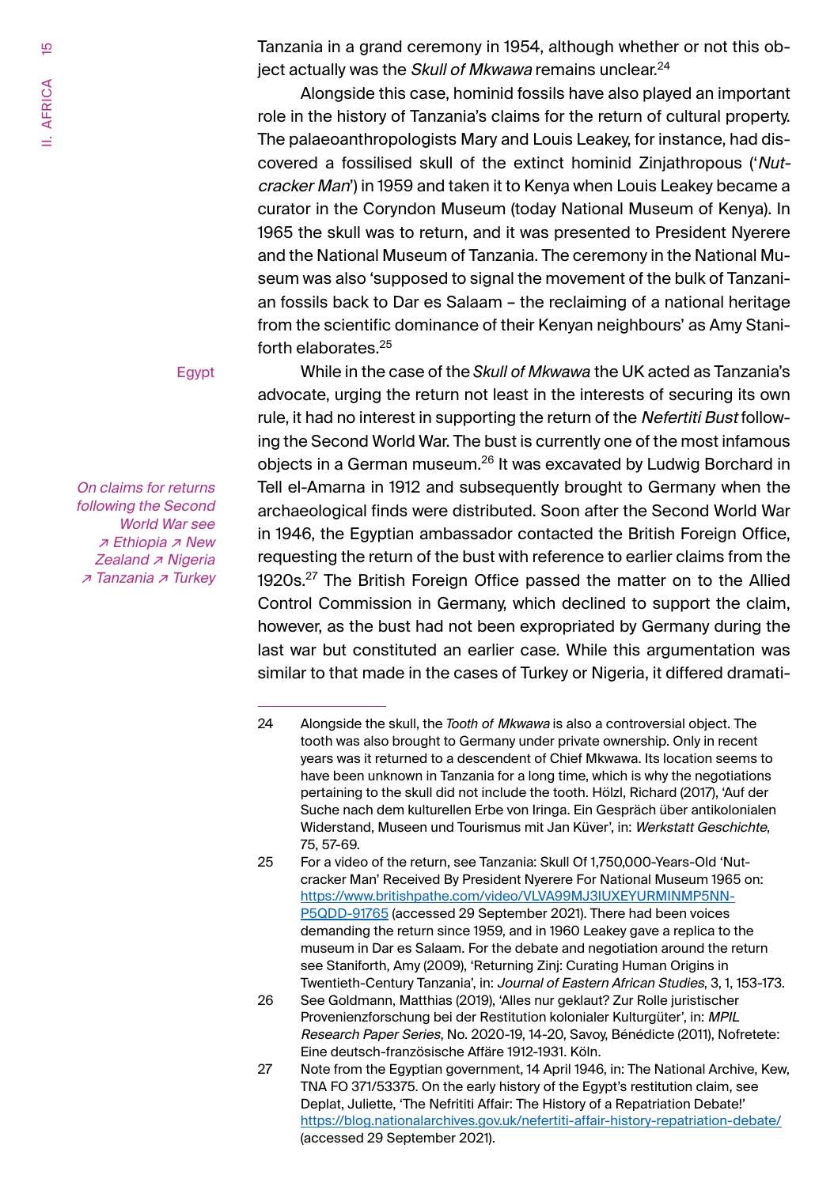Tanzania in a grand ceremony in 1954, although whether or not this object actually was the *Skull of Mkwawa* remains unclear.[24]

Alongside this case, hominid fossils have also played an important role in the history of Tanzania's claims for the return of cultural property. The palaeoanthropologists Mary and Louis Leakey, for instance, had discovered a fossilised skull of the extinct hominid Zinjathropous ('*Nutcracker Man*') in 1959 and taken it to Kenya when Louis Leakey became a curator in the Coryndon Museum (today National Museum of Kenya). In 1965 the skull was to return, and it was presented to President Nyerere and the National Museum of Tanzania. The ceremony in the National Museum was also 'supposed to signal the movement of the bulk of Tanzanian fossils back to Dar es Salaam – the reclaiming of a national heritage from the scientific dominance of their Kenyan neighbours' as Amy Staniforth elaborates.[25]

Egypt

*On claims for returns following the Second World War see ↗ Ethiopia ↗ New Zealand ↗ Nigeria ↗ Tanzania ↗ Turkey*

While in the case of the *Skull of Mkwawa* the UK acted as Tanzania's advocate, urging the return not least in the interests of securing its own rule, it had no interest in supporting the return of the *Nefertiti Bust* following the Second World War. The bust is currently one of the most infamous objects in a German museum.[26] It was excavated by Ludwig Borchard in Tell el-Amarna in 1912 and subsequently brought to Germany when the archaeological finds were distributed. Soon after the Second World War in 1946, the Egyptian ambassador contacted the British Foreign Office, requesting the return of the bust with reference to earlier claims from the 1920s.[27] The British Foreign Office passed the matter on to the Allied Control Commission in Germany, which declined to support the claim, however, as the bust had not been expropriated by Germany during the last war but constituted an earlier case. While this argumentation was similar to that made in the cases of Turkey or Nigeria, it differed dramati-

---

24 Alongside the skull, the *Tooth of Mkwawa* is also a controversial object. The tooth was also brought to Germany under private ownership. Only in recent years was it returned to a descendent of Chief Mkwawa. Its location seems to have been unknown in Tanzania for a long time, which is why the negotiations pertaining to the skull did not include the tooth. Hölzl, Richard (2017), 'Auf der Suche nach dem kulturellen Erbe von Iringa. Ein Gespräch über antikolonialen Widerstand, Museen und Tourismus mit Jan Küver', in: *Werkstatt Geschichte*, 75, 57-69.

25 For a video of the return, see Tanzania: Skull Of 1,750,000-Years-Old 'Nutcracker Man' Received By President Nyerere For National Museum 1965 on: https://www.britishpathe.com/video/VLVA99MJ3IUXEYURMINMP5NN-P5QDD-91765 (accessed 29 September 2021). There had been voices demanding the return since 1959, and in 1960 Leakey gave a replica to the museum in Dar es Salaam. For the debate and negotiation around the return see Staniforth, Amy (2009), 'Returning Zinj: Curating Human Origins in Twentieth-Century Tanzania', in: *Journal of Eastern African Studies*, 3, 1, 153-173.

26 See Goldmann, Matthias (2019), 'Alles nur geklaut? Zur Rolle juristischer Provenienzforschung bei der Restitution kolonialer Kulturgüter', in: *MPIL Research Paper Series*, No. 2020-19, 14-20, Savoy, Bénédicte (2011), Nofretete: Eine deutsch-französische Affäre 1912-1931. Köln.

27 Note from the Egyptian government, 14 April 1946, in: The National Archive, Kew, TNA FO 371/53375. On the early history of the Egypt's restitution claim, see Deplat, Juliette, 'The Nefrititi Affair: The History of a Repatriation Debate!' https://blog.nationalarchives.gov.uk/nefertiti-affair-history-repatriation-debate/ (accessed 29 September 2021).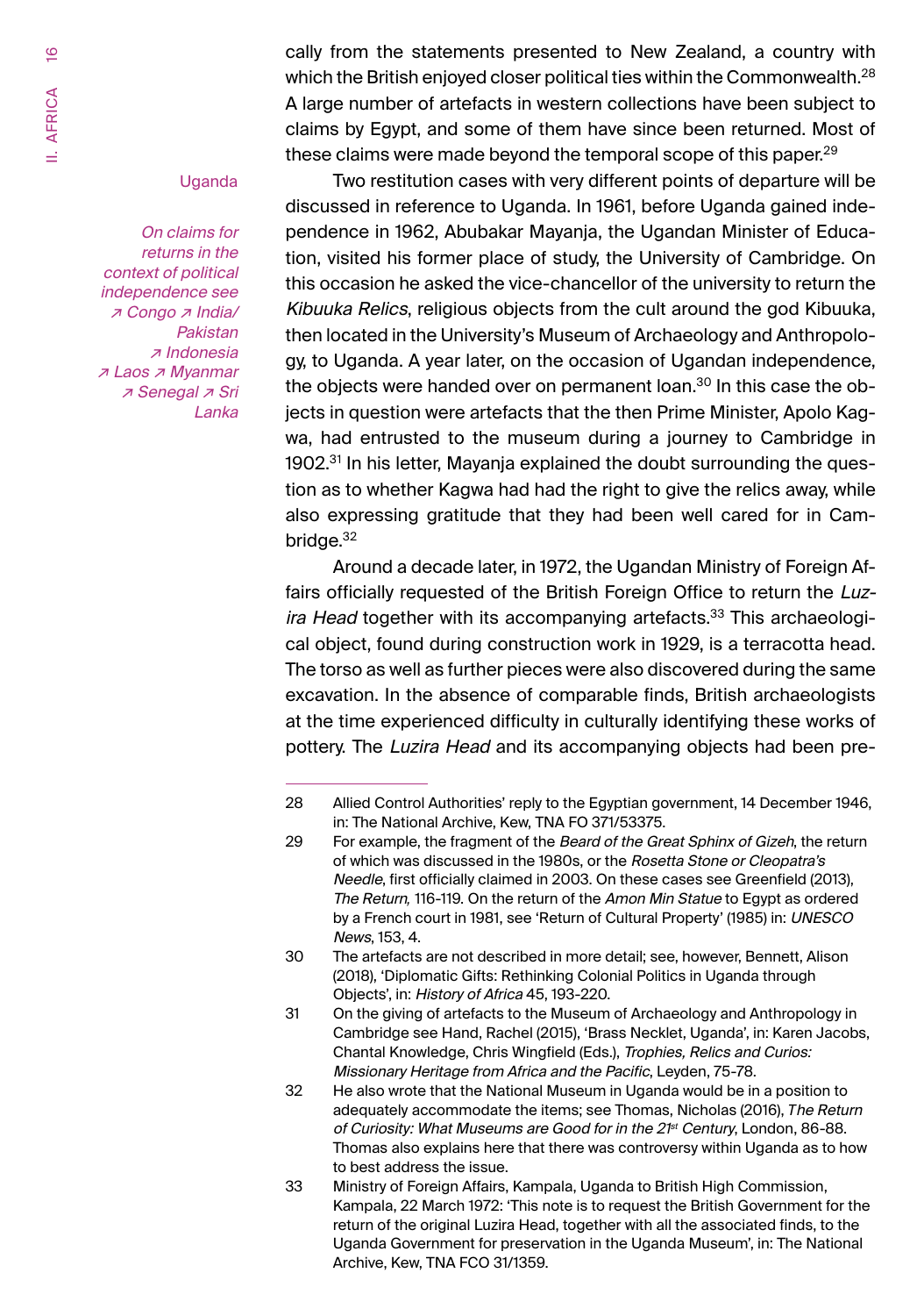cally from the statements presented to New Zealand, a country with which the British enjoyed closer political ties within the Commonwealth.[28] A large number of artefacts in western collections have been subject to claims by Egypt, and some of them have since been returned. Most of these claims were made beyond the temporal scope of this paper.[29]

### Uganda

*On claims for returns in the context of political independence see ↗ Congo ↗ India/ Pakistan ↗ Indonesia ↗ Laos ↗ Myanmar ↗ Senegal ↗ Sri Lanka*

Two restitution cases with very different points of departure will be discussed in reference to Uganda. In 1961, before Uganda gained independence in 1962, Abubakar Mayanja, the Ugandan Minister of Education, visited his former place of study, the University of Cambridge. On this occasion he asked the vice-chancellor of the university to return the *Kibuuka Relics*, religious objects from the cult around the god Kibuuka, then located in the University's Museum of Archaeology and Anthropology, to Uganda. A year later, on the occasion of Ugandan independence, the objects were handed over on permanent loan.[30] In this case the objects in question were artefacts that the then Prime Minister, Apolo Kagwa, had entrusted to the museum during a journey to Cambridge in 1902.[31] In his letter, Mayanja explained the doubt surrounding the question as to whether Kagwa had had the right to give the relics away, while also expressing gratitude that they had been well cared for in Cambridge.[32]

Around a decade later, in 1972, the Ugandan Ministry of Foreign Affairs officially requested of the British Foreign Office to return the *Luzira Head* together with its accompanying artefacts.[33] This archaeological object, found during construction work in 1929, is a terracotta head. The torso as well as further pieces were also discovered during the same excavation. In the absence of comparable finds, British archaeologists at the time experienced difficulty in culturally identifying these works of pottery. The *Luzira Head* and its accompanying objects had been pre-

---

28 Allied Control Authorities' reply to the Egyptian government, 14 December 1946, in: The National Archive, Kew, TNA FO 371/53375.

29 For example, the fragment of the *Beard of the Great Sphinx of Gizeh*, the return of which was discussed in the 1980s, or the *Rosetta Stone or Cleopatra's Needle*, first officially claimed in 2003. On these cases see Greenfield (2013), *The Return,* 116-119. On the return of the *Amon Min Statue* to Egypt as ordered by a French court in 1981, see 'Return of Cultural Property' (1985) in: *UNESCO News*, 153, 4.

30 The artefacts are not described in more detail; see, however, Bennett, Alison (2018), 'Diplomatic Gifts: Rethinking Colonial Politics in Uganda through Objects', in: *History of Africa* 45, 193-220.

31 On the giving of artefacts to the Museum of Archaeology and Anthropology in Cambridge see Hand, Rachel (2015), 'Brass Necklet, Uganda', in: Karen Jacobs, Chantal Knowledge, Chris Wingfield (Eds.), *Trophies, Relics and Curios: Missionary Heritage from Africa and the Pacific*, Leyden, 75-78.

32 He also wrote that the National Museum in Uganda would be in a position to adequately accommodate the items; see Thomas, Nicholas (2016), *The Return of Curiosity: What Museums are Good for in the 21st Century*, London, 86-88. Thomas also explains here that there was controversy within Uganda as to how to best address the issue.

33 Ministry of Foreign Affairs, Kampala, Uganda to British High Commission, Kampala, 22 March 1972: 'This note is to request the British Government for the return of the original Luzira Head, together with all the associated finds, to the Uganda Government for preservation in the Uganda Museum', in: The National Archive, Kew, TNA FCO 31/1359.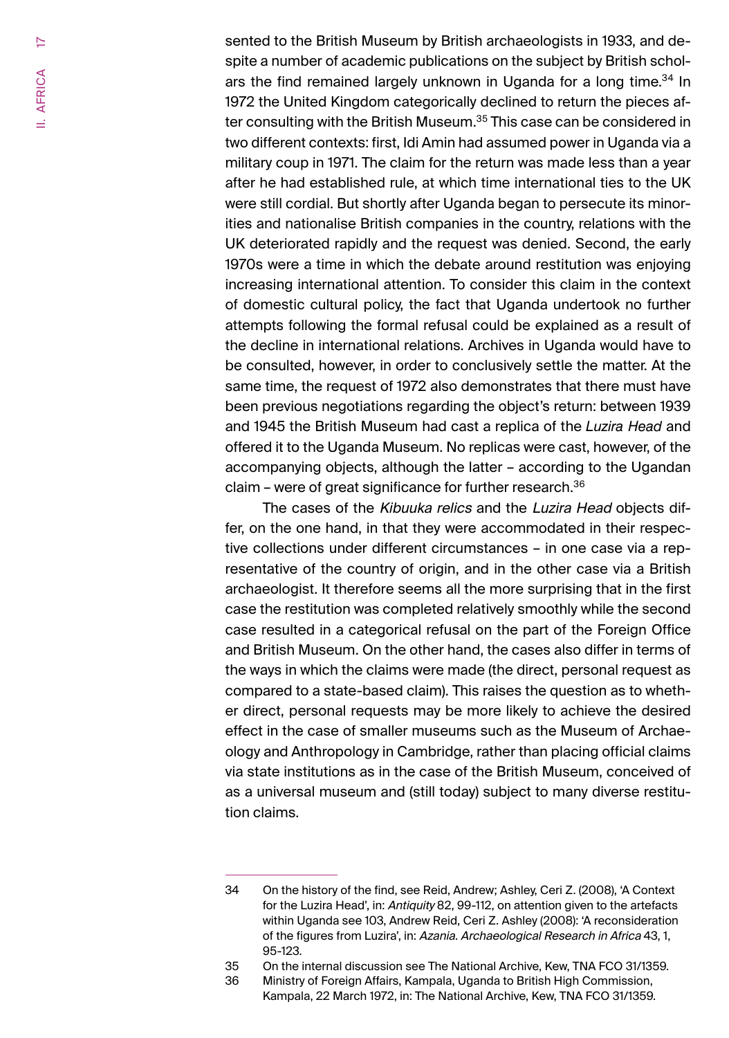sented to the British Museum by British archaeologists in 1933, and despite a number of academic publications on the subject by British scholars the find remained largely unknown in Uganda for a long time.[34] In 1972 the United Kingdom categorically declined to return the pieces after consulting with the British Museum.[35] This case can be considered in two different contexts: first, Idi Amin had assumed power in Uganda via a military coup in 1971. The claim for the return was made less than a year after he had established rule, at which time international ties to the UK were still cordial. But shortly after Uganda began to persecute its minorities and nationalise British companies in the country, relations with the UK deteriorated rapidly and the request was denied. Second, the early 1970s were a time in which the debate around restitution was enjoying increasing international attention. To consider this claim in the context of domestic cultural policy, the fact that Uganda undertook no further attempts following the formal refusal could be explained as a result of the decline in international relations. Archives in Uganda would have to be consulted, however, in order to conclusively settle the matter. At the same time, the request of 1972 also demonstrates that there must have been previous negotiations regarding the object's return: between 1939 and 1945 the British Museum had cast a replica of the *Luzira Head* and offered it to the Uganda Museum. No replicas were cast, however, of the accompanying objects, although the latter – according to the Ugandan claim – were of great significance for further research.[36]

The cases of the *Kibuuka relics* and the *Luzira Head* objects differ, on the one hand, in that they were accommodated in their respective collections under different circumstances – in one case via a representative of the country of origin, and in the other case via a British archaeologist. It therefore seems all the more surprising that in the first case the restitution was completed relatively smoothly while the second case resulted in a categorical refusal on the part of the Foreign Office and British Museum. On the other hand, the cases also differ in terms of the ways in which the claims were made (the direct, personal request as compared to a state-based claim). This raises the question as to whether direct, personal requests may be more likely to achieve the desired effect in the case of smaller museums such as the Museum of Archaeology and Anthropology in Cambridge, rather than placing official claims via state institutions as in the case of the British Museum, conceived of as a universal museum and (still today) subject to many diverse restitution claims.

---

34 On the history of the find, see Reid, Andrew; Ashley, Ceri Z. (2008), 'A Context for the Luzira Head', in: *Antiquity* 82, 99-112, on attention given to the artefacts within Uganda see 103, Andrew Reid, Ceri Z. Ashley (2008): 'A reconsideration of the figures from Luzira', in: *Azania. Archaeological Research in Africa* 43, 1, 95-123.

35 On the internal discussion see The National Archive, Kew, TNA FCO 31/1359.

36 Ministry of Foreign Affairs, Kampala, Uganda to British High Commission, Kampala, 22 March 1972, in: The National Archive, Kew, TNA FCO 31/1359.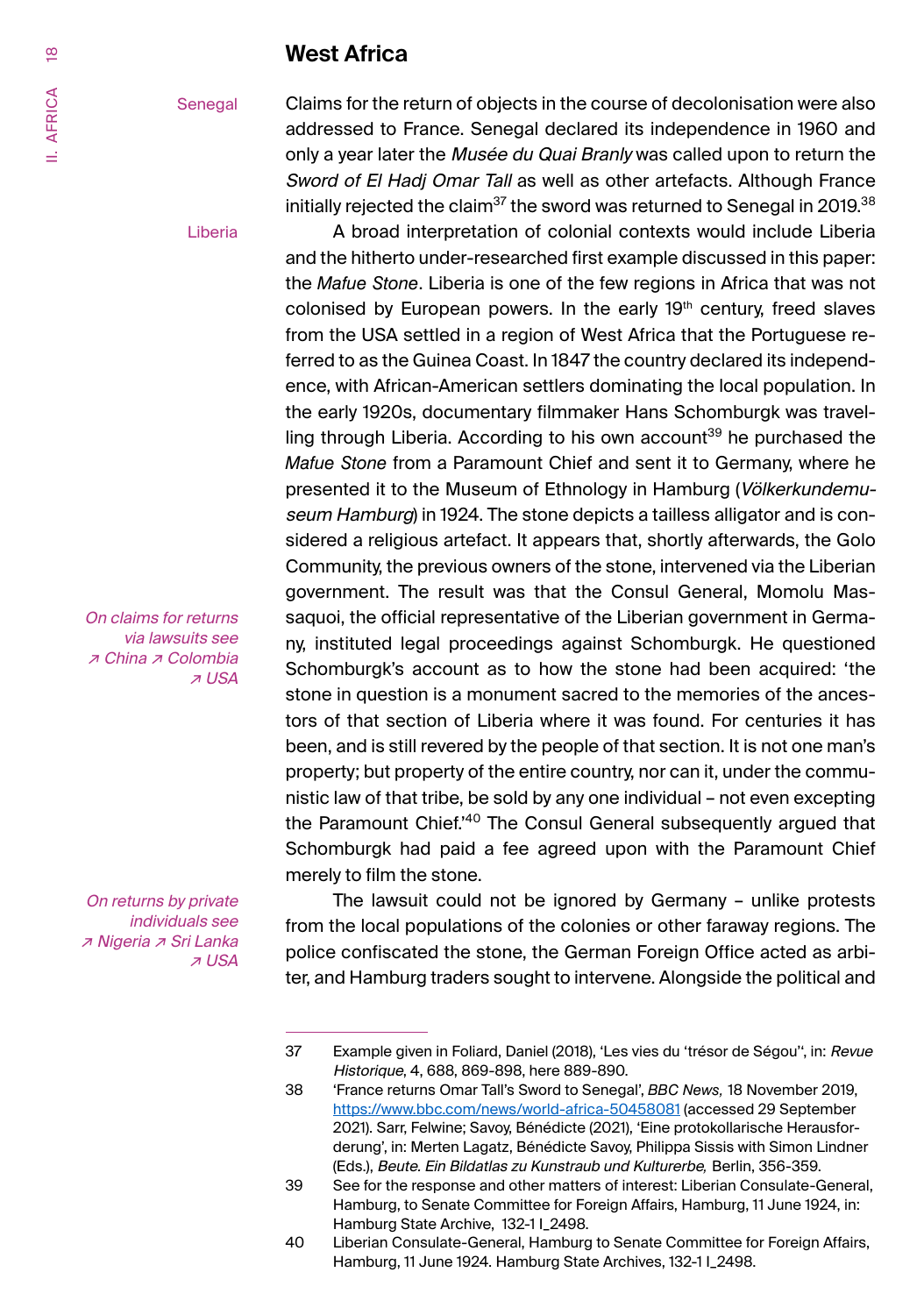## West Africa

Senegal

Claims for the return of objects in the course of decolonisation were also addressed to France. Senegal declared its independence in 1960 and only a year later the *Musée du Quai Branly* was called upon to return the *Sword of El Hadj Omar Tall* as well as other artefacts. Although France initially rejected the claim[37] the sword was returned to Senegal in 2019.[38]

Liberia

A broad interpretation of colonial contexts would include Liberia and the hitherto under-researched first example discussed in this paper: the *Mafue Stone*. Liberia is one of the few regions in Africa that was not colonised by European powers. In the early 19th century, freed slaves from the USA settled in a region of West Africa that the Portuguese referred to as the Guinea Coast. In 1847 the country declared its independence, with African-American settlers dominating the local population. In the early 1920s, documentary filmmaker Hans Schomburgk was travelling through Liberia. According to his own account[39] he purchased the *Mafue Stone* from a Paramount Chief and sent it to Germany, where he presented it to the Museum of Ethnology in Hamburg (*Völkerkundemuseum Hamburg*) in 1924. The stone depicts a tailless alligator and is considered a religious artefact. It appears that, shortly afterwards, the Golo Community, the previous owners of the stone, intervened via the Liberian government. The result was that the Consul General, Momolu Massaquoi, the official representative of the Liberian government in Germany, instituted legal proceedings against Schomburgk. He questioned Schomburgk's account as to how the stone had been acquired: 'the stone in question is a monument sacred to the memories of the ancestors of that section of Liberia where it was found. For centuries it has been, and is still revered by the people of that section. It is not one man's property; but property of the entire country, nor can it, under the communistic law of that tribe, be sold by any one individual – not even excepting the Paramount Chief.'[40] The Consul General subsequently argued that Schomburgk had paid a fee agreed upon with the Paramount Chief merely to film the stone.

*On claims for returns via lawsuits see ↗ China ↗ Colombia ↗ USA*

*On returns by private individuals see ↗ Nigeria ↗ Sri Lanka ↗ USA*

The lawsuit could not be ignored by Germany – unlike protests from the local populations of the colonies or other faraway regions. The police confiscated the stone, the German Foreign Office acted as arbiter, and Hamburg traders sought to intervene. Alongside the political and

---

37 Example given in Foliard, Daniel (2018), 'Les vies du 'trésor de Ségou'', in: *Revue Historique*, 4, 688, 869-898, here 889-890.

38 'France returns Omar Tall's Sword to Senegal', *BBC News,* 18 November 2019, https://www.bbc.com/news/world-africa-50458081 (accessed 29 September 2021). Sarr, Felwine; Savoy, Bénédicte (2021), 'Eine protokollarische Herausforderung', in: Merten Lagatz, Bénédicte Savoy, Philippa Sissis with Simon Lindner (Eds.), *Beute. Ein Bildatlas zu Kunstraub und Kulturerbe,* Berlin, 356-359.

39 See for the response and other matters of interest: Liberian Consulate-General, Hamburg, to Senate Committee for Foreign Affairs, Hamburg, 11 June 1924, in: Hamburg State Archive, 132-1 I_2498.

40 Liberian Consulate-General, Hamburg to Senate Committee for Foreign Affairs, Hamburg, 11 June 1924. Hamburg State Archives, 132-1 I_2498.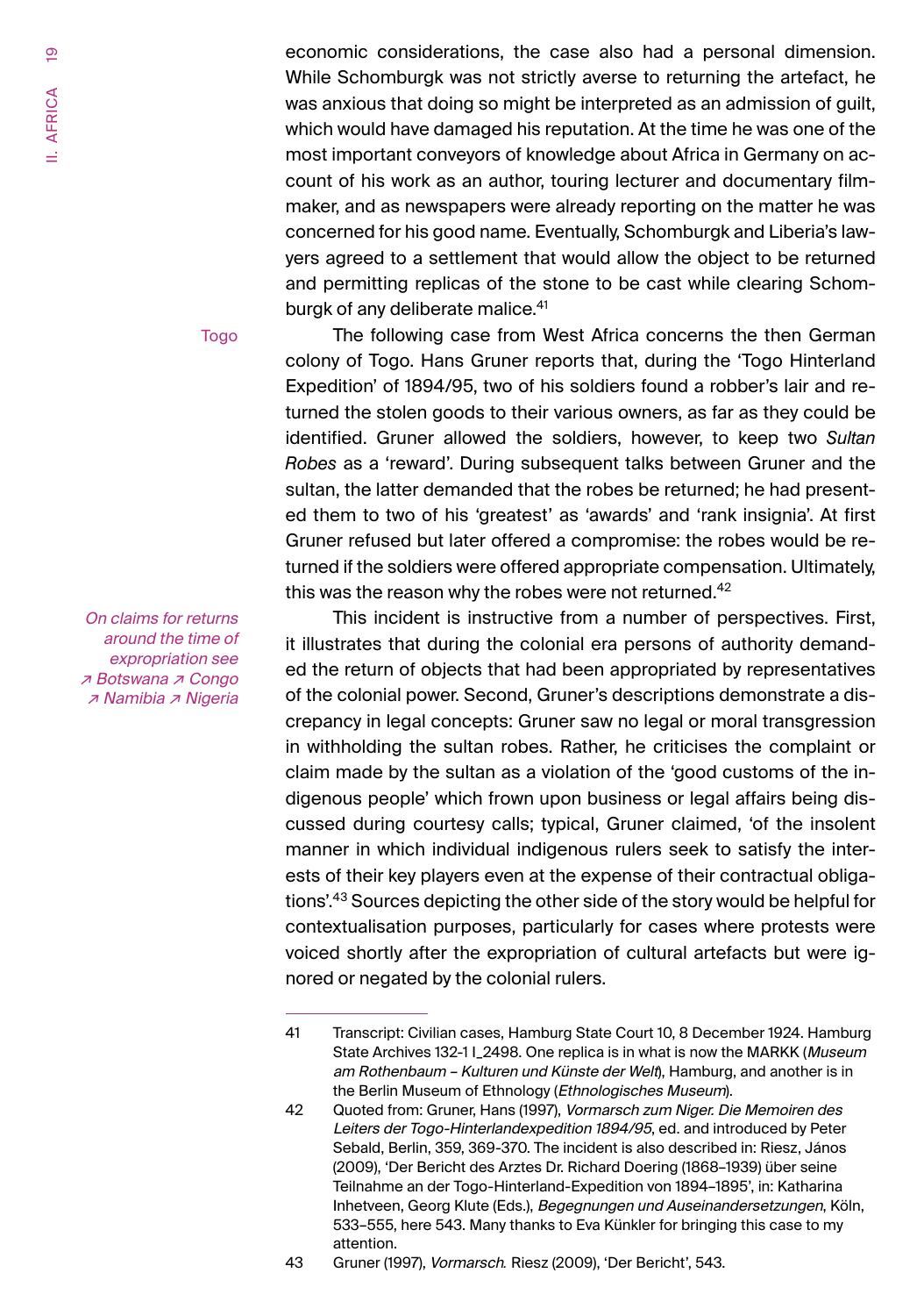economic considerations, the case also had a personal dimension. While Schomburgk was not strictly averse to returning the artefact, he was anxious that doing so might be interpreted as an admission of guilt, which would have damaged his reputation. At the time he was one of the most important conveyors of knowledge about Africa in Germany on account of his work as an author, touring lecturer and documentary filmmaker, and as newspapers were already reporting on the matter he was concerned for his good name. Eventually, Schomburgk and Liberia's lawyers agreed to a settlement that would allow the object to be returned and permitting replicas of the stone to be cast while clearing Schomburgk of any deliberate malice.[41]

Togo

The following case from West Africa concerns the then German colony of Togo. Hans Gruner reports that, during the 'Togo Hinterland Expedition' of 1894/95, two of his soldiers found a robber's lair and returned the stolen goods to their various owners, as far as they could be identified. Gruner allowed the soldiers, however, to keep two *Sultan Robes* as a 'reward'. During subsequent talks between Gruner and the sultan, the latter demanded that the robes be returned; he had presented them to two of his 'greatest' as 'awards' and 'rank insignia'. At first Gruner refused but later offered a compromise: the robes would be returned if the soldiers were offered appropriate compensation. Ultimately, this was the reason why the robes were not returned.[42]

*On claims for returns around the time of expropriation see ↗ Botswana ↗ Congo ↗ Namibia ↗ Nigeria*

This incident is instructive from a number of perspectives. First, it illustrates that during the colonial era persons of authority demanded the return of objects that had been appropriated by representatives of the colonial power. Second, Gruner's descriptions demonstrate a discrepancy in legal concepts: Gruner saw no legal or moral transgression in withholding the sultan robes. Rather, he criticises the complaint or claim made by the sultan as a violation of the 'good customs of the indigenous people' which frown upon business or legal affairs being discussed during courtesy calls; typical, Gruner claimed, 'of the insolent manner in which individual indigenous rulers seek to satisfy the interests of their key players even at the expense of their contractual obligations'.[43] Sources depicting the other side of the story would be helpful for contextualisation purposes, particularly for cases where protests were voiced shortly after the expropriation of cultural artefacts but were ignored or negated by the colonial rulers.

---

41 Transcript: Civilian cases, Hamburg State Court 10, 8 December 1924. Hamburg State Archives 132-1 I_2498. One replica is in what is now the MARKK (*Museum am Rothenbaum – Kulturen und Künste der Welt*), Hamburg, and another is in the Berlin Museum of Ethnology (*Ethnologisches Museum*).

42 Quoted from: Gruner, Hans (1997), *Vormarsch zum Niger. Die Memoiren des Leiters der Togo-Hinterlandexpedition 1894/95*, ed. and introduced by Peter Sebald, Berlin, 359, 369-370. The incident is also described in: Riesz, János (2009), 'Der Bericht des Arztes Dr. Richard Doering (1868–1939) über seine Teilnahme an der Togo-Hinterland-Expedition von 1894–1895', in: Katharina Inhetveen, Georg Klute (Eds.), *Begegnungen und Auseinandersetzungen*, Köln, 533–555, here 543. Many thanks to Eva Künkler for bringing this case to my attention.

43 Gruner (1997), *Vormarsch.* Riesz (2009), 'Der Bericht', 543.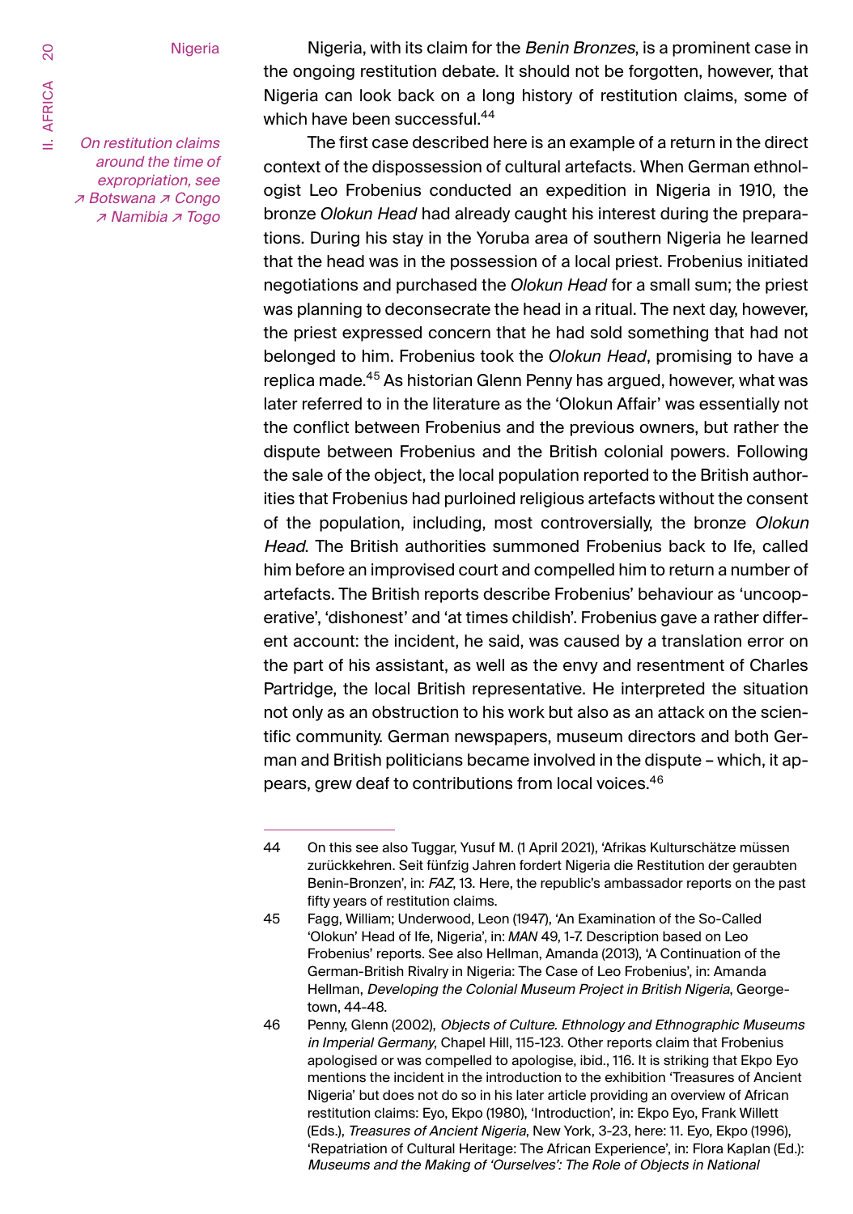## Nigeria

*On restitution claims around the time of expropriation, see ↗ Botswana ↗ Congo ↗ Namibia ↗ Togo*

Nigeria, with its claim for the *Benin Bronzes*, is a prominent case in the ongoing restitution debate. It should not be forgotten, however, that Nigeria can look back on a long history of restitution claims, some of which have been successful.[44]

The first case described here is an example of a return in the direct context of the dispossession of cultural artefacts. When German ethnologist Leo Frobenius conducted an expedition in Nigeria in 1910, the bronze *Olokun Head* had already caught his interest during the preparations. During his stay in the Yoruba area of southern Nigeria he learned that the head was in the possession of a local priest. Frobenius initiated negotiations and purchased the *Olokun Head* for a small sum; the priest was planning to deconsecrate the head in a ritual. The next day, however, the priest expressed concern that he had sold something that had not belonged to him. Frobenius took the *Olokun Head*, promising to have a replica made.[45] As historian Glenn Penny has argued, however, what was later referred to in the literature as the 'Olokun Affair' was essentially not the conflict between Frobenius and the previous owners, but rather the dispute between Frobenius and the British colonial powers. Following the sale of the object, the local population reported to the British authorities that Frobenius had purloined religious artefacts without the consent of the population, including, most controversially, the bronze *Olokun Head*. The British authorities summoned Frobenius back to Ife, called him before an improvised court and compelled him to return a number of artefacts. The British reports describe Frobenius' behaviour as 'uncooperative', 'dishonest' and 'at times childish'. Frobenius gave a rather different account: the incident, he said, was caused by a translation error on the part of his assistant, as well as the envy and resentment of Charles Partridge, the local British representative. He interpreted the situation not only as an obstruction to his work but also as an attack on the scientific community. German newspapers, museum directors and both German and British politicians became involved in the dispute – which, it appears, grew deaf to contributions from local voices.[46]

---

44 On this see also Tuggar, Yusuf M. (1 April 2021), 'Afrikas Kulturschätze müssen zurückkehren. Seit fünfzig Jahren fordert Nigeria die Restitution der geraubten Benin-Bronzen', in: *FAZ*, 13. Here, the republic's ambassador reports on the past fifty years of restitution claims.

45 Fagg, William; Underwood, Leon (1947), 'An Examination of the So-Called 'Olokun' Head of Ife, Nigeria', in: *MAN* 49, 1-7. Description based on Leo Frobenius' reports. See also Hellman, Amanda (2013), 'A Continuation of the German-British Rivalry in Nigeria: The Case of Leo Frobenius', in: Amanda Hellman, *Developing the Colonial Museum Project in British Nigeria*, Georgetown, 44-48.

46 Penny, Glenn (2002), *Objects of Culture. Ethnology and Ethnographic Museums in Imperial Germany*, Chapel Hill, 115-123. Other reports claim that Frobenius apologised or was compelled to apologise, ibid., 116. It is striking that Ekpo Eyo mentions the incident in the introduction to the exhibition 'Treasures of Ancient Nigeria' but does not do so in his later article providing an overview of African restitution claims: Eyo, Ekpo (1980), 'Introduction', in: Ekpo Eyo, Frank Willett (Eds.), *Treasures of Ancient Nigeria*, New York, 3-23, here: 11. Eyo, Ekpo (1996), 'Repatriation of Cultural Heritage: The African Experience', in: Flora Kaplan (Ed.): *Museums and the Making of 'Ourselves': The Role of Objects in National*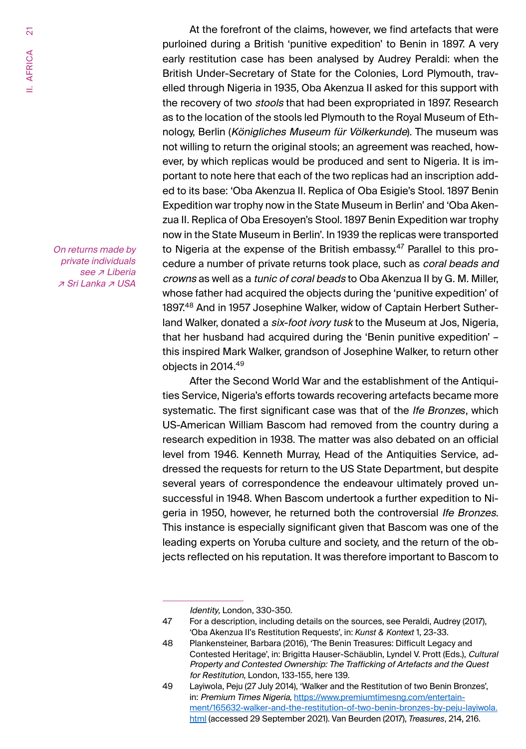At the forefront of the claims, however, we find artefacts that were purloined during a British 'punitive expedition' to Benin in 1897. A very early restitution case has been analysed by Audrey Peraldi: when the British Under-Secretary of State for the Colonies, Lord Plymouth, travelled through Nigeria in 1935, Oba Akenzua II asked for this support with the recovery of two *stools* that had been expropriated in 1897. Research as to the location of the stools led Plymouth to the Royal Museum of Ethnology, Berlin (*Königliches Museum für Völkerkunde*). The museum was not willing to return the original stools; an agreement was reached, however, by which replicas would be produced and sent to Nigeria. It is important to note here that each of the two replicas had an inscription added to its base: 'Oba Akenzua II. Replica of Oba Esigie's Stool. 1897 Benin Expedition war trophy now in the State Museum in Berlin' and 'Oba Akenzua II. Replica of Oba Eresoyen's Stool. 1897 Benin Expedition war trophy now in the State Museum in Berlin'. In 1939 the replicas were transported to Nigeria at the expense of the British embassy.[47] Parallel to this procedure a number of private returns took place, such as *coral beads and crowns* as well as a *tunic of coral beads* to Oba Akenzua II by G. M. Miller, whose father had acquired the objects during the 'punitive expedition' of 1897.[48] And in 1957 Josephine Walker, widow of Captain Herbert Sutherland Walker, donated a *six-foot ivory tusk* to the Museum at Jos, Nigeria, that her husband had acquired during the 'Benin punitive expedition' – this inspired Mark Walker, grandson of Josephine Walker, to return other objects in 2014.[49]

*On returns made by private individuals see ↗ Liberia ↗ Sri Lanka ↗ USA*

After the Second World War and the establishment of the Antiquities Service, Nigeria's efforts towards recovering artefacts became more systematic. The first significant case was that of the *Ife Bronzes*, which US-American William Bascom had removed from the country during a research expedition in 1938. The matter was also debated on an official level from 1946. Kenneth Murray, Head of the Antiquities Service, addressed the requests for return to the US State Department, but despite several years of correspondence the endeavour ultimately proved unsuccessful in 1948. When Bascom undertook a further expedition to Nigeria in 1950, however, he returned both the controversial *Ife Bronzes*. This instance is especially significant given that Bascom was one of the leading experts on Yoruba culture and society, and the return of the objects reflected on his reputation. It was therefore important to Bascom to

---

*Identity*, London, 330-350.

47 For a description, including details on the sources, see Peraldi, Audrey (2017), 'Oba Akenzua II's Restitution Requests', in: *Kunst & Kontext* 1, 23-33.

48 Plankensteiner, Barbara (2016), 'The Benin Treasures: Difficult Legacy and Contested Heritage', in: Brigitta Hauser-Schäublin, Lyndel V. Prott (Eds.), *Cultural Property and Contested Ownership: The Trafficking of Artefacts and the Quest for Restitution*, London, 133-155, here 139.

49 Layiwola, Peju (27 July 2014), 'Walker and the Restitution of two Benin Bronzes', in: *Premium Times Nigeria*, https://www.premiumtimesng.com/entertainment/165632-walker-and-the-restitution-of-two-benin-bronzes-by-peju-layiwola.html (accessed 29 September 2021). Van Beurden (2017), *Treasures*, 214, 216.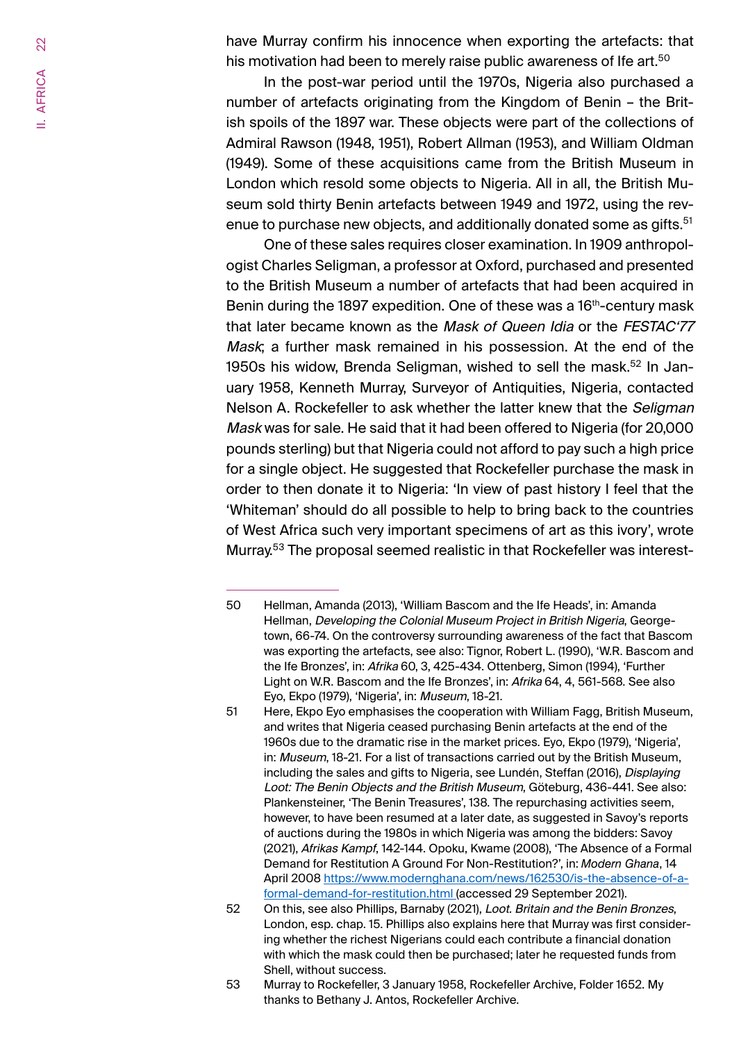have Murray confirm his innocence when exporting the artefacts: that his motivation had been to merely raise public awareness of Ife art.[50]

In the post-war period until the 1970s, Nigeria also purchased a number of artefacts originating from the Kingdom of Benin – the British spoils of the 1897 war. These objects were part of the collections of Admiral Rawson (1948, 1951), Robert Allman (1953), and William Oldman (1949). Some of these acquisitions came from the British Museum in London which resold some objects to Nigeria. All in all, the British Museum sold thirty Benin artefacts between 1949 and 1972, using the revenue to purchase new objects, and additionally donated some as gifts.[51]

One of these sales requires closer examination. In 1909 anthropologist Charles Seligman, a professor at Oxford, purchased and presented to the British Museum a number of artefacts that had been acquired in Benin during the 1897 expedition. One of these was a 16th-century mask that later became known as the *Mask of Queen Idia* or the *FESTAC'77 Mask*; a further mask remained in his possession. At the end of the 1950s his widow, Brenda Seligman, wished to sell the mask.[52] In January 1958, Kenneth Murray, Surveyor of Antiquities, Nigeria, contacted Nelson A. Rockefeller to ask whether the latter knew that the *Seligman Mask* was for sale. He said that it had been offered to Nigeria (for 20,000 pounds sterling) but that Nigeria could not afford to pay such a high price for a single object. He suggested that Rockefeller purchase the mask in order to then donate it to Nigeria: 'In view of past history I feel that the 'Whiteman' should do all possible to help to bring back to the countries of West Africa such very important specimens of art as this ivory', wrote Murray.[53] The proposal seemed realistic in that Rockefeller was interest-

---

50 Hellman, Amanda (2013), 'William Bascom and the Ife Heads', in: Amanda Hellman, *Developing the Colonial Museum Project in British Nigeria*, Georgetown, 66-74. On the controversy surrounding awareness of the fact that Bascom was exporting the artefacts, see also: Tignor, Robert L. (1990), 'W.R. Bascom and the Ife Bronzes', in: *Afrika* 60, 3, 425-434. Ottenberg, Simon (1994), 'Further Light on W.R. Bascom and the Ife Bronzes', in: *Afrika* 64, 4, 561-568. See also Eyo, Ekpo (1979), 'Nigeria', in: *Museum*, 18-21.

51 Here, Ekpo Eyo emphasises the cooperation with William Fagg, British Museum, and writes that Nigeria ceased purchasing Benin artefacts at the end of the 1960s due to the dramatic rise in the market prices. Eyo, Ekpo (1979), 'Nigeria', in: *Museum*, 18-21. For a list of transactions carried out by the British Museum, including the sales and gifts to Nigeria, see Lundén, Steffan (2016), *Displaying Loot: The Benin Objects and the British Museum*, Göteburg, 436-441. See also: Plankensteiner, 'The Benin Treasures', 138. The repurchasing activities seem, however, to have been resumed at a later date, as suggested in Savoy's reports of auctions during the 1980s in which Nigeria was among the bidders: Savoy (2021), *Afrikas Kampf*, 142-144. Opoku, Kwame (2008), 'The Absence of a Formal Demand for Restitution A Ground For Non-Restitution?', in: *Modern Ghana*, 14 April 2008 https://www.modernghana.com/news/162530/is-the-absence-of-a-formal-demand-for-restitution.html (accessed 29 September 2021).

52 On this, see also Phillips, Barnaby (2021), *Loot. Britain and the Benin Bronzes*, London, esp. chap. 15. Phillips also explains here that Murray was first considering whether the richest Nigerians could each contribute a financial donation with which the mask could then be purchased; later he requested funds from Shell, without success.

53 Murray to Rockefeller, 3 January 1958, Rockefeller Archive, Folder 1652. My thanks to Bethany J. Antos, Rockefeller Archive.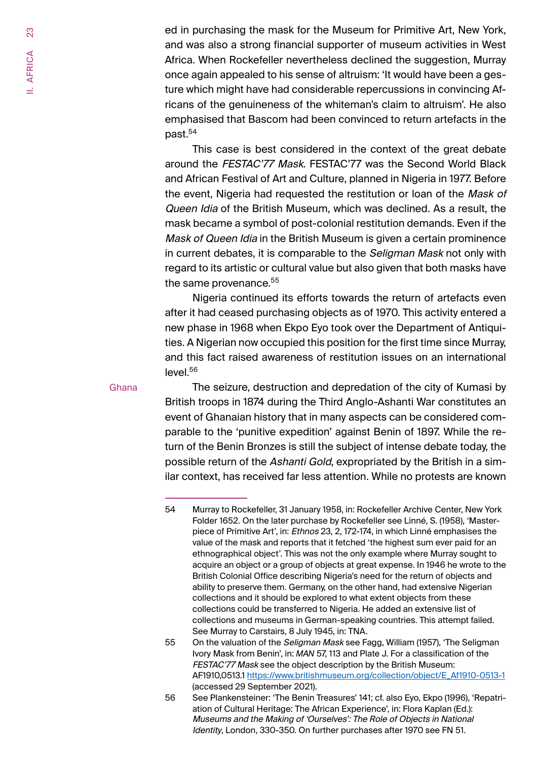ed in purchasing the mask for the Museum for Primitive Art, New York, and was also a strong financial supporter of museum activities in West Africa. When Rockefeller nevertheless declined the suggestion, Murray once again appealed to his sense of altruism: 'It would have been a gesture which might have had considerable repercussions in convincing Africans of the genuineness of the whiteman's claim to altruism'. He also emphasised that Bascom had been convinced to return artefacts in the past.[54]

This case is best considered in the context of the great debate around the *FESTAC'77 Mask*. FESTAC'77 was the Second World Black and African Festival of Art and Culture, planned in Nigeria in 1977. Before the event, Nigeria had requested the restitution or loan of the *Mask of Queen Idia* of the British Museum, which was declined. As a result, the mask became a symbol of post-colonial restitution demands. Even if the *Mask of Queen Idia* in the British Museum is given a certain prominence in current debates, it is comparable to the *Seligman Mask* not only with regard to its artistic or cultural value but also given that both masks have the same provenance.[55]

Nigeria continued its efforts towards the return of artefacts even after it had ceased purchasing objects as of 1970. This activity entered a new phase in 1968 when Ekpo Eyo took over the Department of Antiquities. A Nigerian now occupied this position for the first time since Murray, and this fact raised awareness of restitution issues on an international level.[56]

Ghana

The seizure, destruction and depredation of the city of Kumasi by British troops in 1874 during the Third Anglo-Ashanti War constitutes an event of Ghanaian history that in many aspects can be considered comparable to the 'punitive expedition' against Benin of 1897. While the return of the Benin Bronzes is still the subject of intense debate today, the possible return of the *Ashanti Gold*, expropriated by the British in a similar context, has received far less attention. While no protests are known

---

54 Murray to Rockefeller, 31 January 1958, in: Rockefeller Archive Center, New York Folder 1652. On the later purchase by Rockefeller see Linné, S. (1958), 'Masterpiece of Primitive Art', in: *Ethnos* 23, 2, 172-174, in which Linné emphasises the value of the mask and reports that it fetched 'the highest sum ever paid for an ethnographical object'. This was not the only example where Murray sought to acquire an object or a group of objects at great expense. In 1946 he wrote to the British Colonial Office describing Nigeria's need for the return of objects and ability to preserve them. Germany, on the other hand, had extensive Nigerian collections and it should be explored to what extent objects from these collections could be transferred to Nigeria. He added an extensive list of collections and museums in German-speaking countries. This attempt failed. See Murray to Carstairs, 8 July 1945, in: TNA.

55 On the valuation of the *Seligman Mask* see Fagg, William (1957), 'The Seligman Ivory Mask from Benin', in: *MAN* 57, 113 and Plate J. For a classification of the *FESTAC'77 Mask* see the object description by the British Museum: AF1910,0513.1 https://www.britishmuseum.org/collection/object/E_Af1910-0513-1 (accessed 29 September 2021).

56 See Plankensteiner: 'The Benin Treasures' 141; cf. also Eyo, Ekpo (1996), 'Repatriation of Cultural Heritage: The African Experience', in: Flora Kaplan (Ed.): *Museums and the Making of 'Ourselves': The Role of Objects in National Identity*, London, 330-350. On further purchases after 1970 see FN 51.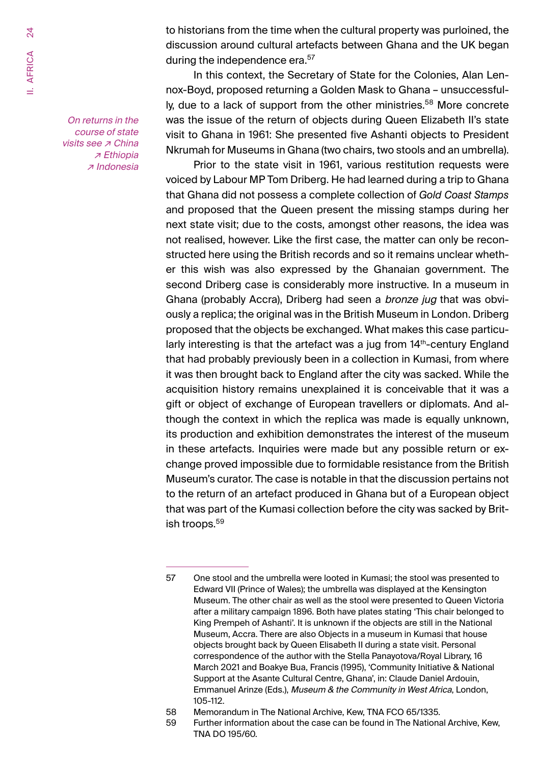to historians from the time when the cultural property was purloined, the discussion around cultural artefacts between Ghana and the UK began during the independence era.[57]

In this context, the Secretary of State for the Colonies, Alan Lennox-Boyd, proposed returning a Golden Mask to Ghana – unsuccessfully, due to a lack of support from the other ministries.[58] More concrete was the issue of the return of objects during Queen Elizabeth II's state visit to Ghana in 1961: She presented five Ashanti objects to President Nkrumah for Museums in Ghana (two chairs, two stools and an umbrella).

*On returns in the course of state visits see ↗ China ↗ Ethiopia ↗ Indonesia*

Prior to the state visit in 1961, various restitution requests were voiced by Labour MP Tom Driberg. He had learned during a trip to Ghana that Ghana did not possess a complete collection of *Gold Coast Stamps* and proposed that the Queen present the missing stamps during her next state visit; due to the costs, amongst other reasons, the idea was not realised, however. Like the first case, the matter can only be reconstructed here using the British records and so it remains unclear whether this wish was also expressed by the Ghanaian government. The second Driberg case is considerably more instructive. In a museum in Ghana (probably Accra), Driberg had seen a *bronze jug* that was obviously a replica; the original was in the British Museum in London. Driberg proposed that the objects be exchanged. What makes this case particularly interesting is that the artefact was a jug from 14th-century England that had probably previously been in a collection in Kumasi, from where it was then brought back to England after the city was sacked. While the acquisition history remains unexplained it is conceivable that it was a gift or object of exchange of European travellers or diplomats. And although the context in which the replica was made is equally unknown, its production and exhibition demonstrates the interest of the museum in these artefacts. Inquiries were made but any possible return or exchange proved impossible due to formidable resistance from the British Museum's curator. The case is notable in that the discussion pertains not to the return of an artefact produced in Ghana but of a European object that was part of the Kumasi collection before the city was sacked by British troops.[59]

---

57 One stool and the umbrella were looted in Kumasi; the stool was presented to Edward VII (Prince of Wales); the umbrella was displayed at the Kensington Museum. The other chair as well as the stool were presented to Queen Victoria after a military campaign 1896. Both have plates stating 'This chair belonged to King Prempeh of Ashanti'. It is unknown if the objects are still in the National Museum, Accra. There are also Objects in a museum in Kumasi that house objects brought back by Queen Elisabeth II during a state visit. Personal correspondence of the author with the Stella Panayotova/Royal Library, 16 March 2021 and Boakye Bua, Francis (1995), 'Community Initiative & National Support at the Asante Cultural Centre, Ghana', in: Claude Daniel Ardouin, Emmanuel Arinze (Eds.), *Museum & the Community in West Africa*, London, 105-112.

58 Memorandum in The National Archive, Kew, TNA FCO 65/1335.

59 Further information about the case can be found in The National Archive, Kew, TNA DO 195/60.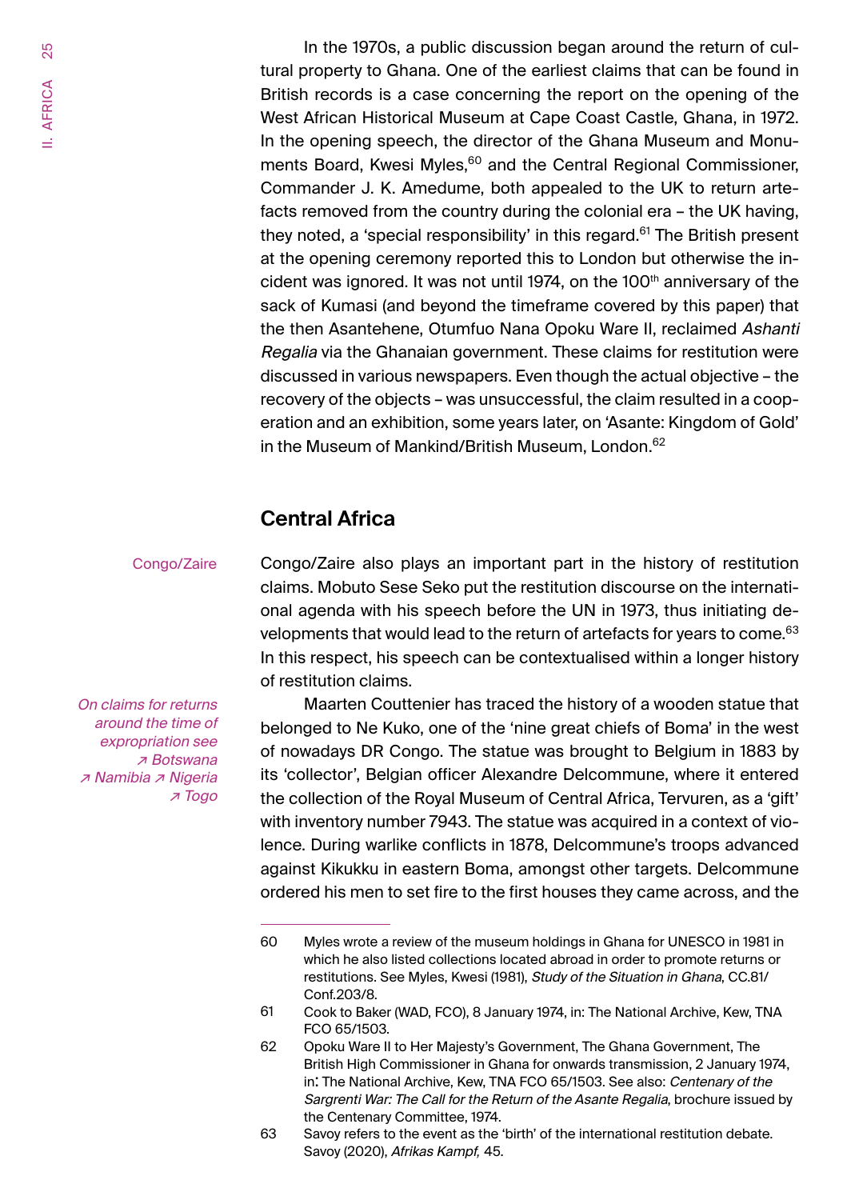In the 1970s, a public discussion began around the return of cultural property to Ghana. One of the earliest claims that can be found in British records is a case concerning the report on the opening of the West African Historical Museum at Cape Coast Castle, Ghana, in 1972. In the opening speech, the director of the Ghana Museum and Monuments Board, Kwesi Myles,[60] and the Central Regional Commissioner, Commander J. K. Amedume, both appealed to the UK to return artefacts removed from the country during the colonial era – the UK having, they noted, a 'special responsibility' in this regard.[61] The British present at the opening ceremony reported this to London but otherwise the incident was ignored. It was not until 1974, on the 100th anniversary of the sack of Kumasi (and beyond the timeframe covered by this paper) that the then Asantehene, Otumfuo Nana Opoku Ware II, reclaimed *Ashanti Regalia* via the Ghanaian government. These claims for restitution were discussed in various newspapers. Even though the actual objective – the recovery of the objects – was unsuccessful, the claim resulted in a cooperation and an exhibition, some years later, on 'Asante: Kingdom of Gold' in the Museum of Mankind/British Museum, London.[62]

## Central Africa

Congo/Zaire

Congo/Zaire also plays an important part in the history of restitution claims. Mobuto Sese Seko put the restitution discourse on the international agenda with his speech before the UN in 1973, thus initiating developments that would lead to the return of artefacts for years to come.[63] In this respect, his speech can be contextualised within a longer history of restitution claims.

*On claims for returns around the time of expropriation see ↗ Botswana ↗ Namibia ↗ Nigeria ↗ Togo*

Maarten Couttenier has traced the history of a wooden statue that belonged to Ne Kuko, one of the 'nine great chiefs of Boma' in the west of nowadays DR Congo. The statue was brought to Belgium in 1883 by its 'collector', Belgian officer Alexandre Delcommune, where it entered the collection of the Royal Museum of Central Africa, Tervuren, as a 'gift' with inventory number 7943. The statue was acquired in a context of violence. During warlike conflicts in 1878, Delcommune's troops advanced against Kikukku in eastern Boma, amongst other targets. Delcommune ordered his men to set fire to the first houses they came across, and the

---

60 Myles wrote a review of the museum holdings in Ghana for UNESCO in 1981 in which he also listed collections located abroad in order to promote returns or restitutions. See Myles, Kwesi (1981), *Study of the Situation in Ghana*, CC.81/Conf.203/8.

61 Cook to Baker (WAD, FCO), 8 January 1974, in: The National Archive, Kew, TNA FCO 65/1503.

62 Opoku Ware II to Her Majesty's Government, The Ghana Government, The British High Commissioner in Ghana for onwards transmission, 2 January 1974, in: The National Archive, Kew, TNA FCO 65/1503. See also: *Centenary of the Sargrenti War: The Call for the Return of the Asante Regalia*, brochure issued by the Centenary Committee, 1974.

63 Savoy refers to the event as the 'birth' of the international restitution debate. Savoy (2020), *Afrikas Kampf,* 45.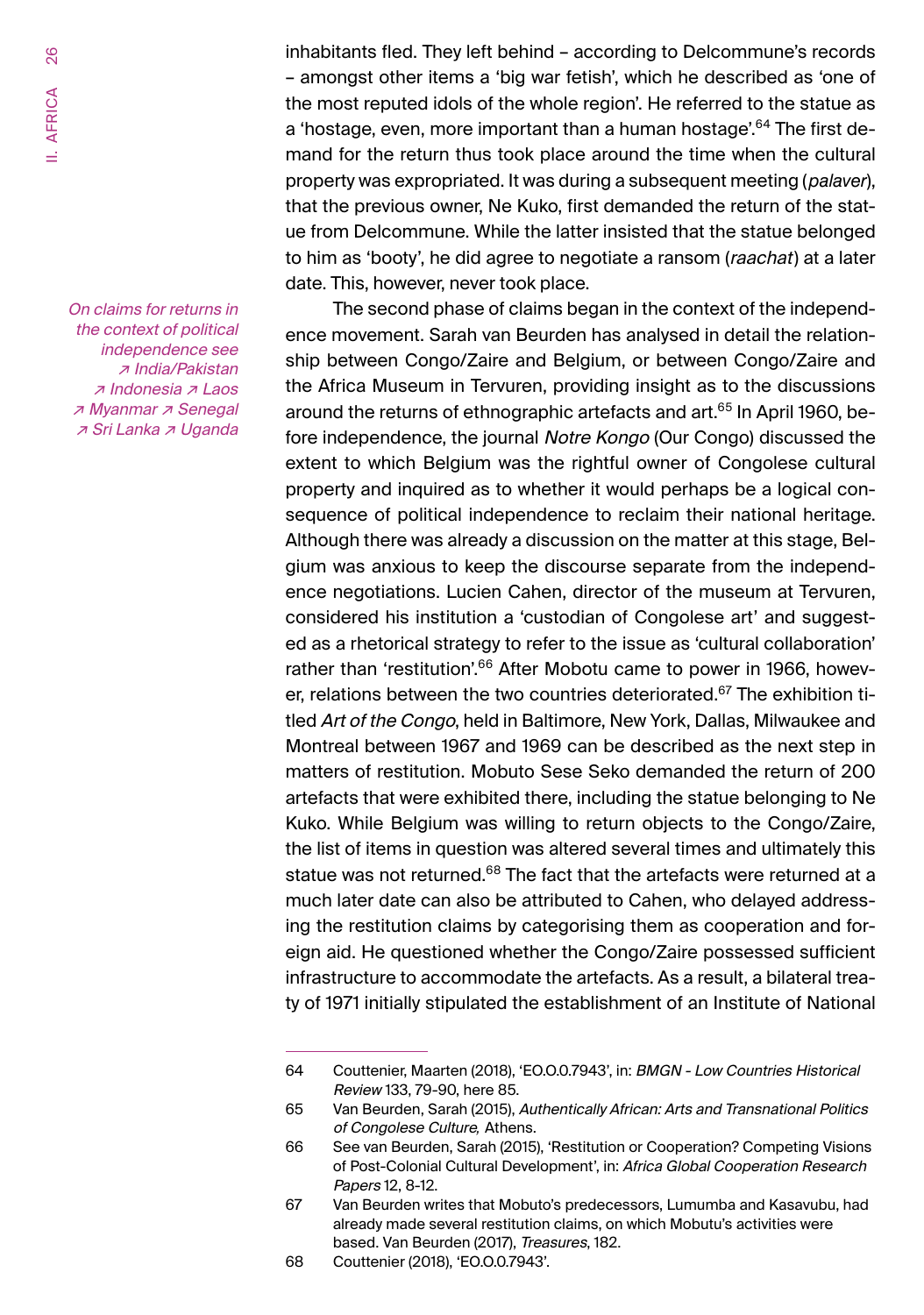inhabitants fled. They left behind – according to Delcommune's records – amongst other items a 'big war fetish', which he described as 'one of the most reputed idols of the whole region'. He referred to the statue as a 'hostage, even, more important than a human hostage'.[64] The first demand for the return thus took place around the time when the cultural property was expropriated. It was during a subsequent meeting (*palaver*), that the previous owner, Ne Kuko, first demanded the return of the statue from Delcommune. While the latter insisted that the statue belonged to him as 'booty', he did agree to negotiate a ransom (*raachat*) at a later date. This, however, never took place.

*On claims for returns in the context of political independence see ↗ India/Pakistan ↗ Indonesia ↗ Laos ↗ Myanmar ↗ Senegal ↗ Sri Lanka ↗ Uganda*

The second phase of claims began in the context of the independence movement. Sarah van Beurden has analysed in detail the relationship between Congo/Zaire and Belgium, or between Congo/Zaire and the Africa Museum in Tervuren, providing insight as to the discussions around the returns of ethnographic artefacts and art.[65] In April 1960, before independence, the journal *Notre Kongo* (Our Congo) discussed the extent to which Belgium was the rightful owner of Congolese cultural property and inquired as to whether it would perhaps be a logical consequence of political independence to reclaim their national heritage. Although there was already a discussion on the matter at this stage, Belgium was anxious to keep the discourse separate from the independence negotiations. Lucien Cahen, director of the museum at Tervuren, considered his institution a 'custodian of Congolese art' and suggested as a rhetorical strategy to refer to the issue as 'cultural collaboration' rather than 'restitution'.[66] After Mobotu came to power in 1966, however, relations between the two countries deteriorated.[67] The exhibition titled *Art of the Congo*, held in Baltimore, New York, Dallas, Milwaukee and Montreal between 1967 and 1969 can be described as the next step in matters of restitution. Mobuto Sese Seko demanded the return of 200 artefacts that were exhibited there, including the statue belonging to Ne Kuko. While Belgium was willing to return objects to the Congo/Zaire, the list of items in question was altered several times and ultimately this statue was not returned.[68] The fact that the artefacts were returned at a much later date can also be attributed to Cahen, who delayed addressing the restitution claims by categorising them as cooperation and foreign aid. He questioned whether the Congo/Zaire possessed sufficient infrastructure to accommodate the artefacts. As a result, a bilateral treaty of 1971 initially stipulated the establishment of an Institute of National

---

64 Couttenier, Maarten (2018), 'EO.0.0.7943', in: *BMGN - Low Countries Historical Review* 133, 79-90, here 85.

65 Van Beurden, Sarah (2015), *Authentically African: Arts and Transnational Politics of Congolese Culture,* Athens.

66 See van Beurden, Sarah (2015), 'Restitution or Cooperation? Competing Visions of Post-Colonial Cultural Development', in: *Africa Global Cooperation Research Papers* 12, 8-12.

67 Van Beurden writes that Mobuto's predecessors, Lumumba and Kasavubu, had already made several restitution claims, on which Mobutu's activities were based. Van Beurden (2017), *Treasures*, 182.

68 Couttenier (2018), 'EO.0.0.7943'.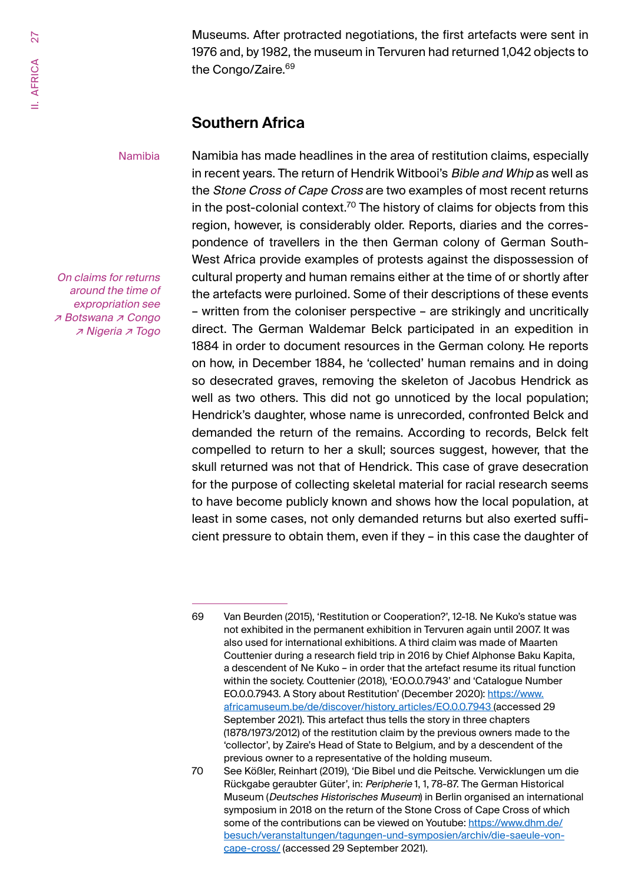Museums. After protracted negotiations, the first artefacts were sent in 1976 and, by 1982, the museum in Tervuren had returned 1,042 objects to the Congo/Zaire.[69]

## Southern Africa

Namibia

Namibia has made headlines in the area of restitution claims, especially in recent years. The return of Hendrik Witbooi's *Bible and Whip* as well as the *Stone Cross of Cape Cross* are two examples of most recent returns in the post-colonial context.[70] The history of claims for objects from this region, however, is considerably older. Reports, diaries and the correspondence of travellers in the then German colony of German South-West Africa provide examples of protests against the dispossession of cultural property and human remains either at the time of or shortly after the artefacts were purloined. Some of their descriptions of these events – written from the coloniser perspective – are strikingly and uncritically direct. The German Waldemar Belck participated in an expedition in 1884 in order to document resources in the German colony. He reports on how, in December 1884, he 'collected' human remains and in doing so desecrated graves, removing the skeleton of Jacobus Hendrick as well as two others. This did not go unnoticed by the local population; Hendrick's daughter, whose name is unrecorded, confronted Belck and demanded the return of the remains. According to records, Belck felt compelled to return to her a skull; sources suggest, however, that the skull returned was not that of Hendrick. This case of grave desecration for the purpose of collecting skeletal material for racial research seems to have become publicly known and shows how the local population, at least in some cases, not only demanded returns but also exerted sufficient pressure to obtain them, even if they – in this case the daughter of

*On claims for returns around the time of expropriation see ↗ Botswana ↗ Congo ↗ Nigeria ↗ Togo*

---

69 Van Beurden (2015), 'Restitution or Cooperation?', 12-18. Ne Kuko's statue was not exhibited in the permanent exhibition in Tervuren again until 2007. It was also used for international exhibitions. A third claim was made of Maarten Couttenier during a research field trip in 2016 by Chief Alphonse Baku Kapita, a descendent of Ne Kuko – in order that the artefact resume its ritual function within the society. Couttenier (2018), 'EO.0.0.7943' and 'Catalogue Number EO.0.0.7943. A Story about Restitution' (December 2020): https://www.africamuseum.be/de/discover/history_articles/EO.0.0.7943 (accessed 29 September 2021). This artefact thus tells the story in three chapters (1878/1973/2012) of the restitution claim by the previous owners made to the 'collector', by Zaire's Head of State to Belgium, and by a descendent of the previous owner to a representative of the holding museum.

70 See Kößler, Reinhart (2019), 'Die Bibel und die Peitsche. Verwicklungen um die Rückgabe geraubter Güter', in: *Peripherie* 1, 1, 78-87. The German Historical Museum (*Deutsches Historisches Museum*) in Berlin organised an international symposium in 2018 on the return of the Stone Cross of Cape Cross of which some of the contributions can be viewed on Youtube: https://www.dhm.de/besuch/veranstaltungen/tagungen-und-symposien/archiv/die-saeule-von-cape-cross/ (accessed 29 September 2021).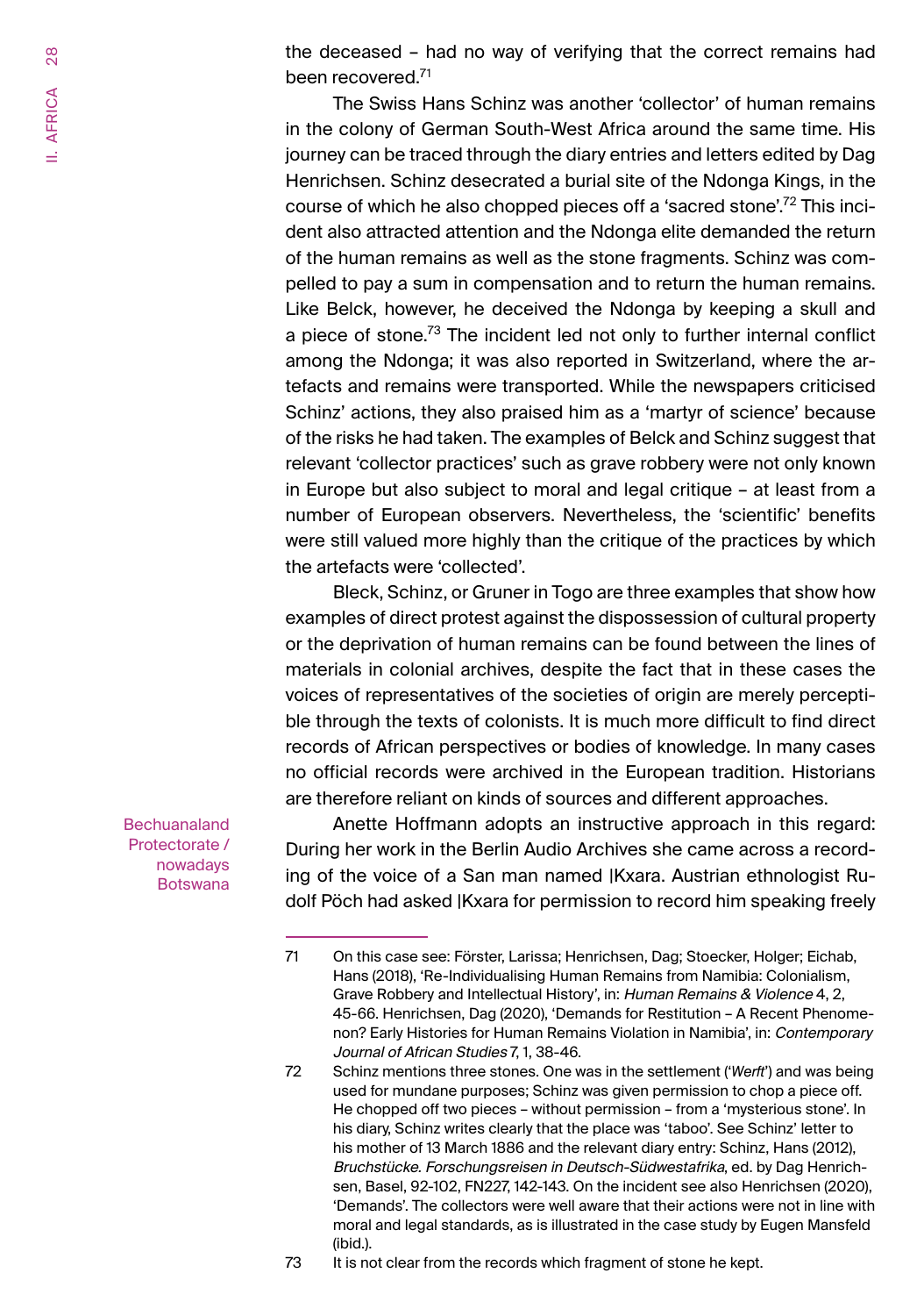the deceased – had no way of verifying that the correct remains had been recovered.[71]

The Swiss Hans Schinz was another 'collector' of human remains in the colony of German South-West Africa around the same time. His journey can be traced through the diary entries and letters edited by Dag Henrichsen. Schinz desecrated a burial site of the Ndonga Kings, in the course of which he also chopped pieces off a 'sacred stone'.[72] This incident also attracted attention and the Ndonga elite demanded the return of the human remains as well as the stone fragments. Schinz was compelled to pay a sum in compensation and to return the human remains. Like Belck, however, he deceived the Ndonga by keeping a skull and a piece of stone.[73] The incident led not only to further internal conflict among the Ndonga; it was also reported in Switzerland, where the artefacts and remains were transported. While the newspapers criticised Schinz' actions, they also praised him as a 'martyr of science' because of the risks he had taken. The examples of Belck and Schinz suggest that relevant 'collector practices' such as grave robbery were not only known in Europe but also subject to moral and legal critique – at least from a number of European observers. Nevertheless, the 'scientific' benefits were still valued more highly than the critique of the practices by which the artefacts were 'collected'.

Bleck, Schinz, or Gruner in Togo are three examples that show how examples of direct protest against the dispossession of cultural property or the deprivation of human remains can be found between the lines of materials in colonial archives, despite the fact that in these cases the voices of representatives of the societies of origin are merely perceptible through the texts of colonists. It is much more difficult to find direct records of African perspectives or bodies of knowledge. In many cases no official records were archived in the European tradition. Historians are therefore reliant on kinds of sources and different approaches.

Bechuanaland Protectorate / nowadays Botswana

Anette Hoffmann adopts an instructive approach in this regard: During her work in the Berlin Audio Archives she came across a recording of the voice of a San man named |Kxara. Austrian ethnologist Rudolf Pöch had asked |Kxara for permission to record him speaking freely

---

71 On this case see: Förster, Larissa; Henrichsen, Dag; Stoecker, Holger; Eichab, Hans (2018), 'Re-Individualising Human Remains from Namibia: Colonialism, Grave Robbery and Intellectual History', in: *Human Remains & Violence* 4, 2, 45-66. Henrichsen, Dag (2020), 'Demands for Restitution – A Recent Phenomenon? Early Histories for Human Remains Violation in Namibia', in: *Contemporary Journal of African Studies* 7, 1, 38-46.

72 Schinz mentions three stones. One was in the settlement ('*Werft*') and was being used for mundane purposes; Schinz was given permission to chop a piece off. He chopped off two pieces – without permission – from a 'mysterious stone'. In his diary, Schinz writes clearly that the place was 'taboo'. See Schinz' letter to his mother of 13 March 1886 and the relevant diary entry: Schinz, Hans (2012), *Bruchstücke. Forschungsreisen in Deutsch-Südwestafrika*, ed. by Dag Henrichsen, Basel, 92-102, FN227, 142-143. On the incident see also Henrichsen (2020), 'Demands'. The collectors were well aware that their actions were not in line with moral and legal standards, as is illustrated in the case study by Eugen Mansfeld (ibid.).

73 It is not clear from the records which fragment of stone he kept.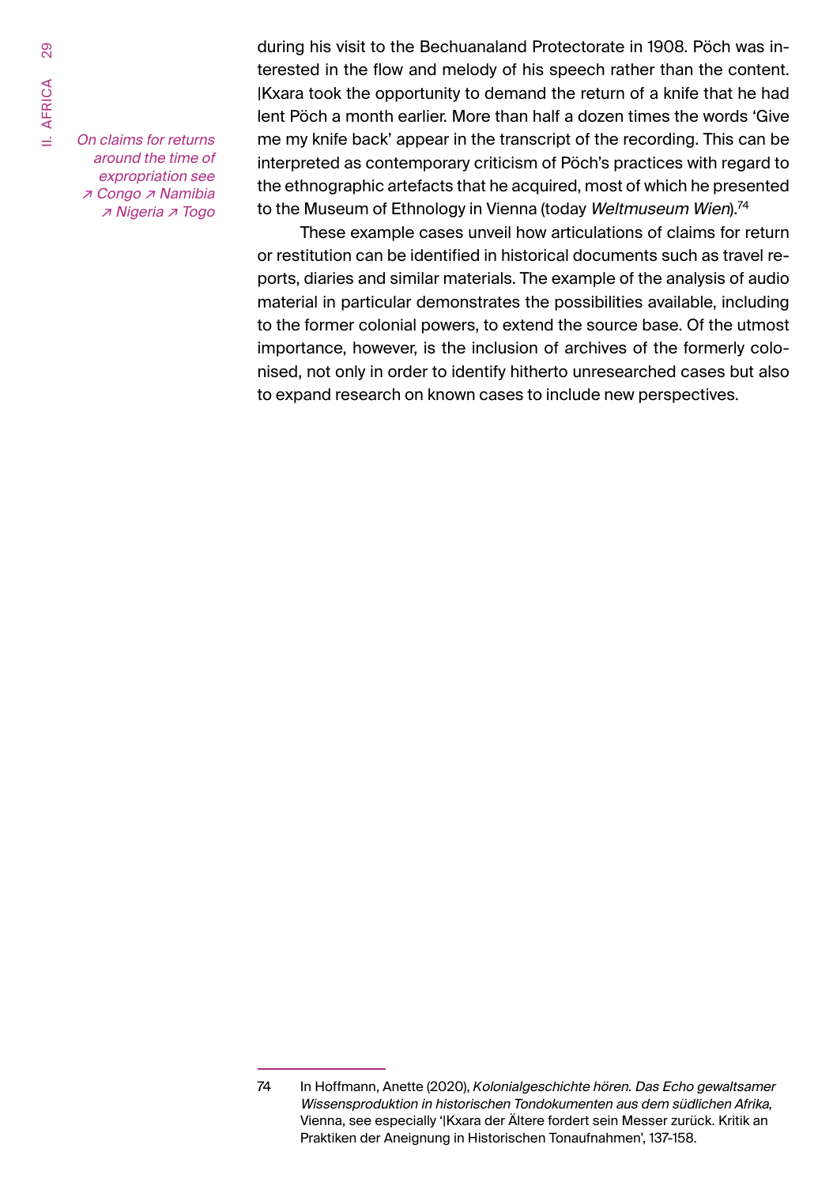*On claims for returns around the time of expropriation see ↗ Congo ↗ Namibia ↗ Nigeria ↗ Togo*

during his visit to the Bechuanaland Protectorate in 1908. Pöch was interested in the flow and melody of his speech rather than the content. |Kxara took the opportunity to demand the return of a knife that he had lent Pöch a month earlier. More than half a dozen times the words 'Give me my knife back' appear in the transcript of the recording. This can be interpreted as contemporary criticism of Pöch's practices with regard to the ethnographic artefacts that he acquired, most of which he presented to the Museum of Ethnology in Vienna (today *Weltmuseum Wien*).[74]

These example cases unveil how articulations of claims for return or restitution can be identified in historical documents such as travel reports, diaries and similar materials. The example of the analysis of audio material in particular demonstrates the possibilities available, including to the former colonial powers, to extend the source base. Of the utmost importance, however, is the inclusion of archives of the formerly colonised, not only in order to identify hitherto unresearched cases but also to expand research on known cases to include new perspectives.

---

74 In Hoffmann, Anette (2020), *Kolonialgeschichte hören. Das Echo gewaltsamer Wissensproduktion in historischen Tondokumenten aus dem südlichen Afrika*, Vienna, see especially '|Kxara der Ältere fordert sein Messer zurück. Kritik an Praktiken der Aneignung in Historischen Tonaufnahmen', 137-158.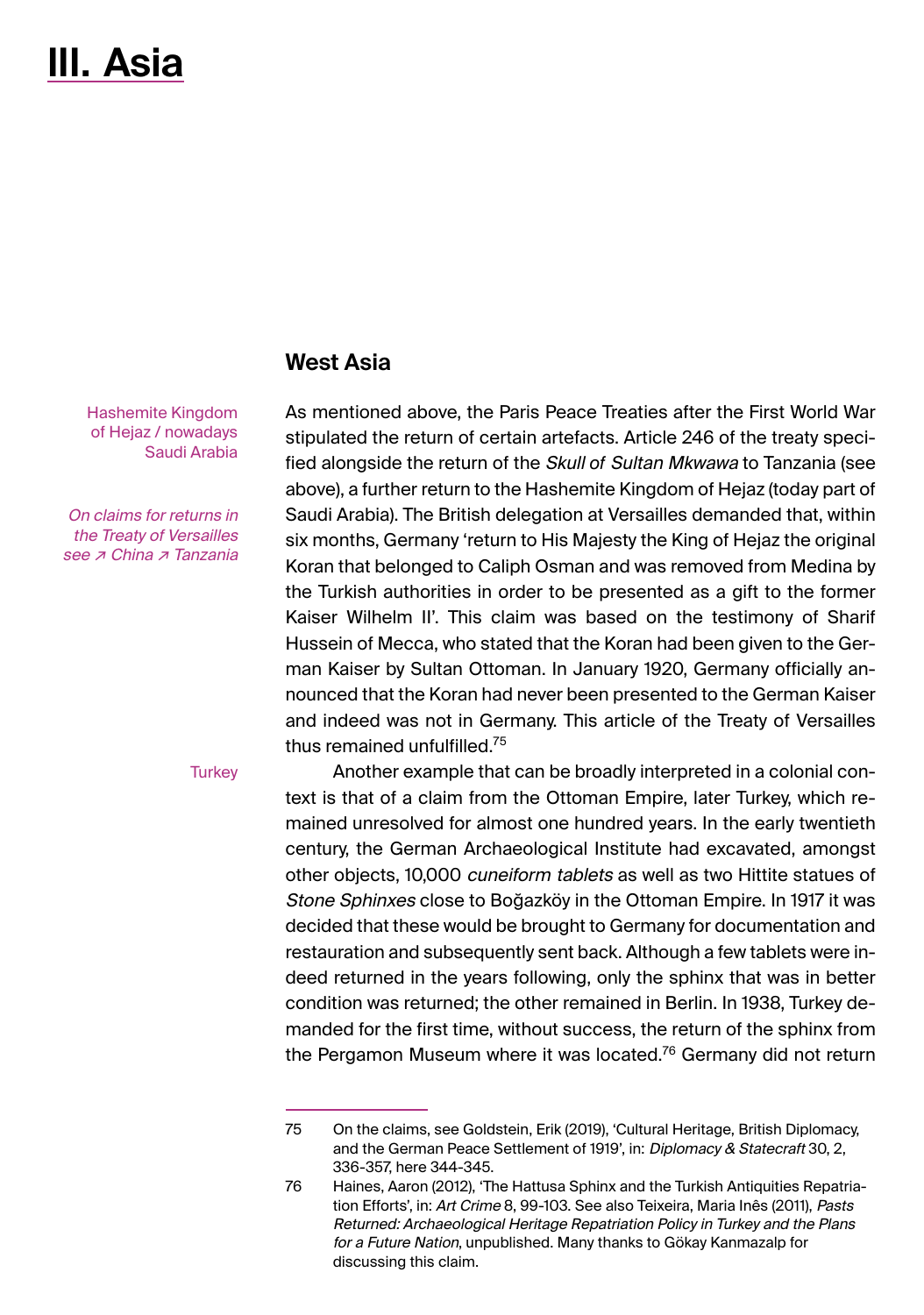# III. Asia

## West Asia

Hashemite Kingdom of Hejaz / nowadays Saudi Arabia

*On claims for returns in the Treaty of Versailles see ↗ China ↗ Tanzania*

As mentioned above, the Paris Peace Treaties after the First World War stipulated the return of certain artefacts. Article 246 of the treaty specified alongside the return of the *Skull of Sultan Mkwawa* to Tanzania (see above), a further return to the Hashemite Kingdom of Hejaz (today part of Saudi Arabia). The British delegation at Versailles demanded that, within six months, Germany 'return to His Majesty the King of Hejaz the original Koran that belonged to Caliph Osman and was removed from Medina by the Turkish authorities in order to be presented as a gift to the former Kaiser Wilhelm II'. This claim was based on the testimony of Sharif Hussein of Mecca, who stated that the Koran had been given to the German Kaiser by Sultan Ottoman. In January 1920, Germany officially announced that the Koran had never been presented to the German Kaiser and indeed was not in Germany. This article of the Treaty of Versailles thus remained unfulfilled.[75]

Turkey

Another example that can be broadly interpreted in a colonial context is that of a claim from the Ottoman Empire, later Turkey, which remained unresolved for almost one hundred years. In the early twentieth century, the German Archaeological Institute had excavated, amongst other objects, 10,000 *cuneiform tablets* as well as two Hittite statues of *Stone Sphinxes* close to Boğazköy in the Ottoman Empire. In 1917 it was decided that these would be brought to Germany for documentation and restauration and subsequently sent back. Although a few tablets were indeed returned in the years following, only the sphinx that was in better condition was returned; the other remained in Berlin. In 1938, Turkey demanded for the first time, without success, the return of the sphinx from the Pergamon Museum where it was located.[76] Germany did not return

---

75 On the claims, see Goldstein, Erik (2019), 'Cultural Heritage, British Diplomacy, and the German Peace Settlement of 1919', in: *Diplomacy & Statecraft* 30, 2, 336-357, here 344-345.

76 Haines, Aaron (2012), 'The Hattusa Sphinx and the Turkish Antiquities Repatriation Efforts', in: *Art Crime* 8, 99-103. See also Teixeira, Maria Inês (2011), *Pasts Returned: Archaeological Heritage Repatriation Policy in Turkey and the Plans for a Future Nation*, unpublished. Many thanks to Gökay Kanmazalp for discussing this claim.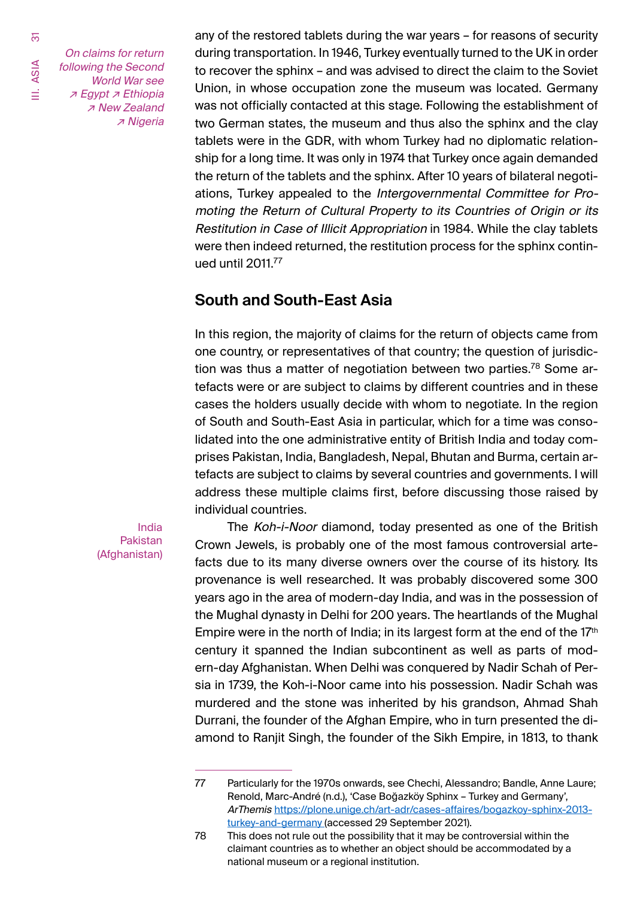*On claims for return following the Second World War see ↗ Egypt ↗ Ethiopia ↗ New Zealand ↗ Nigeria*

any of the restored tablets during the war years – for reasons of security during transportation. In 1946, Turkey eventually turned to the UK in order to recover the sphinx – and was advised to direct the claim to the Soviet Union, in whose occupation zone the museum was located. Germany was not officially contacted at this stage. Following the establishment of two German states, the museum and thus also the sphinx and the clay tablets were in the GDR, with whom Turkey had no diplomatic relationship for a long time. It was only in 1974 that Turkey once again demanded the return of the tablets and the sphinx. After 10 years of bilateral negotiations, Turkey appealed to the *Intergovernmental Committee for Promoting the Return of Cultural Property to its Countries of Origin or its Restitution in Case of Illicit Appropriation* in 1984. While the clay tablets were then indeed returned, the restitution process for the sphinx continued until 2011.[77]

## South and South-East Asia

In this region, the majority of claims for the return of objects came from one country, or representatives of that country; the question of jurisdiction was thus a matter of negotiation between two parties.[78] Some artefacts were or are subject to claims by different countries and in these cases the holders usually decide with whom to negotiate. In the region of South and South-East Asia in particular, which for a time was consolidated into the one administrative entity of British India and today comprises Pakistan, India, Bangladesh, Nepal, Bhutan and Burma, certain artefacts are subject to claims by several countries and governments. I will address these multiple claims first, before discussing those raised by individual countries.

India
Pakistan
(Afghanistan)

The *Koh-i-Noor* diamond, today presented as one of the British Crown Jewels, is probably one of the most famous controversial artefacts due to its many diverse owners over the course of its history. Its provenance is well researched. It was probably discovered some 300 years ago in the area of modern-day India, and was in the possession of the Mughal dynasty in Delhi for 200 years. The heartlands of the Mughal Empire were in the north of India; in its largest form at the end of the 17th century it spanned the Indian subcontinent as well as parts of modern-day Afghanistan. When Delhi was conquered by Nadir Schah of Persia in 1739, the Koh-i-Noor came into his possession. Nadir Schah was murdered and the stone was inherited by his grandson, Ahmad Shah Durrani, the founder of the Afghan Empire, who in turn presented the diamond to Ranjit Singh, the founder of the Sikh Empire, in 1813, to thank

---

77 Particularly for the 1970s onwards, see Chechi, Alessandro; Bandle, Anne Laure; Renold, Marc-André (n.d.), 'Case Boğazköy Sphinx – Turkey and Germany', *ArThemis* https://plone.unige.ch/art-adr/cases-affaires/bogazkoy-sphinx-2013-turkey-and-germany (accessed 29 September 2021).

78 This does not rule out the possibility that it may be controversial within the claimant countries as to whether an object should be accommodated by a national museum or a regional institution.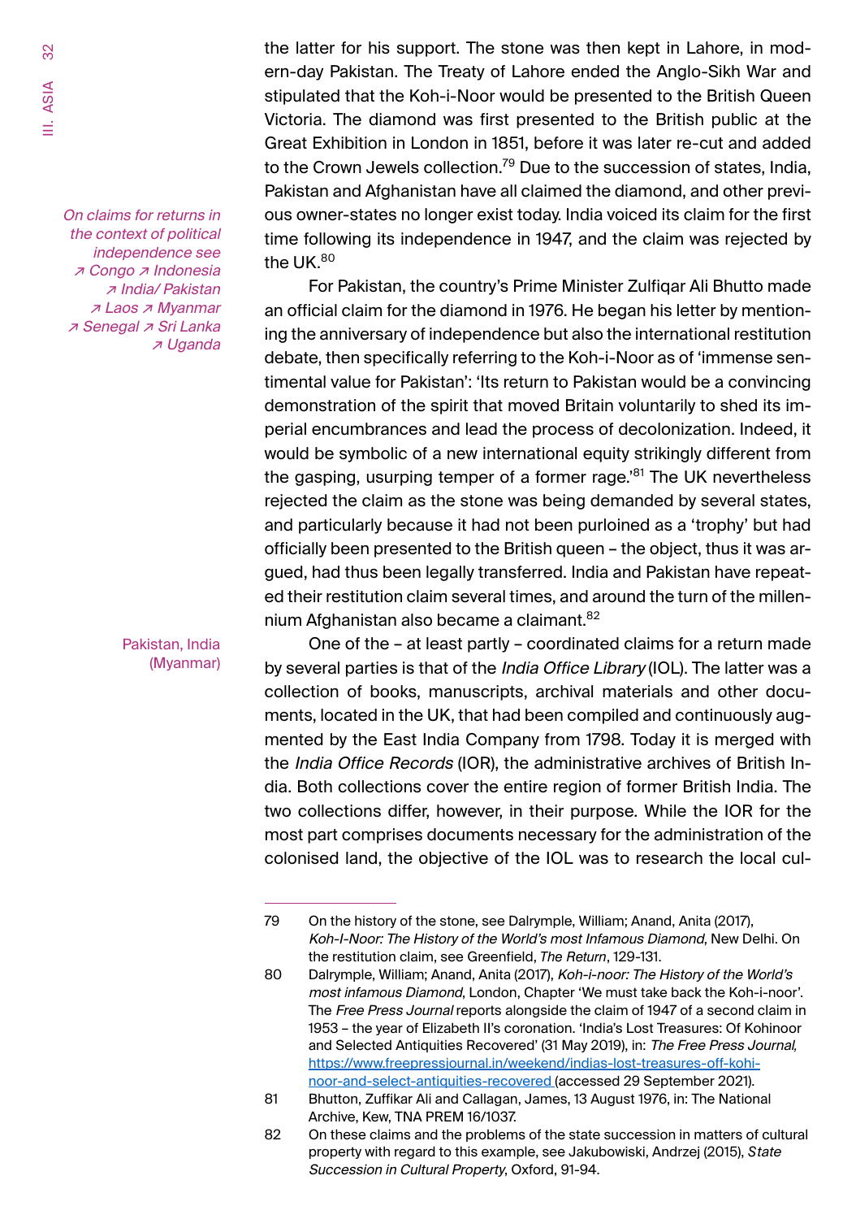*On claims for returns in the context of political independence see ↗ Congo ↗ Indonesia ↗ India/ Pakistan ↗ Laos ↗ Myanmar ↗ Senegal ↗ Sri Lanka ↗ Uganda*

the latter for his support. The stone was then kept in Lahore, in modern-day Pakistan. The Treaty of Lahore ended the Anglo-Sikh War and stipulated that the Koh-i-Noor would be presented to the British Queen Victoria. The diamond was first presented to the British public at the Great Exhibition in London in 1851, before it was later re-cut and added to the Crown Jewels collection.[79] Due to the succession of states, India, Pakistan and Afghanistan have all claimed the diamond, and other previous owner-states no longer exist today. India voiced its claim for the first time following its independence in 1947, and the claim was rejected by the UK.[80]

For Pakistan, the country's Prime Minister Zulfiqar Ali Bhutto made an official claim for the diamond in 1976. He began his letter by mentioning the anniversary of independence but also the international restitution debate, then specifically referring to the Koh-i-Noor as of 'immense sentimental value for Pakistan': 'Its return to Pakistan would be a convincing demonstration of the spirit that moved Britain voluntarily to shed its imperial encumbrances and lead the process of decolonization. Indeed, it would be symbolic of a new international equity strikingly different from the gasping, usurping temper of a former rage.'[81] The UK nevertheless rejected the claim as the stone was being demanded by several states, and particularly because it had not been purloined as a 'trophy' but had officially been presented to the British queen – the object, thus it was argued, had thus been legally transferred. India and Pakistan have repeated their restitution claim several times, and around the turn of the millennium Afghanistan also became a claimant.[82]

Pakistan, India (Myanmar)

One of the – at least partly – coordinated claims for a return made by several parties is that of the *India Office Library* (IOL). The latter was a collection of books, manuscripts, archival materials and other documents, located in the UK, that had been compiled and continuously augmented by the East India Company from 1798. Today it is merged with the *India Office Records* (IOR), the administrative archives of British India. Both collections cover the entire region of former British India. The two collections differ, however, in their purpose. While the IOR for the most part comprises documents necessary for the administration of the colonised land, the objective of the IOL was to research the local cul-

---

79 On the history of the stone, see Dalrymple, William; Anand, Anita (2017), *Koh-I-Noor: The History of the World's most Infamous Diamond*, New Delhi. On the restitution claim, see Greenfield, *The Return*, 129-131.

80 Dalrymple, William; Anand, Anita (2017), *Koh-i-noor: The History of the World's most infamous Diamond*, London, Chapter 'We must take back the Koh-i-noor'. The *Free Press Journal* reports alongside the claim of 1947 of a second claim in 1953 – the year of Elizabeth II's coronation. 'India's Lost Treasures: Of Kohinoor and Selected Antiquities Recovered' (31 May 2019), in: *The Free Press Journal,* https://www.freepressjournal.in/weekend/indias-lost-treasures-off-kohi-noor-and-select-antiquities-recovered (accessed 29 September 2021).

81 Bhutton, Zuffikar Ali and Callagan, James, 13 August 1976, in: The National Archive, Kew, TNA PREM 16/1037.

82 On these claims and the problems of the state succession in matters of cultural property with regard to this example, see Jakubowski, Andrzej (2015), *State Succession in Cultural Property*, Oxford, 91-94.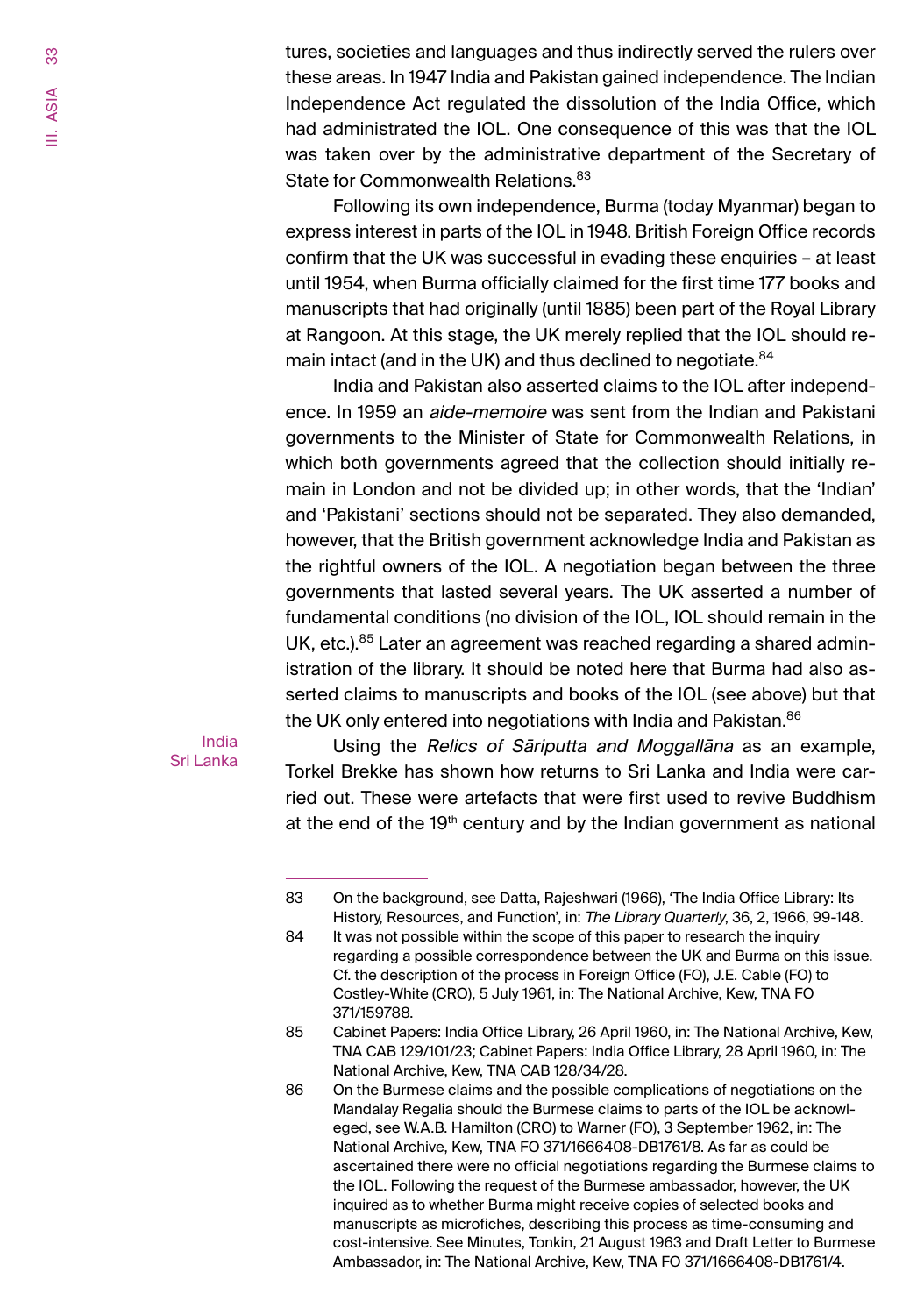tures, societies and languages and thus indirectly served the rulers over these areas. In 1947 India and Pakistan gained independence. The Indian Independence Act regulated the dissolution of the India Office, which had administrated the IOL. One consequence of this was that the IOL was taken over by the administrative department of the Secretary of State for Commonwealth Relations.[83]

Following its own independence, Burma (today Myanmar) began to express interest in parts of the IOL in 1948. British Foreign Office records confirm that the UK was successful in evading these enquiries – at least until 1954, when Burma officially claimed for the first time 177 books and manuscripts that had originally (until 1885) been part of the Royal Library at Rangoon. At this stage, the UK merely replied that the IOL should remain intact (and in the UK) and thus declined to negotiate.[84]

India and Pakistan also asserted claims to the IOL after independence. In 1959 an *aide-memoire* was sent from the Indian and Pakistani governments to the Minister of State for Commonwealth Relations, in which both governments agreed that the collection should initially remain in London and not be divided up; in other words, that the 'Indian' and 'Pakistani' sections should not be separated. They also demanded, however, that the British government acknowledge India and Pakistan as the rightful owners of the IOL. A negotiation began between the three governments that lasted several years. The UK asserted a number of fundamental conditions (no division of the IOL, IOL should remain in the UK, etc.).[85] Later an agreement was reached regarding a shared administration of the library. It should be noted here that Burma had also asserted claims to manuscripts and books of the IOL (see above) but that the UK only entered into negotiations with India and Pakistan.[86]

India
Sri Lanka

Using the *Relics of Sāriputta and Moggallāna* as an example, Torkel Brekke has shown how returns to Sri Lanka and India were carried out. These were artefacts that were first used to revive Buddhism at the end of the 19th century and by the Indian government as national

---

83 On the background, see Datta, Rajeshwari (1966), 'The India Office Library: Its History, Resources, and Function', in: *The Library Quarterly*, 36, 2, 1966, 99-148.

84 It was not possible within the scope of this paper to research the inquiry regarding a possible correspondence between the UK and Burma on this issue. Cf. the description of the process in Foreign Office (FO), J.E. Cable (FO) to Costley-White (CRO), 5 July 1961, in: The National Archive, Kew, TNA FO 371/159788.

85 Cabinet Papers: India Office Library, 26 April 1960, in: The National Archive, Kew, TNA CAB 129/101/23; Cabinet Papers: India Office Library, 28 April 1960, in: The National Archive, Kew, TNA CAB 128/34/28.

86 On the Burmese claims and the possible complications of negotiations on the Mandalay Regalia should the Burmese claims to parts of the IOL be acknowledged, see W.A.B. Hamilton (CRO) to Warner (FO), 3 September 1962, in: The National Archive, Kew, TNA FO 371/1666408-DB1761/8. As far as could be ascertained there were no official negotiations regarding the Burmese claims to the IOL. Following the request of the Burmese ambassador, however, the UK inquired as to whether Burma might receive copies of selected books and manuscripts as microfiches, describing this process as time-consuming and cost-intensive. See Minutes, Tonkin, 21 August 1963 and Draft Letter to Burmese Ambassador, in: The National Archive, Kew, TNA FO 371/1666408-DB1761/4.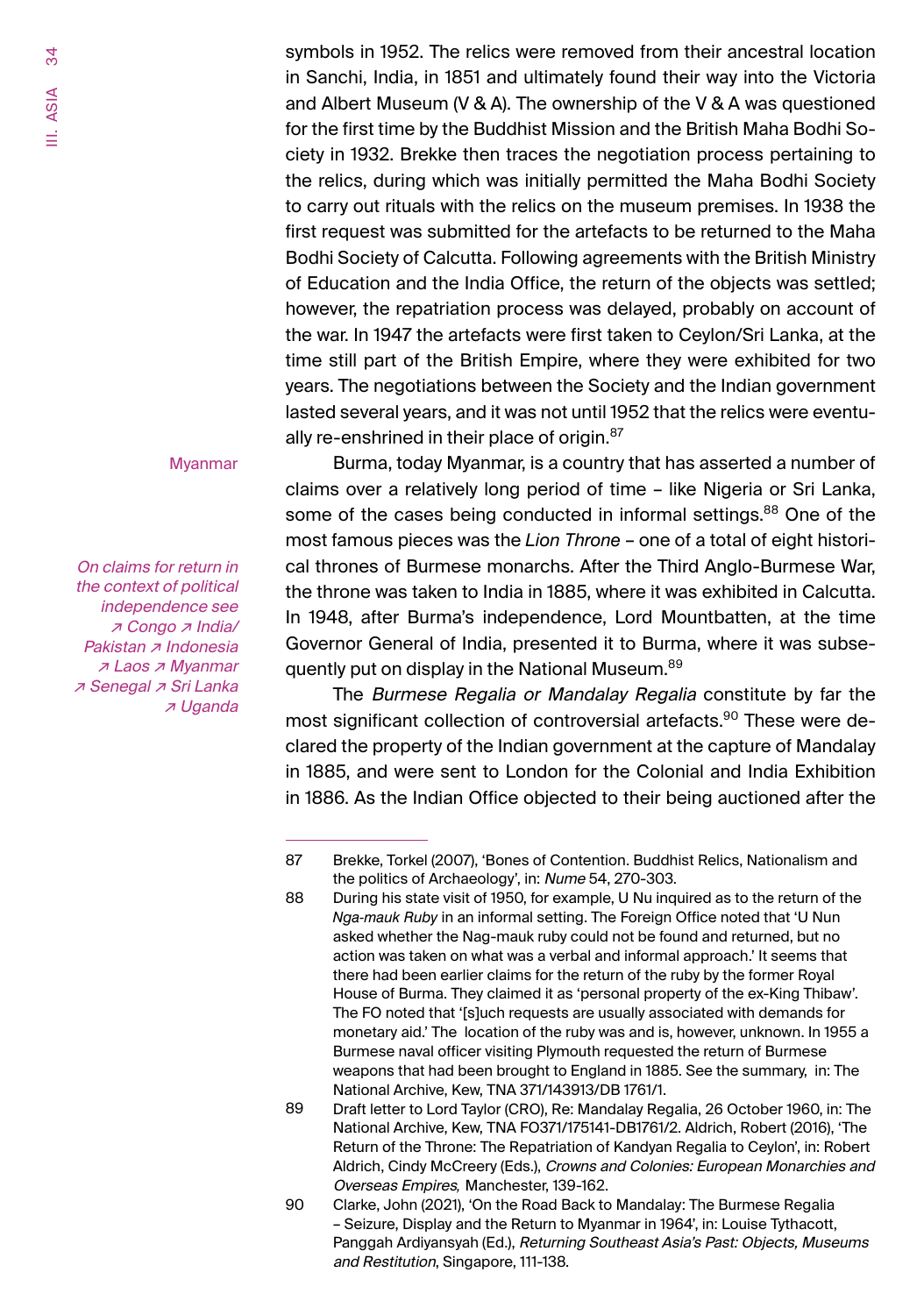symbols in 1952. The relics were removed from their ancestral location in Sanchi, India, in 1851 and ultimately found their way into the Victoria and Albert Museum (V & A). The ownership of the V & A was questioned for the first time by the Buddhist Mission and the British Maha Bodhi Society in 1932. Brekke then traces the negotiation process pertaining to the relics, during which was initially permitted the Maha Bodhi Society to carry out rituals with the relics on the museum premises. In 1938 the first request was submitted for the artefacts to be returned to the Maha Bodhi Society of Calcutta. Following agreements with the British Ministry of Education and the India Office, the return of the objects was settled; however, the repatriation process was delayed, probably on account of the war. In 1947 the artefacts were first taken to Ceylon/Sri Lanka, at the time still part of the British Empire, where they were exhibited for two years. The negotiations between the Society and the Indian government lasted several years, and it was not until 1952 that the relics were eventually re-enshrined in their place of origin.[87]

Myanmar

*On claims for return in the context of political independence see ↗ Congo ↗ India/Pakistan ↗ Indonesia ↗ Laos ↗ Myanmar ↗ Senegal ↗ Sri Lanka ↗ Uganda*

Burma, today Myanmar, is a country that has asserted a number of claims over a relatively long period of time – like Nigeria or Sri Lanka, some of the cases being conducted in informal settings.[88] One of the most famous pieces was the *Lion Throne* – one of a total of eight historical thrones of Burmese monarchs. After the Third Anglo-Burmese War, the throne was taken to India in 1885, where it was exhibited in Calcutta. In 1948, after Burma's independence, Lord Mountbatten, at the time Governor General of India, presented it to Burma, where it was subsequently put on display in the National Museum.[89]

The *Burmese Regalia or Mandalay Regalia* constitute by far the most significant collection of controversial artefacts.[90] These were declared the property of the Indian government at the capture of Mandalay in 1885, and were sent to London for the Colonial and India Exhibition in 1886. As the Indian Office objected to their being auctioned after the

---

87 Brekke, Torkel (2007), 'Bones of Contention. Buddhist Relics, Nationalism and the politics of Archaeology', in: *Nume* 54, 270-303.

88 During his state visit of 1950, for example, U Nu inquired as to the return of the *Nga-mauk Ruby* in an informal setting. The Foreign Office noted that 'U Nun asked whether the Nag-mauk ruby could not be found and returned, but no action was taken on what was a verbal and informal approach.' It seems that there had been earlier claims for the return of the ruby by the former Royal House of Burma. They claimed it as 'personal property of the ex-King Thibaw'. The FO noted that '[s]uch requests are usually associated with demands for monetary aid.' The location of the ruby was and is, however, unknown. In 1955 a Burmese naval officer visiting Plymouth requested the return of Burmese weapons that had been brought to England in 1885. See the summary, in: The National Archive, Kew, TNA 371/143913/DB 1761/1.

89 Draft letter to Lord Taylor (CRO), Re: Mandalay Regalia, 26 October 1960, in: The National Archive, Kew, TNA FO371/175141-DB1761/2. Aldrich, Robert (2016), 'The Return of the Throne: The Repatriation of Kandyan Regalia to Ceylon', in: Robert Aldrich, Cindy McCreery (Eds.), *Crowns and Colonies: European Monarchies and Overseas Empires,* Manchester, 139-162.

90 Clarke, John (2021), 'On the Road Back to Mandalay: The Burmese Regalia – Seizure, Display and the Return to Myanmar in 1964', in: Louise Tythacott, Panggah Ardiyansyah (Ed.), *Returning Southeast Asia's Past: Objects, Museums and Restitution*, Singapore, 111-138.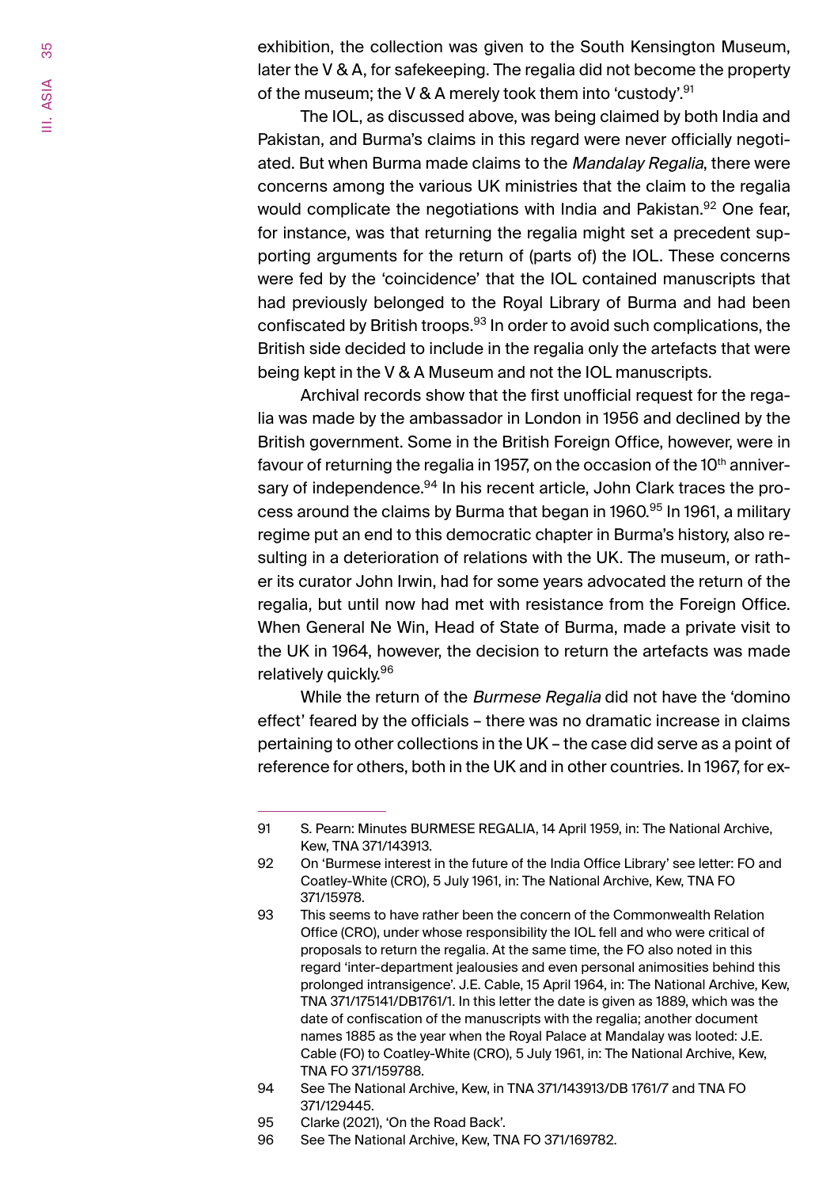exhibition, the collection was given to the South Kensington Museum, later the V & A, for safekeeping. The regalia did not become the property of the museum; the V & A merely took them into 'custody'.[91]

The IOL, as discussed above, was being claimed by both India and Pakistan, and Burma's claims in this regard were never officially negotiated. But when Burma made claims to the *Mandalay Regalia*, there were concerns among the various UK ministries that the claim to the regalia would complicate the negotiations with India and Pakistan.[92] One fear, for instance, was that returning the regalia might set a precedent supporting arguments for the return of (parts of) the IOL. These concerns were fed by the 'coincidence' that the IOL contained manuscripts that had previously belonged to the Royal Library of Burma and had been confiscated by British troops.[93] In order to avoid such complications, the British side decided to include in the regalia only the artefacts that were being kept in the V & A Museum and not the IOL manuscripts.

Archival records show that the first unofficial request for the regalia was made by the ambassador in London in 1956 and declined by the British government. Some in the British Foreign Office, however, were in favour of returning the regalia in 1957, on the occasion of the 10th anniversary of independence.[94] In his recent article, John Clark traces the process around the claims by Burma that began in 1960.[95] In 1961, a military regime put an end to this democratic chapter in Burma's history, also resulting in a deterioration of relations with the UK. The museum, or rather its curator John Irwin, had for some years advocated the return of the regalia, but until now had met with resistance from the Foreign Office. When General Ne Win, Head of State of Burma, made a private visit to the UK in 1964, however, the decision to return the artefacts was made relatively quickly.[96]

While the return of the *Burmese Regalia* did not have the 'domino effect' feared by the officials – there was no dramatic increase in claims pertaining to other collections in the UK – the case did serve as a point of reference for others, both in the UK and in other countries. In 1967, for ex-

---

91 S. Pearn: Minutes BURMESE REGALIA, 14 April 1959, in: The National Archive, Kew, TNA 371/143913.

92 On 'Burmese interest in the future of the India Office Library' see letter: FO and Coatley-White (CRO), 5 July 1961, in: The National Archive, Kew, TNA FO 371/15978.

93 This seems to have rather been the concern of the Commonwealth Relation Office (CRO), under whose responsibility the IOL fell and who were critical of proposals to return the regalia. At the same time, the FO also noted in this regard 'inter-department jealousies and even personal animosities behind this prolonged intransigence'. J.E. Cable, 15 April 1964, in: The National Archive, Kew, TNA 371/175141/DB1761/1. In this letter the date is given as 1889, which was the date of confiscation of the manuscripts with the regalia; another document names 1885 as the year when the Royal Palace at Mandalay was looted: J.E. Cable (FO) to Coatley-White (CRO), 5 July 1961, in: The National Archive, Kew, TNA FO 371/159788.

94 See The National Archive, Kew, in TNA 371/143913/DB 1761/7 and TNA FO 371/129445.

95 Clarke (2021), 'On the Road Back'.

96 See The National Archive, Kew, TNA FO 371/169782.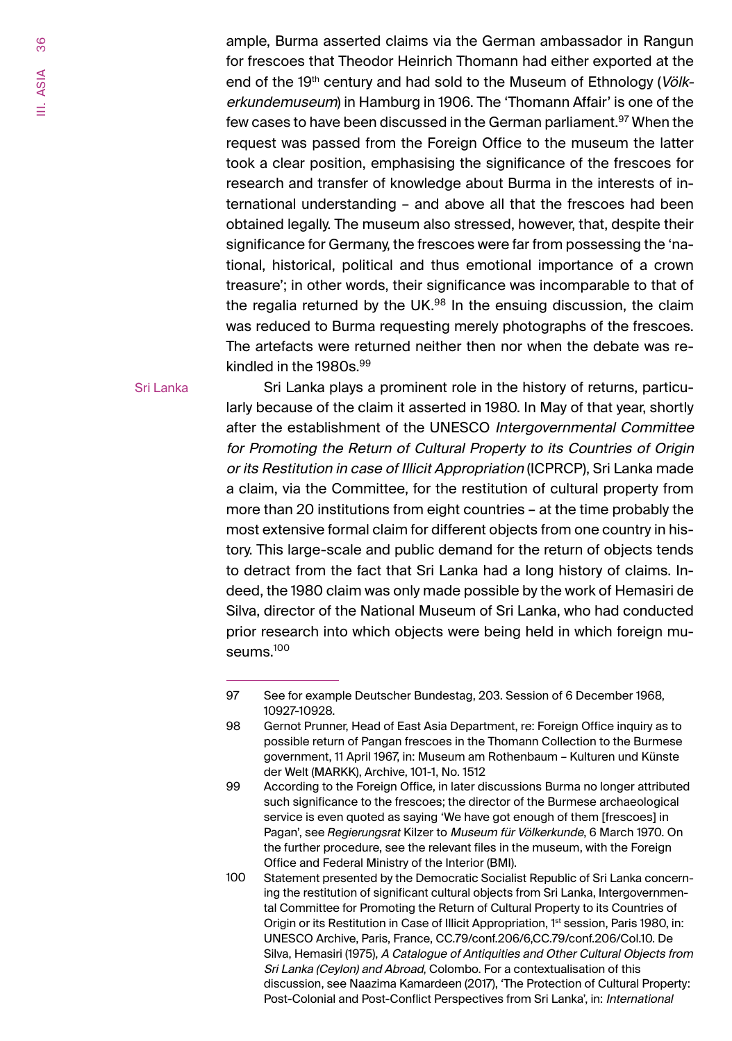ample, Burma asserted claims via the German ambassador in Rangun for frescoes that Theodor Heinrich Thomann had either exported at the end of the 19th century and had sold to the Museum of Ethnology (*Völkerkundemuseum*) in Hamburg in 1906. The 'Thomann Affair' is one of the few cases to have been discussed in the German parliament.[97] When the request was passed from the Foreign Office to the museum the latter took a clear position, emphasising the significance of the frescoes for research and transfer of knowledge about Burma in the interests of international understanding – and above all that the frescoes had been obtained legally. The museum also stressed, however, that, despite their significance for Germany, the frescoes were far from possessing the 'national, historical, political and thus emotional importance of a crown treasure'; in other words, their significance was incomparable to that of the regalia returned by the UK.[98] In the ensuing discussion, the claim was reduced to Burma requesting merely photographs of the frescoes. The artefacts were returned neither then nor when the debate was rekindled in the 1980s.[99]

Sri Lanka

Sri Lanka plays a prominent role in the history of returns, particularly because of the claim it asserted in 1980. In May of that year, shortly after the establishment of the UNESCO *Intergovernmental Committee for Promoting the Return of Cultural Property to its Countries of Origin or its Restitution in case of Illicit Appropriation* (ICPRCP), Sri Lanka made a claim, via the Committee, for the restitution of cultural property from more than 20 institutions from eight countries – at the time probably the most extensive formal claim for different objects from one country in history. This large-scale and public demand for the return of objects tends to detract from the fact that Sri Lanka had a long history of claims. Indeed, the 1980 claim was only made possible by the work of Hemasiri de Silva, director of the National Museum of Sri Lanka, who had conducted prior research into which objects were being held in which foreign museums.[100]

---

97 See for example Deutscher Bundestag, 203. Session of 6 December 1968, 10927-10928.

98 Gernot Prunner, Head of East Asia Department, re: Foreign Office inquiry as to possible return of Pangan frescoes in the Thomann Collection to the Burmese government, 11 April 1967, in: Museum am Rothenbaum – Kulturen und Künste der Welt (MARKK), Archive, 101-1, No. 1512

99 According to the Foreign Office, in later discussions Burma no longer attributed such significance to the frescoes; the director of the Burmese archaeological service is even quoted as saying 'We have got enough of them [frescoes] in Pagan', see *Regierungsrat* Kilzer to *Museum für Völkerkunde*, 6 March 1970. On the further procedure, see the relevant files in the museum, with the Foreign Office and Federal Ministry of the Interior (BMI).

100 Statement presented by the Democratic Socialist Republic of Sri Lanka concerning the restitution of significant cultural objects from Sri Lanka, Intergovernmental Committee for Promoting the Return of Cultural Property to its Countries of Origin or its Restitution in Case of Illicit Appropriation, 1st session, Paris 1980, in: UNESCO Archive, Paris, France, CC.79/conf.206/6,CC.79/conf.206/Col.10. De Silva, Hemasiri (1975), *A Catalogue of Antiquities and Other Cultural Objects from Sri Lanka (Ceylon) and Abroad*, Colombo. For a contextualisation of this discussion, see Naazima Kamardeen (2017), 'The Protection of Cultural Property: Post-Colonial and Post-Conflict Perspectives from Sri Lanka', in: *International*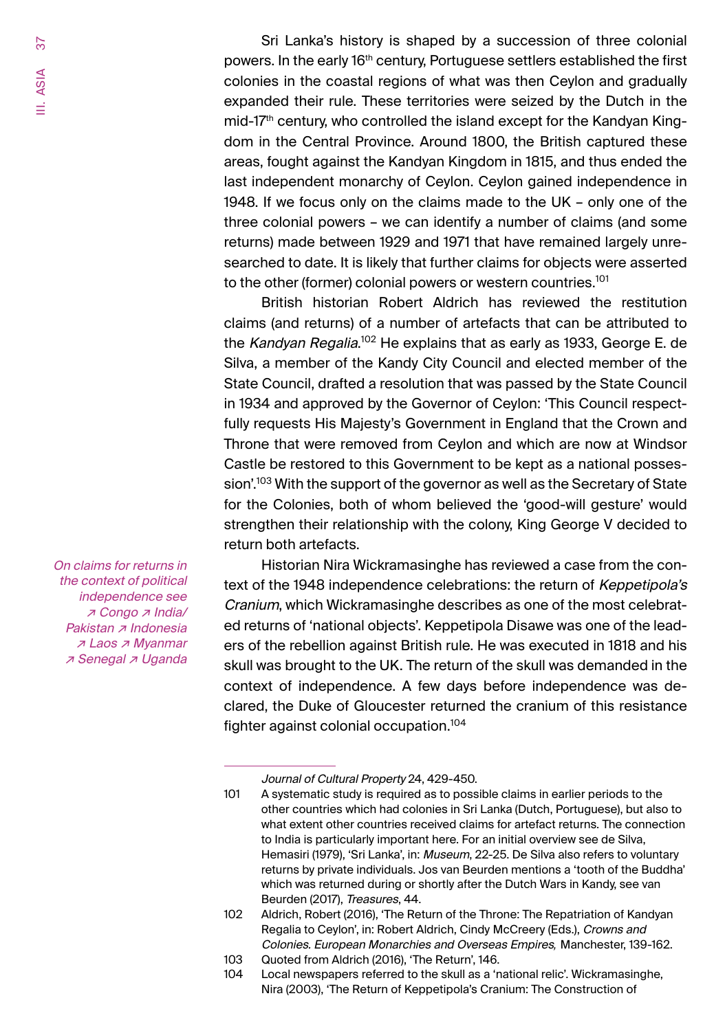Sri Lanka's history is shaped by a succession of three colonial powers. In the early 16th century, Portuguese settlers established the first colonies in the coastal regions of what was then Ceylon and gradually expanded their rule. These territories were seized by the Dutch in the mid-17th century, who controlled the island except for the Kandyan Kingdom in the Central Province. Around 1800, the British captured these areas, fought against the Kandyan Kingdom in 1815, and thus ended the last independent monarchy of Ceylon. Ceylon gained independence in 1948. If we focus only on the claims made to the UK – only one of the three colonial powers – we can identify a number of claims (and some returns) made between 1929 and 1971 that have remained largely unresearched to date. It is likely that further claims for objects were asserted to the other (former) colonial powers or western countries.[101]

British historian Robert Aldrich has reviewed the restitution claims (and returns) of a number of artefacts that can be attributed to the *Kandyan Regalia*.[102] He explains that as early as 1933, George E. de Silva, a member of the Kandy City Council and elected member of the State Council, drafted a resolution that was passed by the State Council in 1934 and approved by the Governor of Ceylon: 'This Council respectfully requests His Majesty's Government in England that the Crown and Throne that were removed from Ceylon and which are now at Windsor Castle be restored to this Government to be kept as a national possession'.[103] With the support of the governor as well as the Secretary of State for the Colonies, both of whom believed the 'good-will gesture' would strengthen their relationship with the colony, King George V decided to return both artefacts.

*On claims for returns in the context of political independence see ↗ Congo ↗ India/Pakistan ↗ Indonesia ↗ Laos ↗ Myanmar ↗ Senegal ↗ Uganda*

Historian Nira Wickramasinghe has reviewed a case from the context of the 1948 independence celebrations: the return of *Keppetipola's Cranium*, which Wickramasinghe describes as one of the most celebrated returns of 'national objects'. Keppetipola Disawe was one of the leaders of the rebellion against British rule. He was executed in 1818 and his skull was brought to the UK. The return of the skull was demanded in the context of independence. A few days before independence was declared, the Duke of Gloucester returned the cranium of this resistance fighter against colonial occupation.[104]

---

*Journal of Cultural Property* 24, 429-450.

101 A systematic study is required as to possible claims in earlier periods to the other countries which had colonies in Sri Lanka (Dutch, Portuguese), but also to what extent other countries received claims for artefact returns. The connection to India is particularly important here. For an initial overview see de Silva, Hemasiri (1979), 'Sri Lanka', in: *Museum*, 22-25. De Silva also refers to voluntary returns by private individuals. Jos van Beurden mentions a 'tooth of the Buddha' which was returned during or shortly after the Dutch Wars in Kandy, see van Beurden (2017), *Treasures*, 44.

102 Aldrich, Robert (2016), 'The Return of the Throne: The Repatriation of Kandyan Regalia to Ceylon', in: Robert Aldrich, Cindy McCreery (Eds.), *Crowns and Colonies. European Monarchies and Overseas Empires,* Manchester, 139-162.

103 Quoted from Aldrich (2016), 'The Return', 146.

104 Local newspapers referred to the skull as a 'national relic'. Wickramasinghe, Nira (2003), 'The Return of Keppetipola's Cranium: The Construction of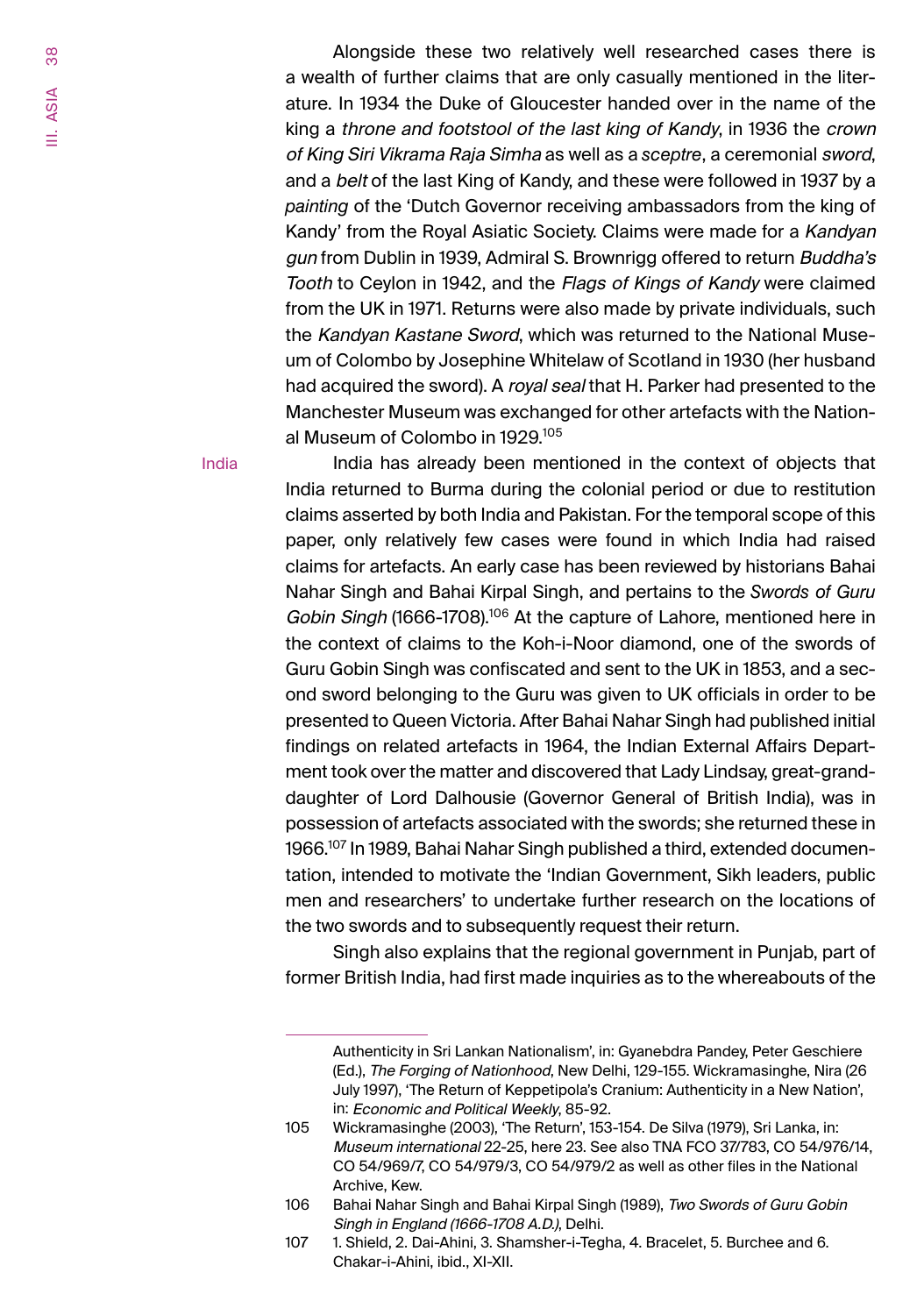Alongside these two relatively well researched cases there is a wealth of further claims that are only casually mentioned in the literature. In 1934 the Duke of Gloucester handed over in the name of the king a *throne and footstool of the last king of Kandy*, in 1936 the *crown of King Siri Vikrama Raja Simha* as well as a *sceptre*, a ceremonial *sword*, and a *belt* of the last King of Kandy, and these were followed in 1937 by a *painting* of the 'Dutch Governor receiving ambassadors from the king of Kandy' from the Royal Asiatic Society. Claims were made for a *Kandyan gun* from Dublin in 1939, Admiral S. Brownrigg offered to return *Buddha's Tooth* to Ceylon in 1942, and the *Flags of Kings of Kandy* were claimed from the UK in 1971. Returns were also made by private individuals, such the *Kandyan Kastane Sword*, which was returned to the National Museum of Colombo by Josephine Whitelaw of Scotland in 1930 (her husband had acquired the sword). A *royal seal* that H. Parker had presented to the Manchester Museum was exchanged for other artefacts with the National Museum of Colombo in 1929.[105]

India

India has already been mentioned in the context of objects that India returned to Burma during the colonial period or due to restitution claims asserted by both India and Pakistan. For the temporal scope of this paper, only relatively few cases were found in which India had raised claims for artefacts. An early case has been reviewed by historians Bahai Nahar Singh and Bahai Kirpal Singh, and pertains to the *Swords of Guru Gobin Singh* (1666-1708).[106] At the capture of Lahore, mentioned here in the context of claims to the Koh-i-Noor diamond, one of the swords of Guru Gobin Singh was confiscated and sent to the UK in 1853, and a second sword belonging to the Guru was given to UK officials in order to be presented to Queen Victoria. After Bahai Nahar Singh had published initial findings on related artefacts in 1964, the Indian External Affairs Department took over the matter and discovered that Lady Lindsay, great-granddaughter of Lord Dalhousie (Governor General of British India), was in possession of artefacts associated with the swords; she returned these in 1966.[107] In 1989, Bahai Nahar Singh published a third, extended documentation, intended to motivate the 'Indian Government, Sikh leaders, public men and researchers' to undertake further research on the locations of the two swords and to subsequently request their return.

Singh also explains that the regional government in Punjab, part of former British India, had first made inquiries as to the whereabouts of the

---

Authenticity in Sri Lankan Nationalism', in: Gyanebdra Pandey, Peter Geschiere (Ed.), *The Forging of Nationhood*, New Delhi, 129-155. Wickramasinghe, Nira (26 July 1997), 'The Return of Keppetipola's Cranium: Authenticity in a New Nation', in: *Economic and Political Weekly*, 85-92.

105 Wickramasinghe (2003), 'The Return', 153-154. De Silva (1979), Sri Lanka, in: *Museum international* 22-25, here 23. See also TNA FCO 37/783, CO 54/976/14, CO 54/969/7, CO 54/979/3, CO 54/979/2 as well as other files in the National Archive, Kew.

106 Bahai Nahar Singh and Bahai Kirpal Singh (1989), *Two Swords of Guru Gobin Singh in England (1666-1708 A.D.)*, Delhi.

107 1. Shield, 2. Dai-Ahini, 3. Shamsher-i-Tegha, 4. Bracelet, 5. Burchee and 6. Chakar-i-Ahini, ibid., XI-XII.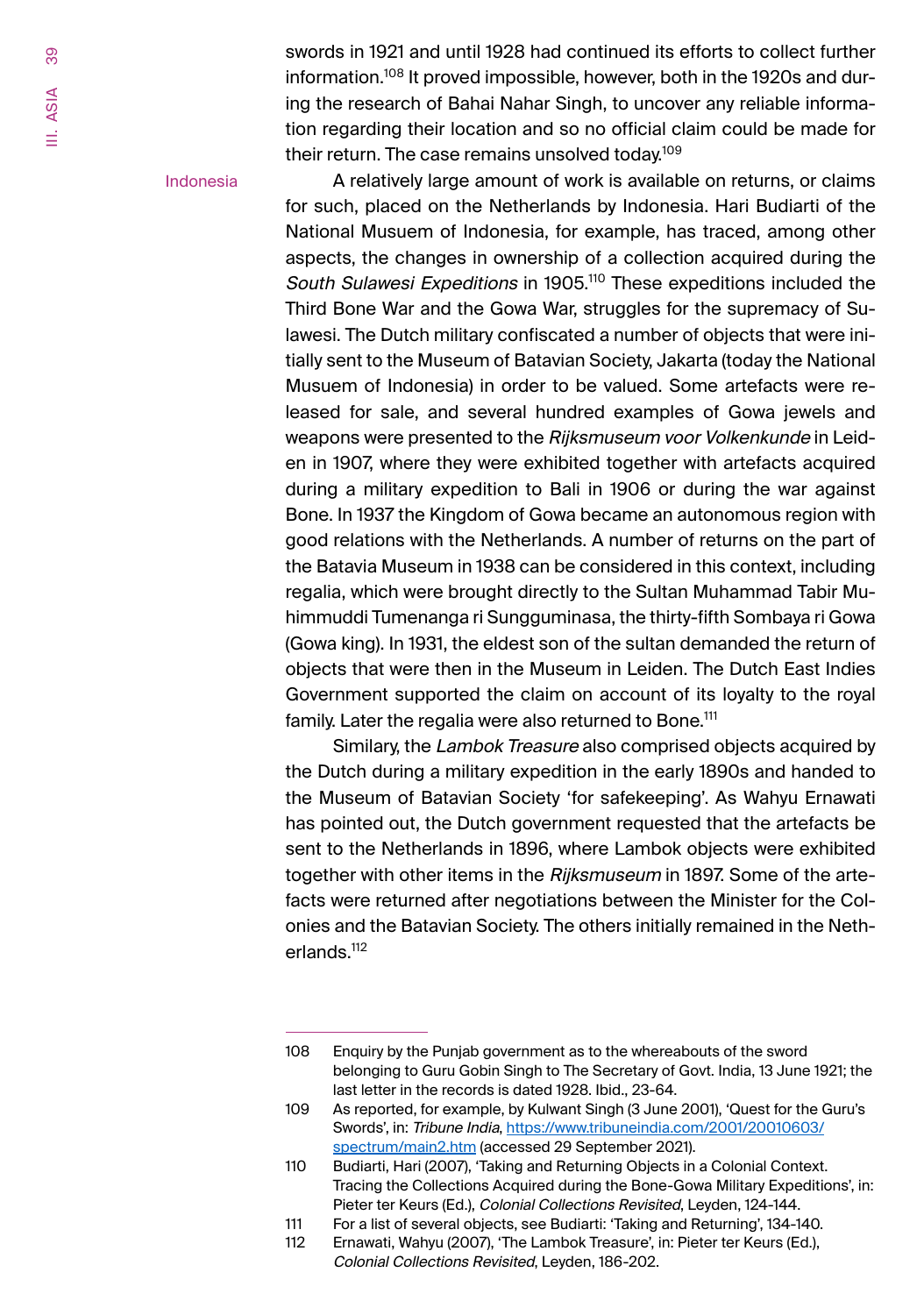swords in 1921 and until 1928 had continued its efforts to collect further information.[108] It proved impossible, however, both in the 1920s and during the research of Bahai Nahar Singh, to uncover any reliable information regarding their location and so no official claim could be made for their return. The case remains unsolved today.[109]

Indonesia

A relatively large amount of work is available on returns, or claims for such, placed on the Netherlands by Indonesia. Hari Budiarti of the National Musuem of Indonesia, for example, has traced, among other aspects, the changes in ownership of a collection acquired during the *South Sulawesi Expeditions* in 1905.[110] These expeditions included the Third Bone War and the Gowa War, struggles for the supremacy of Sulawesi. The Dutch military confiscated a number of objects that were initially sent to the Museum of Batavian Society, Jakarta (today the National Musuem of Indonesia) in order to be valued. Some artefacts were released for sale, and several hundred examples of Gowa jewels and weapons were presented to the *Rijksmuseum voor Volkenkunde* in Leiden in 1907, where they were exhibited together with artefacts acquired during a military expedition to Bali in 1906 or during the war against Bone. In 1937 the Kingdom of Gowa became an autonomous region with good relations with the Netherlands. A number of returns on the part of the Batavia Museum in 1938 can be considered in this context, including regalia, which were brought directly to the Sultan Muhammad Tabir Muhimmuddi Tumenanga ri Sungguminasa, the thirty-fifth Sombaya ri Gowa (Gowa king). In 1931, the eldest son of the sultan demanded the return of objects that were then in the Museum in Leiden. The Dutch East Indies Government supported the claim on account of its loyalty to the royal family. Later the regalia were also returned to Bone.[111]

Similary, the *Lambok Treasure* also comprised objects acquired by the Dutch during a military expedition in the early 1890s and handed to the Museum of Batavian Society 'for safekeeping'. As Wahyu Ernawati has pointed out, the Dutch government requested that the artefacts be sent to the Netherlands in 1896, where Lambok objects were exhibited together with other items in the *Rijksmuseum* in 1897. Some of the artefacts were returned after negotiations between the Minister for the Colonies and the Batavian Society. The others initially remained in the Netherlands.[112]

---

108 Enquiry by the Punjab government as to the whereabouts of the sword belonging to Guru Gobin Singh to The Secretary of Govt. India, 13 June 1921; the last letter in the records is dated 1928. Ibid., 23-64.

109 As reported, for example, by Kulwant Singh (3 June 2001), 'Quest for the Guru's Swords', in: *Tribune India*, https://www.tribuneindia.com/2001/20010603/spectrum/main2.htm (accessed 29 September 2021).

110 Budiarti, Hari (2007), 'Taking and Returning Objects in a Colonial Context. Tracing the Collections Acquired during the Bone-Gowa Military Expeditions', in: Pieter ter Keurs (Ed.), *Colonial Collections Revisited*, Leyden, 124-144.

111 For a list of several objects, see Budiarti: 'Taking and Returning', 134-140.

112 Ernawati, Wahyu (2007), 'The Lambok Treasure', in: Pieter ter Keurs (Ed.), *Colonial Collections Revisited*, Leyden, 186-202.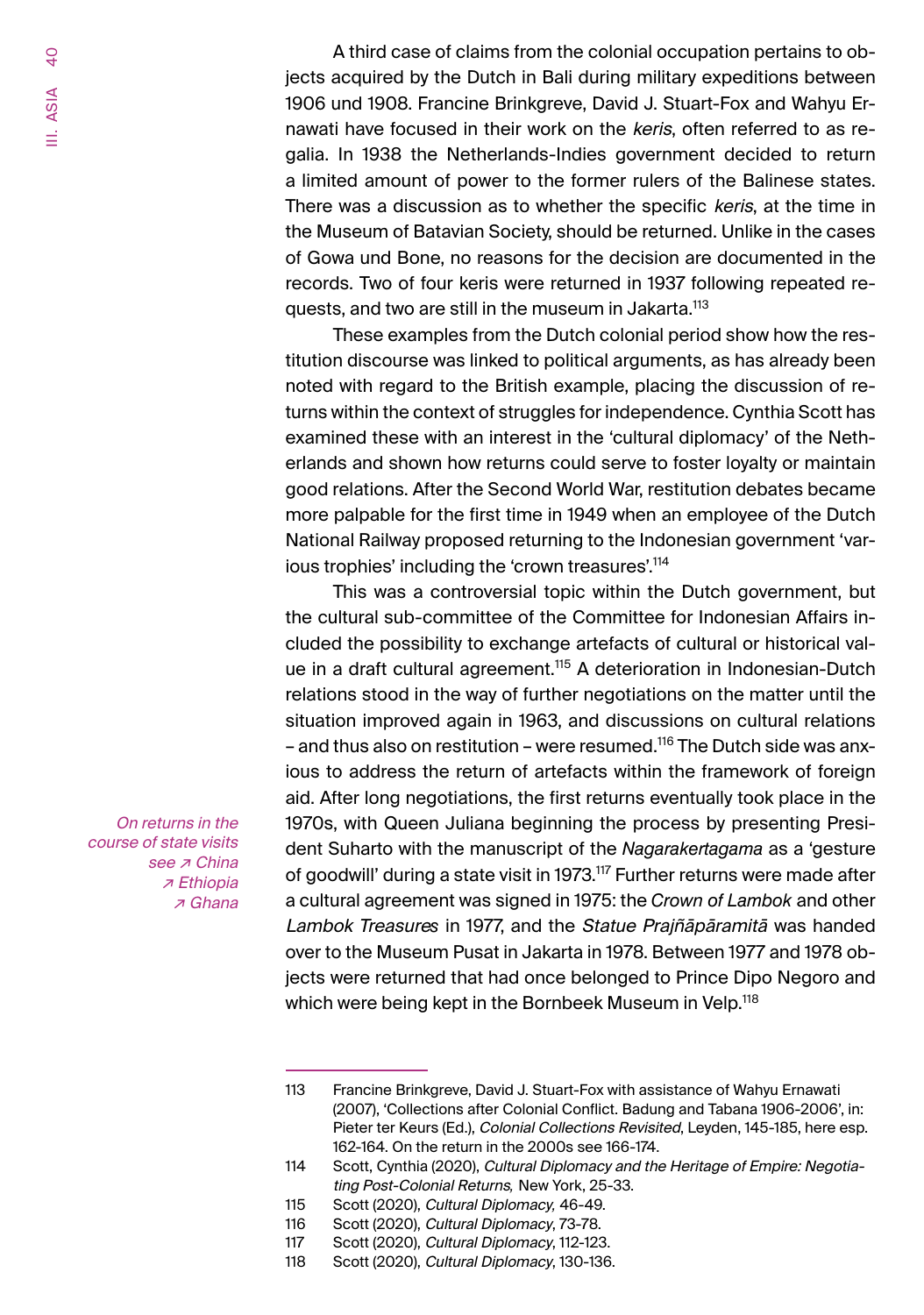A third case of claims from the colonial occupation pertains to objects acquired by the Dutch in Bali during military expeditions between 1906 und 1908. Francine Brinkgreve, David J. Stuart-Fox and Wahyu Ernawati have focused in their work on the *keris*, often referred to as regalia. In 1938 the Netherlands-Indies government decided to return a limited amount of power to the former rulers of the Balinese states. There was a discussion as to whether the specific *keris*, at the time in the Museum of Batavian Society, should be returned. Unlike in the cases of Gowa und Bone, no reasons for the decision are documented in the records. Two of four keris were returned in 1937 following repeated requests, and two are still in the museum in Jakarta.[113]

These examples from the Dutch colonial period show how the restitution discourse was linked to political arguments, as has already been noted with regard to the British example, placing the discussion of returns within the context of struggles for independence. Cynthia Scott has examined these with an interest in the 'cultural diplomacy' of the Netherlands and shown how returns could serve to foster loyalty or maintain good relations. After the Second World War, restitution debates became more palpable for the first time in 1949 when an employee of the Dutch National Railway proposed returning to the Indonesian government 'various trophies' including the 'crown treasures'.[114]

This was a controversial topic within the Dutch government, but the cultural sub-committee of the Committee for Indonesian Affairs included the possibility to exchange artefacts of cultural or historical value in a draft cultural agreement.[115] A deterioration in Indonesian-Dutch relations stood in the way of further negotiations on the matter until the situation improved again in 1963, and discussions on cultural relations – and thus also on restitution – were resumed.[116] The Dutch side was anxious to address the return of artefacts within the framework of foreign aid. After long negotiations, the first returns eventually took place in the 1970s, with Queen Juliana beginning the process by presenting President Suharto with the manuscript of the *Nagarakertagama* as a 'gesture of goodwill' during a state visit in 1973.[117] Further returns were made after a cultural agreement was signed in 1975: the *Crown of Lambok* and other *Lambok Treasures* in 1977, and the *Statue Prajñāpāramitā* was handed over to the Museum Pusat in Jakarta in 1978. Between 1977 and 1978 objects were returned that had once belonged to Prince Dipo Negoro and which were being kept in the Bornbeek Museum in Velp.[118]

*On returns in the course of state visits see ↗ China ↗ Ethiopia ↗ Ghana*

---

113 Francine Brinkgreve, David J. Stuart-Fox with assistance of Wahyu Ernawati (2007), 'Collections after Colonial Conflict. Badung and Tabana 1906-2006', in: Pieter ter Keurs (Ed.), *Colonial Collections Revisited*, Leyden, 145-185, here esp. 162-164. On the return in the 2000s see 166-174.

114 Scott, Cynthia (2020), *Cultural Diplomacy and the Heritage of Empire: Negotiating Post-Colonial Returns,* New York, 25-33.

115 Scott (2020), *Cultural Diplomacy,* 46-49.

116 Scott (2020), *Cultural Diplomacy*, 73-78.

117 Scott (2020), *Cultural Diplomacy*, 112-123.

118 Scott (2020), *Cultural Diplomacy*, 130-136.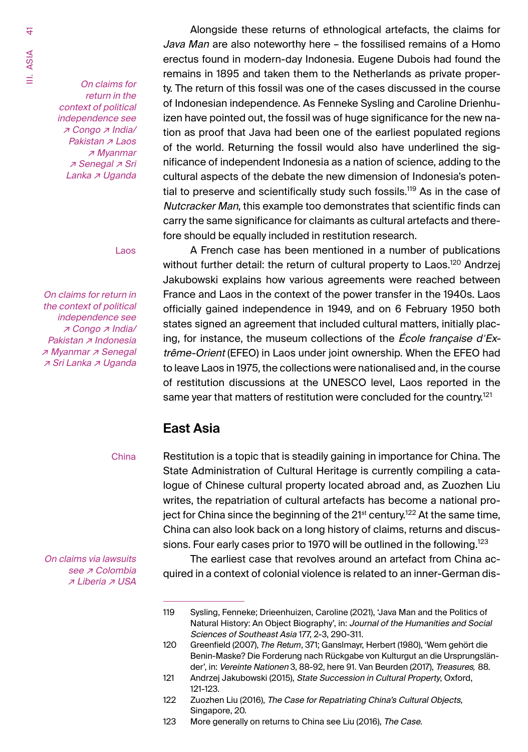*On claims for return in the context of political independence see ↗ Congo ↗ India/ Pakistan ↗ Laos ↗ Myanmar ↗ Senegal ↗ Sri Lanka ↗ Uganda*

Alongside these returns of ethnological artefacts, the claims for *Java Man* are also noteworthy here – the fossilised remains of a Homo erectus found in modern-day Indonesia. Eugene Dubois had found the remains in 1895 and taken them to the Netherlands as private property. The return of this fossil was one of the cases discussed in the course of Indonesian independence. As Fenneke Sysling and Caroline Drienhuizen have pointed out, the fossil was of huge significance for the new nation as proof that Java had been one of the earliest populated regions of the world. Returning the fossil would also have underlined the significance of independent Indonesia as a nation of science, adding to the cultural aspects of the debate the new dimension of Indonesia's potential to preserve and scientifically study such fossils.[119] As in the case of *Nutcracker Man*, this example too demonstrates that scientific finds can carry the same significance for claimants as cultural artefacts and therefore should be equally included in restitution research.

Laos

*On claims for return in the context of political independence see ↗ Congo ↗ India/ Pakistan ↗ Indonesia ↗ Myanmar ↗ Senegal ↗ Sri Lanka ↗ Uganda*

A French case has been mentioned in a number of publications without further detail: the return of cultural property to Laos.[120] Andrzej Jakubowski explains how various agreements were reached between France and Laos in the context of the power transfer in the 1940s. Laos officially gained independence in 1949, and on 6 February 1950 both states signed an agreement that included cultural matters, initially placing, for instance, the museum collections of the *École française d'Extrême-Orient* (EFEO) in Laos under joint ownership. When the EFEO had to leave Laos in 1975, the collections were nationalised and, in the course of restitution discussions at the UNESCO level, Laos reported in the same year that matters of restitution were concluded for the country.[121]

## East Asia

China

Restitution is a topic that is steadily gaining in importance for China. The State Administration of Cultural Heritage is currently compiling a catalogue of Chinese cultural property located abroad and, as Zuozhen Liu writes, the repatriation of cultural artefacts has become a national project for China since the beginning of the 21st century.[122] At the same time, China can also look back on a long history of claims, returns and discussions. Four early cases prior to 1970 will be outlined in the following.[123]

*On claims via lawsuits see ↗ Colombia ↗ Liberia ↗ USA*

The earliest case that revolves around an artefact from China acquired in a context of colonial violence is related to an inner-German dis-

---

119 Sysling, Fenneke; Drieenhuizen, Caroline (2021), 'Java Man and the Politics of Natural History: An Object Biography', in: *Journal of the Humanities and Social Sciences of Southeast Asia* 177, 2-3, 290-311.

120 Greenfield (2007), *The Return*, 371; Ganslmayr, Herbert (1980), 'Wem gehört die Benin-Maske? Die Forderung nach Rückgabe von Kulturgut an die Ursprungsländer', in: *Vereinte Nationen* 3, 88-92, here 91. Van Beurden (2017), *Treasures,* 88.

121 Andrzej Jakubowski (2015), *State Succession in Cultural Property*, Oxford, 121-123.

122 Zuozhen Liu (2016), *The Case for Repatriating China's Cultural Objects*, Singapore, 20.

123 More generally on returns to China see Liu (2016), *The Case*.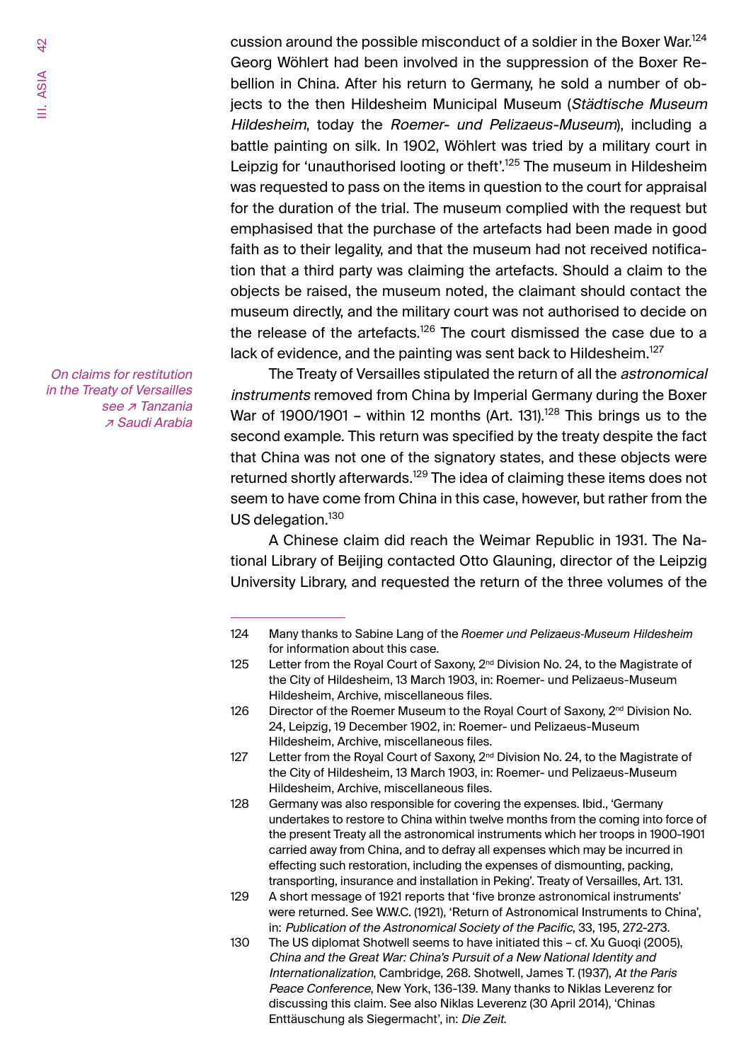cussion around the possible misconduct of a soldier in the Boxer War.[124] Georg Wöhlert had been involved in the suppression of the Boxer Rebellion in China. After his return to Germany, he sold a number of objects to the then Hildesheim Municipal Museum (*Städtische Museum Hildesheim*, today the *Roemer- und Pelizaeus-Museum*), including a battle painting on silk. In 1902, Wöhlert was tried by a military court in Leipzig for 'unauthorised looting or theft'.[125] The museum in Hildesheim was requested to pass on the items in question to the court for appraisal for the duration of the trial. The museum complied with the request but emphasised that the purchase of the artefacts had been made in good faith as to their legality, and that the museum had not received notification that a third party was claiming the artefacts. Should a claim to the objects be raised, the museum noted, the claimant should contact the museum directly, and the military court was not authorised to decide on the release of the artefacts.[126] The court dismissed the case due to a lack of evidence, and the painting was sent back to Hildesheim.[127]

*On claims for restitution in the Treaty of Versailles see ↗ Tanzania ↗ Saudi Arabia*

The Treaty of Versailles stipulated the return of all the *astronomical instruments* removed from China by Imperial Germany during the Boxer War of 1900/1901 – within 12 months (Art. 131).[128] This brings us to the second example. This return was specified by the treaty despite the fact that China was not one of the signatory states, and these objects were returned shortly afterwards.[129] The idea of claiming these items does not seem to have come from China in this case, however, but rather from the US delegation.[130]

A Chinese claim did reach the Weimar Republic in 1931. The National Library of Beijing contacted Otto Glauning, director of the Leipzig University Library, and requested the return of the three volumes of the

---

124 Many thanks to Sabine Lang of the *Roemer und Pelizaeus-Museum Hildesheim* for information about this case.

125 Letter from the Royal Court of Saxony, 2nd Division No. 24, to the Magistrate of the City of Hildesheim, 13 March 1903, in: Roemer- und Pelizaeus-Museum Hildesheim, Archive, miscellaneous files.

126 Director of the Roemer Museum to the Royal Court of Saxony, 2nd Division No. 24, Leipzig, 19 December 1902, in: Roemer- und Pelizaeus-Museum Hildesheim, Archive, miscellaneous files.

127 Letter from the Royal Court of Saxony, 2nd Division No. 24, to the Magistrate of the City of Hildesheim, 13 March 1903, in: Roemer- und Pelizaeus-Museum Hildesheim, Archive, miscellaneous files.

128 Germany was also responsible for covering the expenses. Ibid., 'Germany undertakes to restore to China within twelve months from the coming into force of the present Treaty all the astronomical instruments which her troops in 1900-1901 carried away from China, and to defray all expenses which may be incurred in effecting such restoration, including the expenses of dismounting, packing, transporting, insurance and installation in Peking'. Treaty of Versailles, Art. 131.

129 A short message of 1921 reports that 'five bronze astronomical instruments' were returned. See W.W.C. (1921), 'Return of Astronomical Instruments to China', in: *Publication of the Astronomical Society of the Pacific*, 33, 195, 272-273.

130 The US diplomat Shotwell seems to have initiated this – cf. Xu Guoqi (2005), *China and the Great War: China's Pursuit of a New National Identity and Internationalization*, Cambridge, 268. Shotwell, James T. (1937), *At the Paris Peace Conference*, New York, 136-139. Many thanks to Niklas Leverenz for discussing this claim. See also Niklas Leverenz (30 April 2014), 'Chinas Enttäuschung als Siegermacht', in: *Die Zeit.*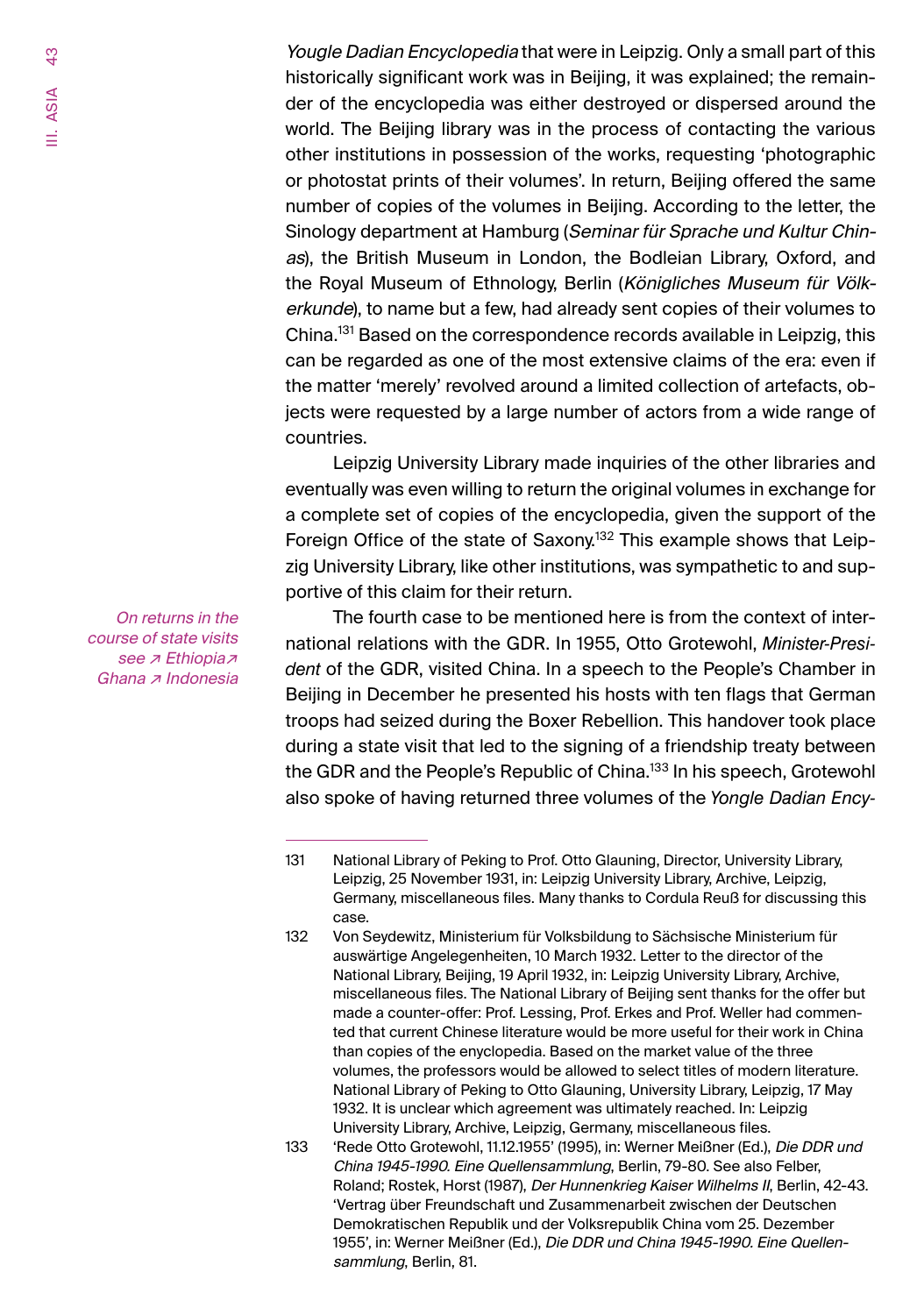*Yougle Dadian Encyclopedia* that were in Leipzig. Only a small part of this historically significant work was in Beijing, it was explained; the remainder of the encyclopedia was either destroyed or dispersed around the world. The Beijing library was in the process of contacting the various other institutions in possession of the works, requesting 'photographic or photostat prints of their volumes'. In return, Beijing offered the same number of copies of the volumes in Beijing. According to the letter, the Sinology department at Hamburg (*Seminar für Sprache und Kultur Chinas*), the British Museum in London, the Bodleian Library, Oxford, and the Royal Museum of Ethnology, Berlin (*Königliches Museum für Völkerkunde*), to name but a few, had already sent copies of their volumes to China.[131] Based on the correspondence records available in Leipzig, this can be regarded as one of the most extensive claims of the era: even if the matter 'merely' revolved around a limited collection of artefacts, objects were requested by a large number of actors from a wide range of countries.

Leipzig University Library made inquiries of the other libraries and eventually was even willing to return the original volumes in exchange for a complete set of copies of the encyclopedia, given the support of the Foreign Office of the state of Saxony.[132] This example shows that Leipzig University Library, like other institutions, was sympathetic to and supportive of this claim for their return.

*On returns in the course of state visits see ↗ Ethiopia ↗ Ghana ↗ Indonesia*

The fourth case to be mentioned here is from the context of international relations with the GDR. In 1955, Otto Grotewohl, *Minister-President* of the GDR, visited China. In a speech to the People's Chamber in Beijing in December he presented his hosts with ten flags that German troops had seized during the Boxer Rebellion. This handover took place during a state visit that led to the signing of a friendship treaty between the GDR and the People's Republic of China.[133] In his speech, Grotewohl also spoke of having returned three volumes of the *Yongle Dadian Ency-*

---

131 National Library of Peking to Prof. Otto Glauning, Director, University Library, Leipzig, 25 November 1931, in: Leipzig University Library, Archive, Leipzig, Germany, miscellaneous files. Many thanks to Cordula Reuß for discussing this case.

132 Von Seydewitz, Ministerium für Volksbildung to Sächsische Ministerium für auswärtige Angelegenheiten, 10 March 1932. Letter to the director of the National Library, Beijing, 19 April 1932, in: Leipzig University Library, Archive, miscellaneous files. The National Library of Beijing sent thanks for the offer but made a counter-offer: Prof. Lessing, Prof. Erkes and Prof. Weller had commented that current Chinese literature would be more useful for their work in China than copies of the enyclopedia. Based on the market value of the three volumes, the professors would be allowed to select titles of modern literature. National Library of Peking to Otto Glauning, University Library, Leipzig, 17 May 1932. It is unclear which agreement was ultimately reached. In: Leipzig University Library, Archive, Leipzig, Germany, miscellaneous files.

133 'Rede Otto Grotewohl, 11.12.1955' (1995), in: Werner Meißner (Ed.), *Die DDR und China 1945-1990. Eine Quellensammlung*, Berlin, 79-80. See also Felber, Roland; Rostek, Horst (1987), *Der Hunnenkrieg Kaiser Wilhelms II*, Berlin, 42-43. 'Vertrag über Freundschaft und Zusammenarbeit zwischen der Deutschen Demokratischen Republik und der Volksrepublik China vom 25. Dezember 1955', in: Werner Meißner (Ed.), *Die DDR und China 1945-1990. Eine Quellensammlung*, Berlin, 81.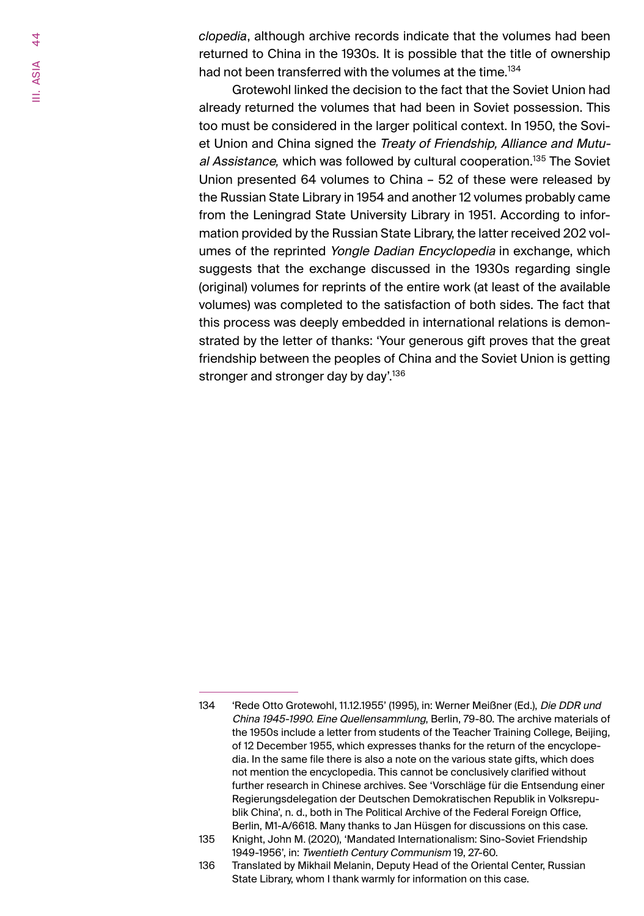*clopedia*, although archive records indicate that the volumes had been returned to China in the 1930s. It is possible that the title of ownership had not been transferred with the volumes at the time.[134]

Grotewohl linked the decision to the fact that the Soviet Union had already returned the volumes that had been in Soviet possession. This too must be considered in the larger political context. In 1950, the Soviet Union and China signed the *Treaty of Friendship, Alliance and Mutual Assistance,* which was followed by cultural cooperation.[135] The Soviet Union presented 64 volumes to China – 52 of these were released by the Russian State Library in 1954 and another 12 volumes probably came from the Leningrad State University Library in 1951. According to information provided by the Russian State Library, the latter received 202 volumes of the reprinted *Yongle Dadian Encyclopedia* in exchange, which suggests that the exchange discussed in the 1930s regarding single (original) volumes for reprints of the entire work (at least of the available volumes) was completed to the satisfaction of both sides. The fact that this process was deeply embedded in international relations is demonstrated by the letter of thanks: 'Your generous gift proves that the great friendship between the peoples of China and the Soviet Union is getting stronger and stronger day by day'.[136]

---

134 'Rede Otto Grotewohl, 11.12.1955' (1995), in: Werner Meißner (Ed.), *Die DDR und China 1945-1990. Eine Quellensammlung*, Berlin, 79-80. The archive materials of the 1950s include a letter from students of the Teacher Training College, Beijing, of 12 December 1955, which expresses thanks for the return of the encyclopedia. In the same file there is also a note on the various state gifts, which does not mention the encyclopedia. This cannot be conclusively clarified without further research in Chinese archives. See 'Vorschläge für die Entsendung einer Regierungsdelegation der Deutschen Demokratischen Republik in Volksrepublik China', n. d., both in The Political Archive of the Federal Foreign Office, Berlin, M1-A/6618. Many thanks to Jan Hüsgen for discussions on this case.

135 Knight, John M. (2020), 'Mandated Internationalism: Sino-Soviet Friendship 1949-1956', in: *Twentieth Century Communism* 19, 27-60.

136 Translated by Mikhail Melanin, Deputy Head of the Oriental Center, Russian State Library, whom I thank warmly for information on this case.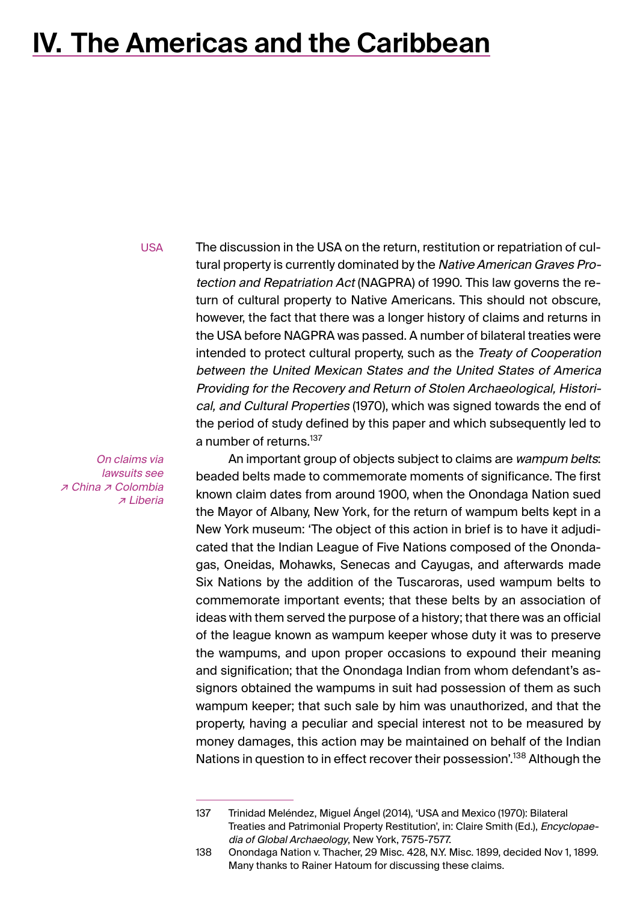# IV. The Americas and the Caribbean

USA

The discussion in the USA on the return, restitution or repatriation of cultural property is currently dominated by the *Native American Graves Protection and Repatriation Act* (NAGPRA) of 1990. This law governs the return of cultural property to Native Americans. This should not obscure, however, the fact that there was a longer history of claims and returns in the USA before NAGPRA was passed. A number of bilateral treaties were intended to protect cultural property, such as the *Treaty of Cooperation between the United Mexican States and the United States of America Providing for the Recovery and Return of Stolen Archaeological, Historical, and Cultural Properties* (1970), which was signed towards the end of the period of study defined by this paper and which subsequently led to a number of returns.[137]

*On claims via lawsuits see ↗ China ↗ Colombia ↗ Liberia*

An important group of objects subject to claims are *wampum belts*: beaded belts made to commemorate moments of significance. The first known claim dates from around 1900, when the Onondaga Nation sued the Mayor of Albany, New York, for the return of wampum belts kept in a New York museum: 'The object of this action in brief is to have it adjudicated that the Indian League of Five Nations composed of the Onondagas, Oneidas, Mohawks, Senecas and Cayugas, and afterwards made Six Nations by the addition of the Tuscaroras, used wampum belts to commemorate important events; that these belts by an association of ideas with them served the purpose of a history; that there was an official of the league known as wampum keeper whose duty it was to preserve the wampums, and upon proper occasions to expound their meaning and signification; that the Onondaga Indian from whom defendant's assignors obtained the wampums in suit had possession of them as such wampum keeper; that such sale by him was unauthorized, and that the property, having a peculiar and special interest not to be measured by money damages, this action may be maintained on behalf of the Indian Nations in question to in effect recover their possession'.[138] Although the

137 Trinidad Meléndez, Miguel Ángel (2014), 'USA and Mexico (1970): Bilateral Treaties and Patrimonial Property Restitution', in: Claire Smith (Ed.), *Encyclopaedia of Global Archaeology*, New York, 7575-7577.

138 Onondaga Nation v. Thacher, 29 Misc. 428, N.Y. Misc. 1899, decided Nov 1, 1899. Many thanks to Rainer Hatoum for discussing these claims.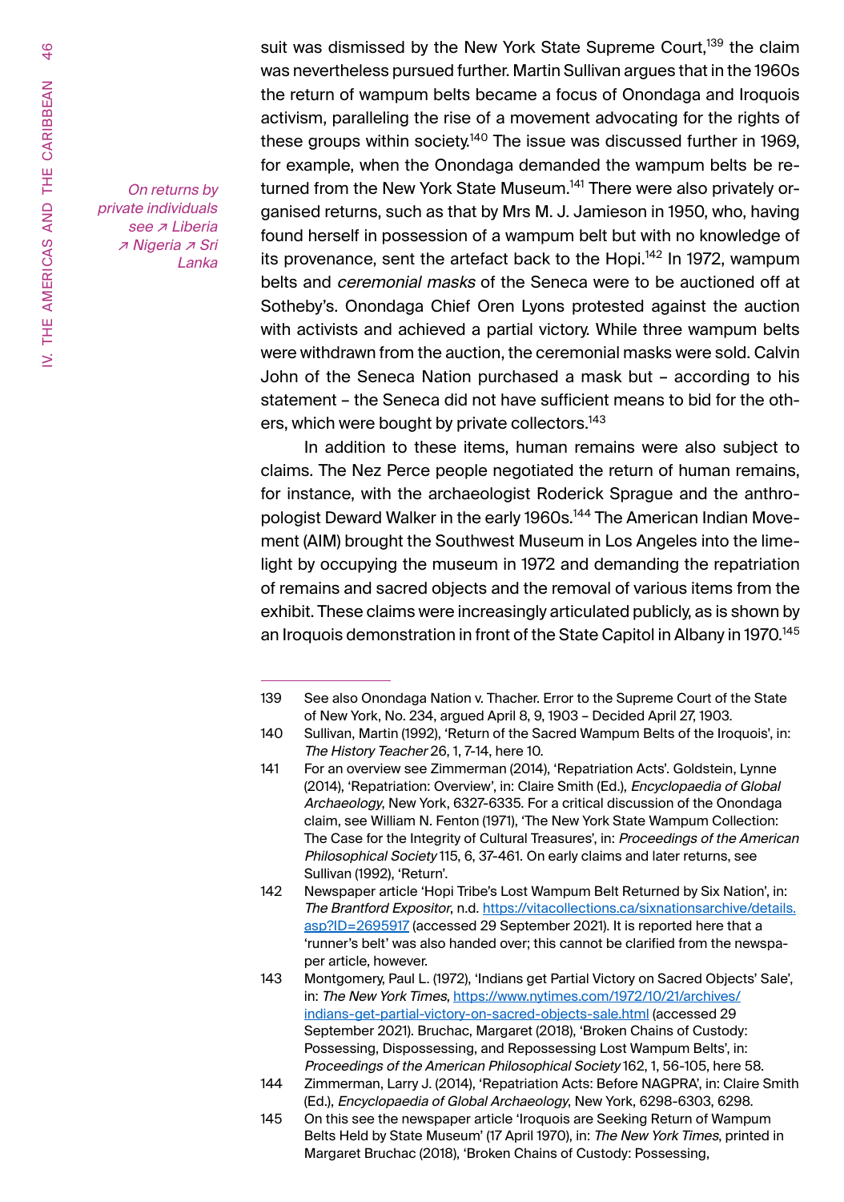suit was dismissed by the New York State Supreme Court,[139] the claim was nevertheless pursued further. Martin Sullivan argues that in the 1960s the return of wampum belts became a focus of Onondaga and Iroquois activism, paralleling the rise of a movement advocating for the rights of these groups within society.[140] The issue was discussed further in 1969, for example, when the Onondaga demanded the wampum belts be returned from the New York State Museum.[141] There were also privately organised returns, such as that by Mrs M. J. Jamieson in 1950, who, having found herself in possession of a wampum belt but with no knowledge of its provenance, sent the artefact back to the Hopi.[142] In 1972, wampum belts and *ceremonial masks* of the Seneca were to be auctioned off at Sotheby's. Onondaga Chief Oren Lyons protested against the auction with activists and achieved a partial victory. While three wampum belts were withdrawn from the auction, the ceremonial masks were sold. Calvin John of the Seneca Nation purchased a mask but – according to his statement – the Seneca did not have sufficient means to bid for the others, which were bought by private collectors.[143]

*On returns by private individuals see ↗ Liberia ↗ Nigeria ↗ Sri Lanka*

In addition to these items, human remains were also subject to claims. The Nez Perce people negotiated the return of human remains, for instance, with the archaeologist Roderick Sprague and the anthropologist Deward Walker in the early 1960s.[144] The American Indian Movement (AIM) brought the Southwest Museum in Los Angeles into the limelight by occupying the museum in 1972 and demanding the repatriation of remains and sacred objects and the removal of various items from the exhibit. These claims were increasingly articulated publicly, as is shown by an Iroquois demonstration in front of the State Capitol in Albany in 1970.[145]

---

139 See also Onondaga Nation v. Thacher. Error to the Supreme Court of the State of New York, No. 234, argued April 8, 9, 1903 – Decided April 27, 1903.

140 Sullivan, Martin (1992), 'Return of the Sacred Wampum Belts of the Iroquois', in: *The History Teacher* 26, 1, 7-14, here 10.

141 For an overview see Zimmerman (2014), 'Repatriation Acts'. Goldstein, Lynne (2014), 'Repatriation: Overview', in: Claire Smith (Ed.), *Encyclopaedia of Global Archaeology*, New York, 6327-6335. For a critical discussion of the Onondaga claim, see William N. Fenton (1971), 'The New York State Wampum Collection: The Case for the Integrity of Cultural Treasures', in: *Proceedings of the American Philosophical Society* 115, 6, 37-461. On early claims and later returns, see Sullivan (1992), 'Return'.

142 Newspaper article 'Hopi Tribe's Lost Wampum Belt Returned by Six Nation', in: *The Brantford Expositor*, n.d. https://vitacollections.ca/sixnationsarchive/details.asp?ID=2695917 (accessed 29 September 2021). It is reported here that a 'runner's belt' was also handed over; this cannot be clarified from the newspaper article, however.

143 Montgomery, Paul L. (1972), 'Indians get Partial Victory on Sacred Objects' Sale', in: *The New York Times*, https://www.nytimes.com/1972/10/21/archives/indians-get-partial-victory-on-sacred-objects-sale.html (accessed 29 September 2021). Bruchac, Margaret (2018), 'Broken Chains of Custody: Possessing, Dispossessing, and Repossessing Lost Wampum Belts', in: *Proceedings of the American Philosophical Society* 162, 1, 56-105, here 58.

144 Zimmerman, Larry J. (2014), 'Repatriation Acts: Before NAGPRA', in: Claire Smith (Ed.), *Encyclopaedia of Global Archaeology*, New York, 6298-6303, 6298.

145 On this see the newspaper article 'Iroquois are Seeking Return of Wampum Belts Held by State Museum' (17 April 1970), in: *The New York Times*, printed in Margaret Bruchac (2018), 'Broken Chains of Custody: Possessing,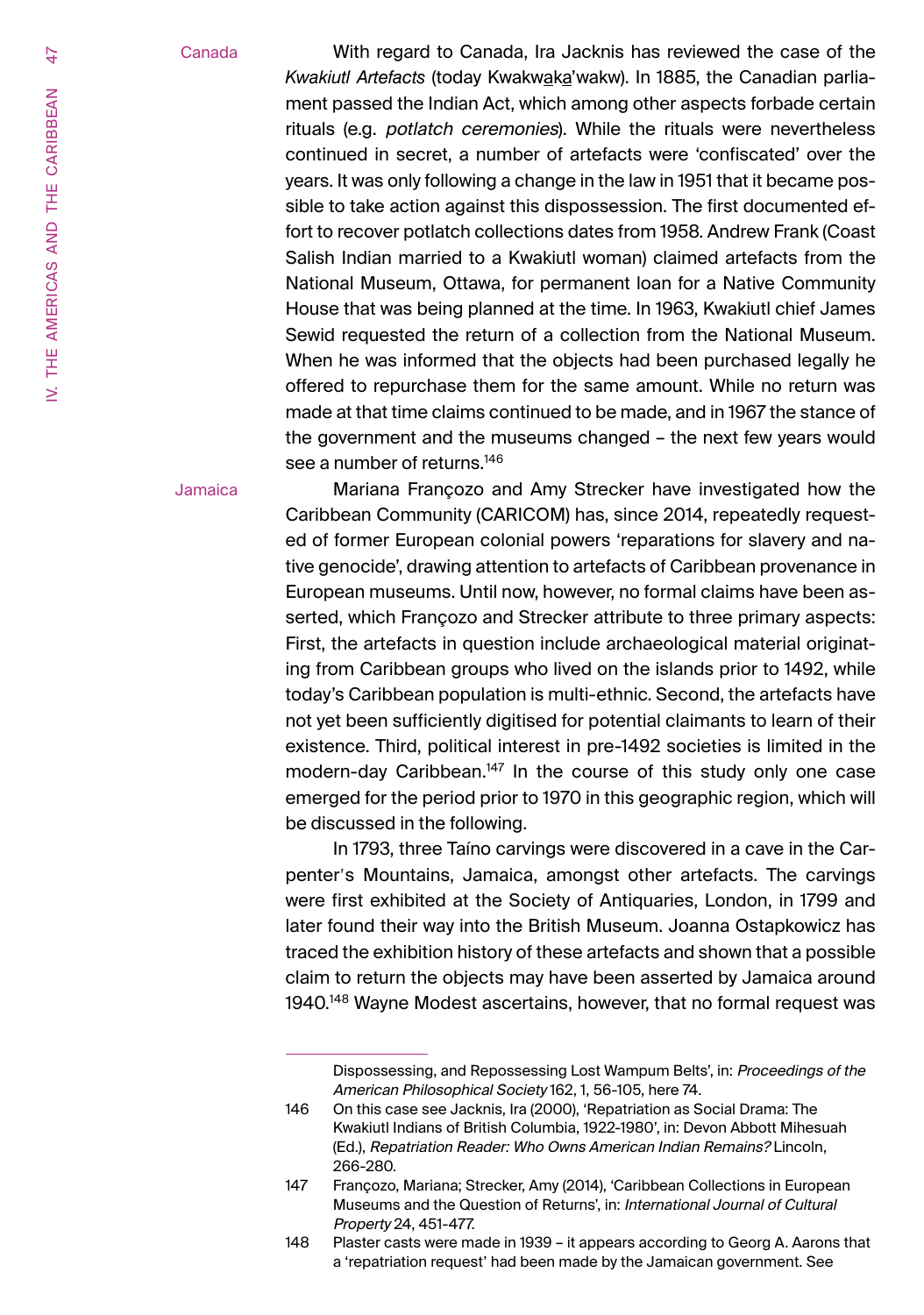Canada

With regard to Canada, Ira Jacknis has reviewed the case of the *Kwakiutl Artefacts* (today Kwakwaka'wakw). In 1885, the Canadian parliament passed the Indian Act, which among other aspects forbade certain rituals (e.g. *potlatch ceremonies*). While the rituals were nevertheless continued in secret, a number of artefacts were 'confiscated' over the years. It was only following a change in the law in 1951 that it became possible to take action against this dispossession. The first documented effort to recover potlatch collections dates from 1958. Andrew Frank (Coast Salish Indian married to a Kwakiutl woman) claimed artefacts from the National Museum, Ottawa, for permanent loan for a Native Community House that was being planned at the time. In 1963, Kwakiutl chief James Sewid requested the return of a collection from the National Museum. When he was informed that the objects had been purchased legally he offered to repurchase them for the same amount. While no return was made at that time claims continued to be made, and in 1967 the stance of the government and the museums changed – the next few years would see a number of returns.[146]

Jamaica

Mariana Françozo and Amy Strecker have investigated how the Caribbean Community (CARICOM) has, since 2014, repeatedly requested of former European colonial powers 'reparations for slavery and native genocide', drawing attention to artefacts of Caribbean provenance in European museums. Until now, however, no formal claims have been asserted, which Françozo and Strecker attribute to three primary aspects: First, the artefacts in question include archaeological material originating from Caribbean groups who lived on the islands prior to 1492, while today's Caribbean population is multi-ethnic. Second, the artefacts have not yet been sufficiently digitised for potential claimants to learn of their existence. Third, political interest in pre-1492 societies is limited in the modern-day Caribbean.[147] In the course of this study only one case emerged for the period prior to 1970 in this geographic region, which will be discussed in the following.

In 1793, three Taíno carvings were discovered in a cave in the Carpenter's Mountains, Jamaica, amongst other artefacts. The carvings were first exhibited at the Society of Antiquaries, London, in 1799 and later found their way into the British Museum. Joanna Ostapkowicz has traced the exhibition history of these artefacts and shown that a possible claim to return the objects may have been asserted by Jamaica around 1940.[148] Wayne Modest ascertains, however, that no formal request was

---

Dispossessing, and Repossessing Lost Wampum Belts', in: *Proceedings of the American Philosophical Society* 162, 1, 56-105, here 74.

146 On this case see Jacknis, Ira (2000), 'Repatriation as Social Drama: The Kwakiutl Indians of British Columbia, 1922-1980', in: Devon Abbott Mihesuah (Ed.), *Repatriation Reader: Who Owns American Indian Remains?* Lincoln, 266-280.

147 Françozo, Mariana; Strecker, Amy (2014), 'Caribbean Collections in European Museums and the Question of Returns', in: *International Journal of Cultural Property* 24, 451-477.

148 Plaster casts were made in 1939 – it appears according to Georg A. Aarons that a 'repatriation request' had been made by the Jamaican government. See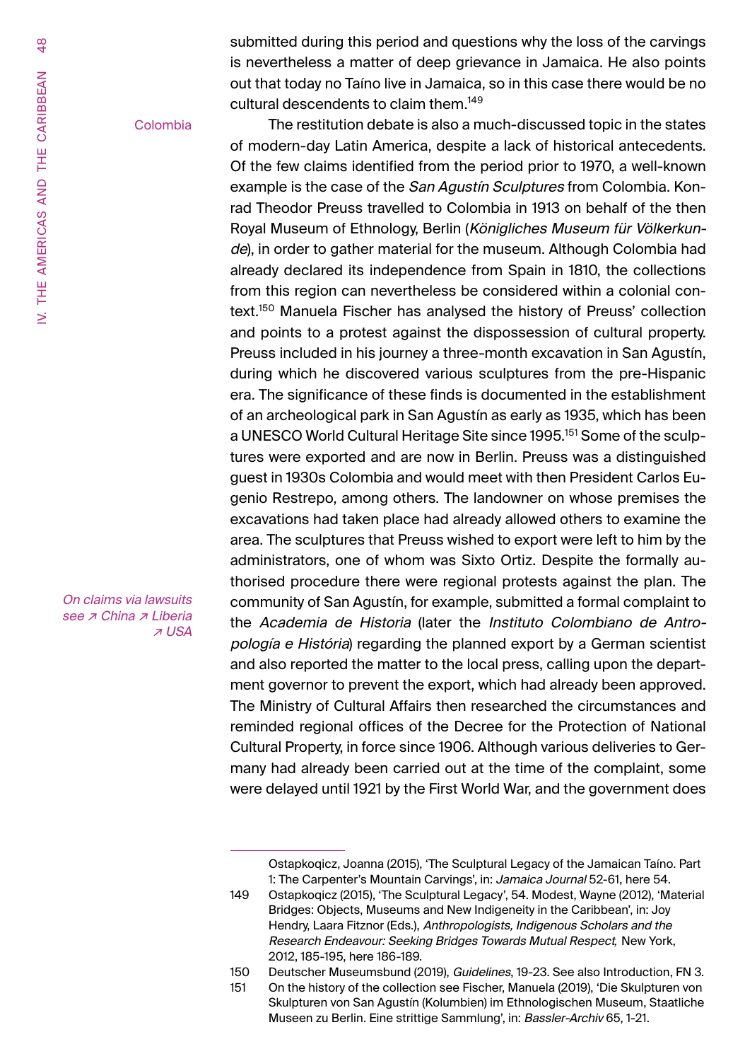submitted during this period and questions why the loss of the carvings is nevertheless a matter of deep grievance in Jamaica. He also points out that today no Taíno live in Jamaica, so in this case there would be no cultural descendents to claim them.[149]

Colombia

The restitution debate is also a much-discussed topic in the states of modern-day Latin America, despite a lack of historical antecedents. Of the few claims identified from the period prior to 1970, a well-known example is the case of the *San Agustín Sculptures* from Colombia. Konrad Theodor Preuss travelled to Colombia in 1913 on behalf of the then Royal Museum of Ethnology, Berlin (*Königliches Museum für Völkerkunde*), in order to gather material for the museum. Although Colombia had already declared its independence from Spain in 1810, the collections from this region can nevertheless be considered within a colonial context.[150] Manuela Fischer has analysed the history of Preuss' collection and points to a protest against the dispossession of cultural property. Preuss included in his journey a three-month excavation in San Agustín, during which he discovered various sculptures from the pre-Hispanic era. The significance of these finds is documented in the establishment of an archeological park in San Agustín as early as 1935, which has been a UNESCO World Cultural Heritage Site since 1995.[151] Some of the sculptures were exported and are now in Berlin. Preuss was a distinguished guest in 1930s Colombia and would meet with then President Carlos Eugenio Restrepo, among others. The landowner on whose premises the excavations had taken place had already allowed others to examine the area. The sculptures that Preuss wished to export were left to him by the administrators, one of whom was Sixto Ortiz. Despite the formally authorised procedure there were regional protests against the plan. The community of San Agustín, for example, submitted a formal complaint to the *Academia de Historia* (later the *Instituto Colombiano de Antropología e História*) regarding the planned export by a German scientist and also reported the matter to the local press, calling upon the department governor to prevent the export, which had already been approved. The Ministry of Cultural Affairs then researched the circumstances and reminded regional offices of the Decree for the Protection of National Cultural Property, in force since 1906. Although various deliveries to Germany had already been carried out at the time of the complaint, some were delayed until 1921 by the First World War, and the government does

*On claims via lawsuits see ↗ China ↗ Liberia ↗ USA*

---

Ostapkoqicz, Joanna (2015), 'The Sculptural Legacy of the Jamaican Taíno. Part 1: The Carpenter's Mountain Carvings', in: *Jamaica Journal* 52-61, here 54.

149 Ostapkoqicz (2015), 'The Sculptural Legacy', 54. Modest, Wayne (2012), 'Material Bridges: Objects, Museums and New Indigeneity in the Caribbean', in: Joy Hendry, Laara Fitznor (Eds.), *Anthropologists, Indigenous Scholars and the Research Endeavour: Seeking Bridges Towards Mutual Respect,* New York, 2012, 185-195, here 186-189.

150 Deutscher Museumsbund (2019), *Guidelines*, 19-23. See also Introduction, FN 3.

151 On the history of the collection see Fischer, Manuela (2019), 'Die Skulpturen von Skulpturen von San Agustín (Kolumbien) im Ethnologischen Museum, Staatliche Museen zu Berlin. Eine strittige Sammlung', in: *Bassler-Archiv* 65, 1-21.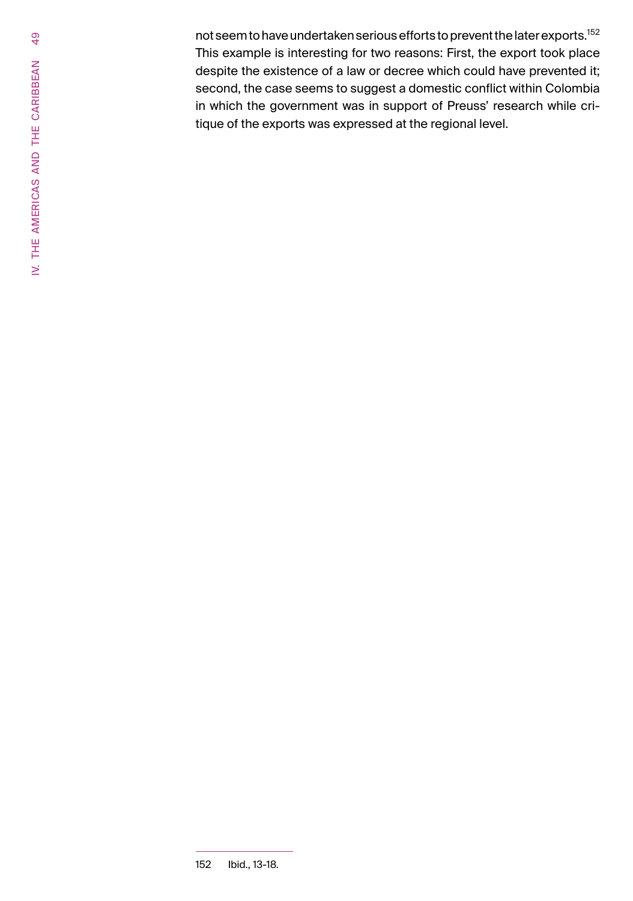not seem to have undertaken serious efforts to prevent the later exports.[152] This example is interesting for two reasons: First, the export took place despite the existence of a law or decree which could have prevented it; second, the case seems to suggest a domestic conflict within Colombia in which the government was in support of Preuss' research while critique of the exports was expressed at the regional level.

---

152 Ibid., 13-18.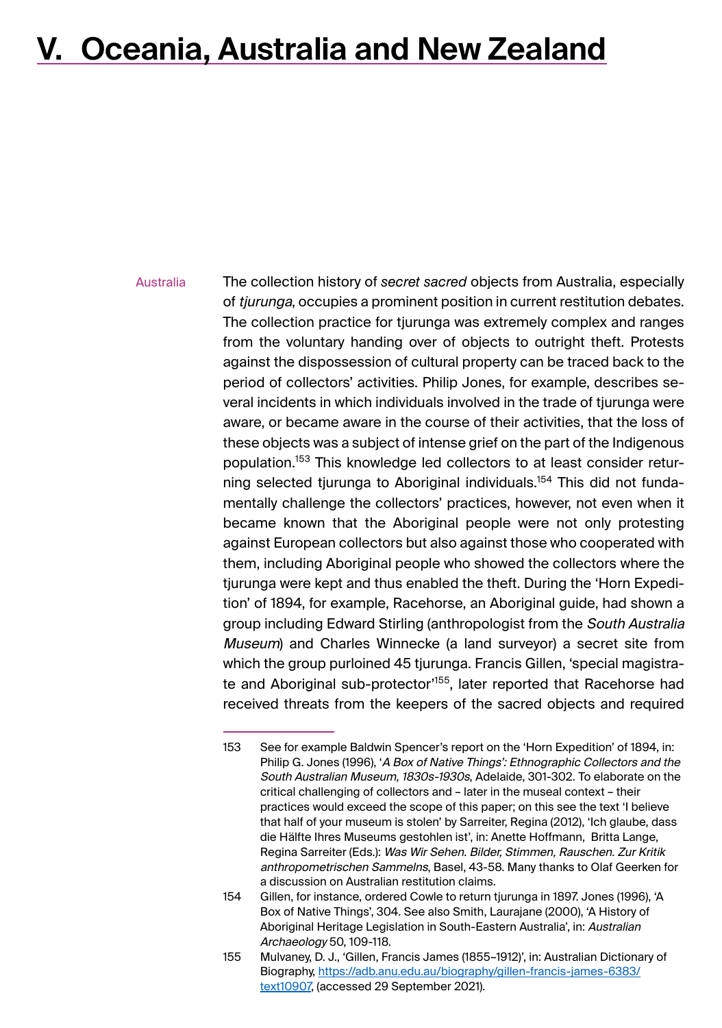# V. Oceania, Australia and New Zealand

Australia

The collection history of *secret sacred* objects from Australia, especially of *tjurunga*, occupies a prominent position in current restitution debates. The collection practice for tjurunga was extremely complex and ranges from the voluntary handing over of objects to outright theft. Protests against the dispossession of cultural property can be traced back to the period of collectors' activities. Philip Jones, for example, describes several incidents in which individuals involved in the trade of tjurunga were aware, or became aware in the course of their activities, that the loss of these objects was a subject of intense grief on the part of the Indigenous population.[153] This knowledge led collectors to at least consider returning selected tjurunga to Aboriginal individuals.[154] This did not fundamentally challenge the collectors' practices, however, not even when it became known that the Aboriginal people were not only protesting against European collectors but also against those who cooperated with them, including Aboriginal people who showed the collectors where the tjurunga were kept and thus enabled the theft. During the 'Horn Expedition' of 1894, for example, Racehorse, an Aboriginal guide, had shown a group including Edward Stirling (anthropologist from the *South Australia Museum*) and Charles Winnecke (a land surveyor) a secret site from which the group purloined 45 tjurunga. Francis Gillen, 'special magistrate and Aboriginal sub-protector'[155], later reported that Racehorse had received threats from the keepers of the sacred objects and required

---

153 See for example Baldwin Spencer's report on the 'Horn Expedition' of 1894, in: Philip G. Jones (1996), '*A Box of Native Things': Ethnographic Collectors and the South Australian Museum, 1830s-1930s*, Adelaide, 301-302. To elaborate on the critical challenging of collectors and – later in the museal context – their practices would exceed the scope of this paper; on this see the text 'I believe that half of your museum is stolen' by Sarreiter, Regina (2012), 'Ich glaube, dass die Hälfte Ihres Museums gestohlen ist', in: Anette Hoffmann, Britta Lange, Regina Sarreiter (Eds.): *Was Wir Sehen. Bilder, Stimmen, Rauschen. Zur Kritik anthropometrischen Sammelns*, Basel, 43-58. Many thanks to Olaf Geerken for a discussion on Australian restitution claims.

154 Gillen, for instance, ordered Cowle to return tjurunga in 1897. Jones (1996), 'A Box of Native Things', 304. See also Smith, Laurajane (2000), 'A History of Aboriginal Heritage Legislation in South-Eastern Australia', in: *Australian Archaeology* 50, 109-118.

155 Mulvaney, D. J., 'Gillen, Francis James (1855–1912)', in: Australian Dictionary of Biography, [https://adb.anu.edu.au/biography/gillen-francis-james-6383/text10907](https://adb.anu.edu.au/biography/gillen-francis-james-6383/text10907), (accessed 29 September 2021).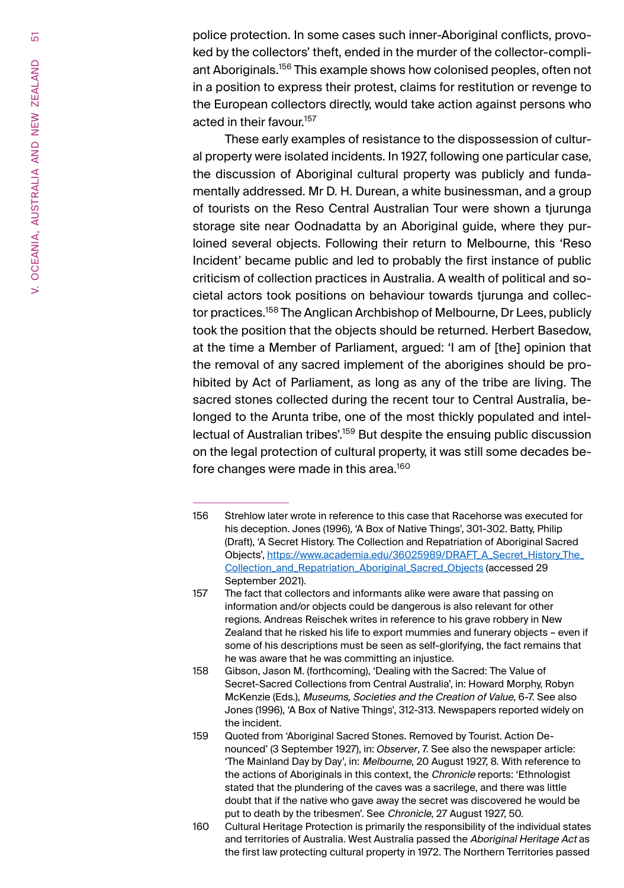police protection. In some cases such inner-Aboriginal conflicts, provoked by the collectors' theft, ended in the murder of the collector-compliant Aboriginals.[156] This example shows how colonised peoples, often not in a position to express their protest, claims for restitution or revenge to the European collectors directly, would take action against persons who acted in their favour.[157]

These early examples of resistance to the dispossession of cultural property were isolated incidents. In 1927, following one particular case, the discussion of Aboriginal cultural property was publicly and fundamentally addressed. Mr D. H. Durean, a white businessman, and a group of tourists on the Reso Central Australian Tour were shown a tjurunga storage site near Oodnadatta by an Aboriginal guide, where they purloined several objects. Following their return to Melbourne, this 'Reso Incident' became public and led to probably the first instance of public criticism of collection practices in Australia. A wealth of political and societal actors took positions on behaviour towards tjurunga and collector practices.[158] The Anglican Archbishop of Melbourne, Dr Lees, publicly took the position that the objects should be returned. Herbert Basedow, at the time a Member of Parliament, argued: 'I am of [the] opinion that the removal of any sacred implement of the aborigines should be prohibited by Act of Parliament, as long as any of the tribe are living. The sacred stones collected during the recent tour to Central Australia, belonged to the Arunta tribe, one of the most thickly populated and intellectual of Australian tribes'.[159] But despite the ensuing public discussion on the legal protection of cultural property, it was still some decades before changes were made in this area.[160]

---

156 Strehlow later wrote in reference to this case that Racehorse was executed for his deception. Jones (1996), 'A Box of Native Things', 301-302. Batty, Philip (Draft), 'A Secret History. The Collection and Repatriation of Aboriginal Sacred Objects', https://www.academia.edu/36025989/DRAFT_A_Secret_History_The_Collection_and_Repatriation_Aboriginal_Sacred_Objects (accessed 29 September 2021).

157 The fact that collectors and informants alike were aware that passing on information and/or objects could be dangerous is also relevant for other regions. Andreas Reischek writes in reference to his grave robbery in New Zealand that he risked his life to export mummies and funerary objects – even if some of his descriptions must be seen as self-glorifying, the fact remains that he was aware that he was committing an injustice.

158 Gibson, Jason M. (forthcoming), 'Dealing with the Sacred: The Value of Secret-Sacred Collections from Central Australia', in: Howard Morphy, Robyn McKenzie (Eds.), *Museums, Societies and the Creation of Value*, 6-7. See also Jones (1996), 'A Box of Native Things', 312-313. Newspapers reported widely on the incident.

159 Quoted from 'Aboriginal Sacred Stones. Removed by Tourist. Action Denounced' (3 September 1927), in: *Observer*, 7. See also the newspaper article: 'The Mainland Day by Day', in: *Melbourne*, 20 August 1927, 8. With reference to the actions of Aboriginals in this context, the *Chronicle* reports: 'Ethnologist stated that the plundering of the caves was a sacrilege, and there was little doubt that if the native who gave away the secret was discovered he would be put to death by the tribesmen'. See *Chronicle*, 27 August 1927, 50.

160 Cultural Heritage Protection is primarily the responsibility of the individual states and territories of Australia. West Australia passed the *Aboriginal Heritage Act* as the first law protecting cultural property in 1972. The Northern Territories passed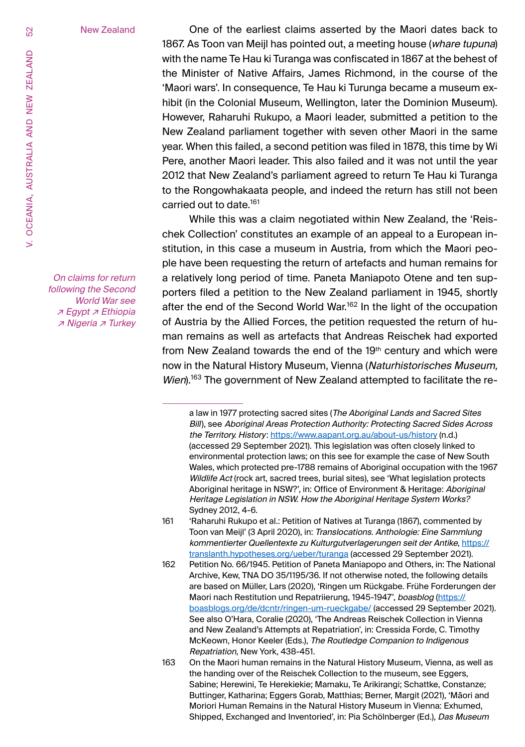New Zealand

One of the earliest claims asserted by the Maori dates back to 1867. As Toon van Meijl has pointed out, a meeting house (*whare tupuna*) with the name Te Hau ki Turanga was confiscated in 1867 at the behest of the Minister of Native Affairs, James Richmond, in the course of the 'Maori wars'. In consequence, Te Hau ki Turunga became a museum exhibit (in the Colonial Museum, Wellington, later the Dominion Museum). However, Raharuhi Rukupo, a Maori leader, submitted a petition to the New Zealand parliament together with seven other Maori in the same year. When this failed, a second petition was filed in 1878, this time by Wi Pere, another Maori leader. This also failed and it was not until the year 2012 that New Zealand's parliament agreed to return Te Hau ki Turanga to the Rongowhakaata people, and indeed the return has still not been carried out to date.[161]

While this was a claim negotiated within New Zealand, the 'Reischek Collection' constitutes an example of an appeal to a European institution, in this case a museum in Austria, from which the Maori people have been requesting the return of artefacts and human remains for a relatively long period of time. Paneta Maniapoto Otene and ten supporters filed a petition to the New Zealand parliament in 1945, shortly after the end of the Second World War.[162] In the light of the occupation of Austria by the Allied Forces, the petition requested the return of human remains as well as artefacts that Andreas Reischek had exported from New Zealand towards the end of the 19th century and which were now in the Natural History Museum, Vienna (*Naturhistorisches Museum, Wien*).[163] The government of New Zealand attempted to facilitate the re-

*On claims for return following the Second World War see ↗ Egypt ↗ Ethiopia ↗ Nigeria ↗ Turkey*

---

a law in 1977 protecting sacred sites (*The Aboriginal Lands and Sacred Sites Bill*), see *Aboriginal Areas Protection Authority: Protecting Sacred Sides Across the Territory. History*: https://www.aapant.org.au/about-us/history (n.d.) (accessed 29 September 2021). This legislation was often closely linked to environmental protection laws; on this see for example the case of New South Wales, which protected pre-1788 remains of Aboriginal occupation with the 1967 *Wildlife Act* (rock art, sacred trees, burial sites), see 'What legislation protects Aboriginal heritage in NSW?', in: Office of Environment & Heritage: *Aboriginal Heritage Legislation in NSW. How the Aboriginal Heritage System Works?* Sydney 2012, 4-6.

161 'Raharuhi Rukupo et al.: Petition of Natives at Turanga (1867), commented by Toon van Meijl' (3 April 2020), in: *Translocations. Anthologie: Eine Sammlung kommentierter Quellentexte zu Kulturgutverlagerungen seit der Antike*, https://translanth.hypotheses.org/ueber/turanga (accessed 29 September 2021).

162 Petition No. 66/1945. Petition of Paneta Maniapopo and Others, in: The National Archive, Kew, TNA DO 35/1195/36. If not otherwise noted, the following details are based on Müller, Lars (2020), 'Ringen um Rückgabe. Frühe Forderungen der Maori nach Restitution und Repatriierung, 1945-1947', *boasblog* (https://boasblogs.org/de/dcntr/ringen-um-rueckgabe/ (accessed 29 September 2021). See also O'Hara, Coralie (2020), 'The Andreas Reischek Collection in Vienna and New Zealand's Attempts at Repatriation', in: Cressida Forde, C. Timothy McKeown, Honor Keeler (Eds.), *The Routledge Companion to Indigenous Repatriation*, New York, 438-451.

163 On the Maori human remains in the Natural History Museum, Vienna, as well as the handing over of the Reischek Collection to the museum, see Eggers, Sabine; Herewini, Te Herekiekie; Mamaku, Te Arikirangi; Schattke, Constanze; Buttinger, Katharina; Eggers Gorab, Matthias; Berner, Margit (2021), 'Māori and Moriori Human Remains in the Natural History Museum in Vienna: Exhumed, Shipped, Exchanged and Inventoried', in: Pia Schölnberger (Ed.), *Das Museum*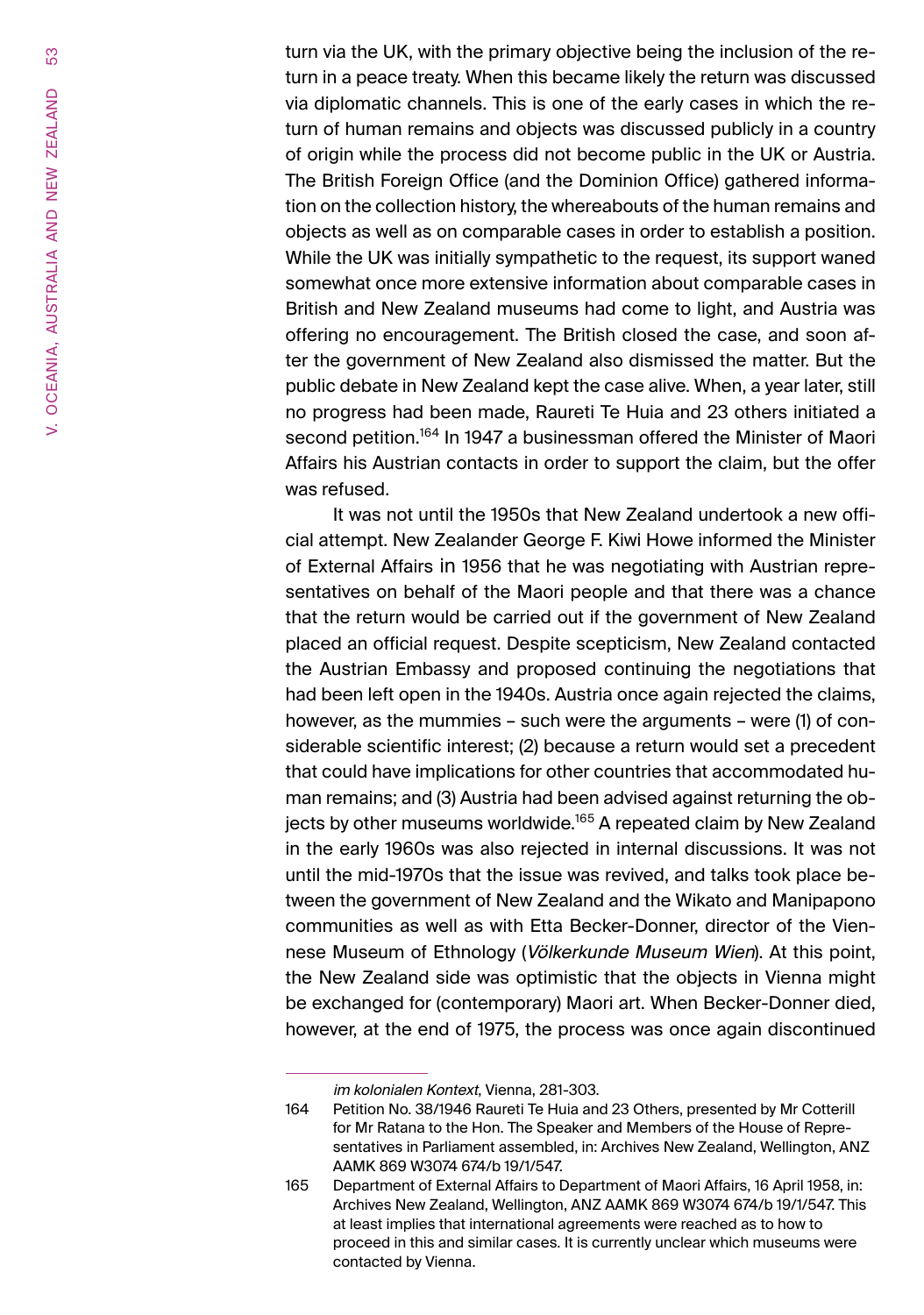turn via the UK, with the primary objective being the inclusion of the return in a peace treaty. When this became likely the return was discussed via diplomatic channels. This is one of the early cases in which the return of human remains and objects was discussed publicly in a country of origin while the process did not become public in the UK or Austria. The British Foreign Office (and the Dominion Office) gathered information on the collection history, the whereabouts of the human remains and objects as well as on comparable cases in order to establish a position. While the UK was initially sympathetic to the request, its support waned somewhat once more extensive information about comparable cases in British and New Zealand museums had come to light, and Austria was offering no encouragement. The British closed the case, and soon after the government of New Zealand also dismissed the matter. But the public debate in New Zealand kept the case alive. When, a year later, still no progress had been made, Raureti Te Huia and 23 others initiated a second petition.[164] In 1947 a businessman offered the Minister of Maori Affairs his Austrian contacts in order to support the claim, but the offer was refused.

It was not until the 1950s that New Zealand undertook a new official attempt. New Zealander George F. Kiwi Howe informed the Minister of External Affairs in 1956 that he was negotiating with Austrian representatives on behalf of the Maori people and that there was a chance that the return would be carried out if the government of New Zealand placed an official request. Despite scepticism, New Zealand contacted the Austrian Embassy and proposed continuing the negotiations that had been left open in the 1940s. Austria once again rejected the claims, however, as the mummies – such were the arguments – were (1) of considerable scientific interest; (2) because a return would set a precedent that could have implications for other countries that accommodated human remains; and (3) Austria had been advised against returning the objects by other museums worldwide.[165] A repeated claim by New Zealand in the early 1960s was also rejected in internal discussions. It was not until the mid-1970s that the issue was revived, and talks took place between the government of New Zealand and the Wikato and Manipapono communities as well as with Etta Becker-Donner, director of the Viennese Museum of Ethnology (*Völkerkunde Museum Wien*). At this point, the New Zealand side was optimistic that the objects in Vienna might be exchanged for (contemporary) Maori art. When Becker-Donner died, however, at the end of 1975, the process was once again discontinued

---

*im kolonialen Kontext*, Vienna, 281-303.

164 Petition No. 38/1946 Raureti Te Huia and 23 Others, presented by Mr Cotterill for Mr Ratana to the Hon. The Speaker and Members of the House of Representatives in Parliament assembled, in: Archives New Zealand, Wellington, ANZ AAMK 869 W3074 674/b 19/1/547.

165 Department of External Affairs to Department of Maori Affairs, 16 April 1958, in: Archives New Zealand, Wellington, ANZ AAMK 869 W3074 674/b 19/1/547. This at least implies that international agreements were reached as to how to proceed in this and similar cases. It is currently unclear which museums were contacted by Vienna.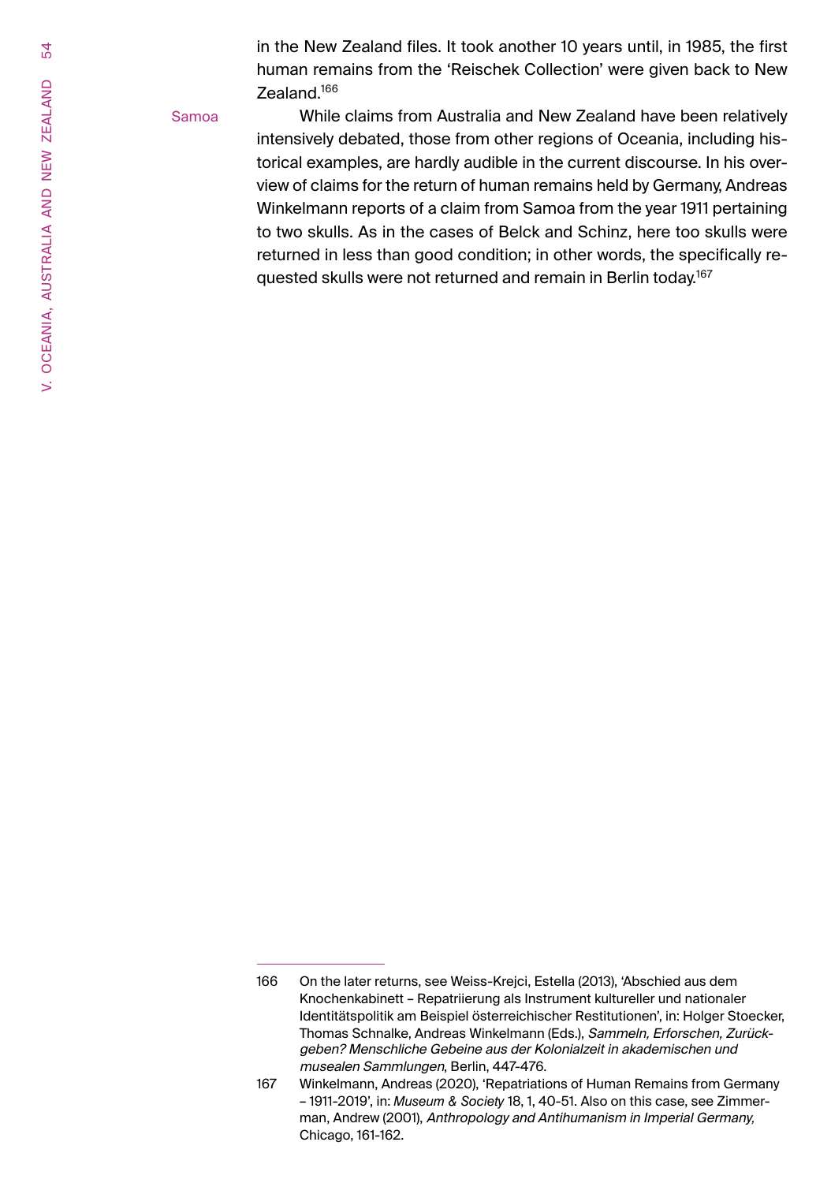in the New Zealand files. It took another 10 years until, in 1985, the first human remains from the 'Reischek Collection' were given back to New Zealand.[166]

Samoa

While claims from Australia and New Zealand have been relatively intensively debated, those from other regions of Oceania, including historical examples, are hardly audible in the current discourse. In his overview of claims for the return of human remains held by Germany, Andreas Winkelmann reports of a claim from Samoa from the year 1911 pertaining to two skulls. As in the cases of Belck and Schinz, here too skulls were returned in less than good condition; in other words, the specifically requested skulls were not returned and remain in Berlin today.[167]

---

166 On the later returns, see Weiss-Krejci, Estella (2013), 'Abschied aus dem Knochenkabinett – Repatriierung als Instrument kultureller und nationaler Identitätspolitik am Beispiel österreichischer Restitutionen', in: Holger Stoecker, Thomas Schnalke, Andreas Winkelmann (Eds.), *Sammeln, Erforschen, Zurückgeben? Menschliche Gebeine aus der Kolonialzeit in akademischen und musealen Sammlungen*, Berlin, 447-476.

167 Winkelmann, Andreas (2020), 'Repatriations of Human Remains from Germany – 1911-2019', in: *Museum & Society* 18, 1, 40-51. Also on this case, see Zimmerman, Andrew (2001), *Anthropology and Antihumanism in Imperial Germany,* Chicago, 161-162.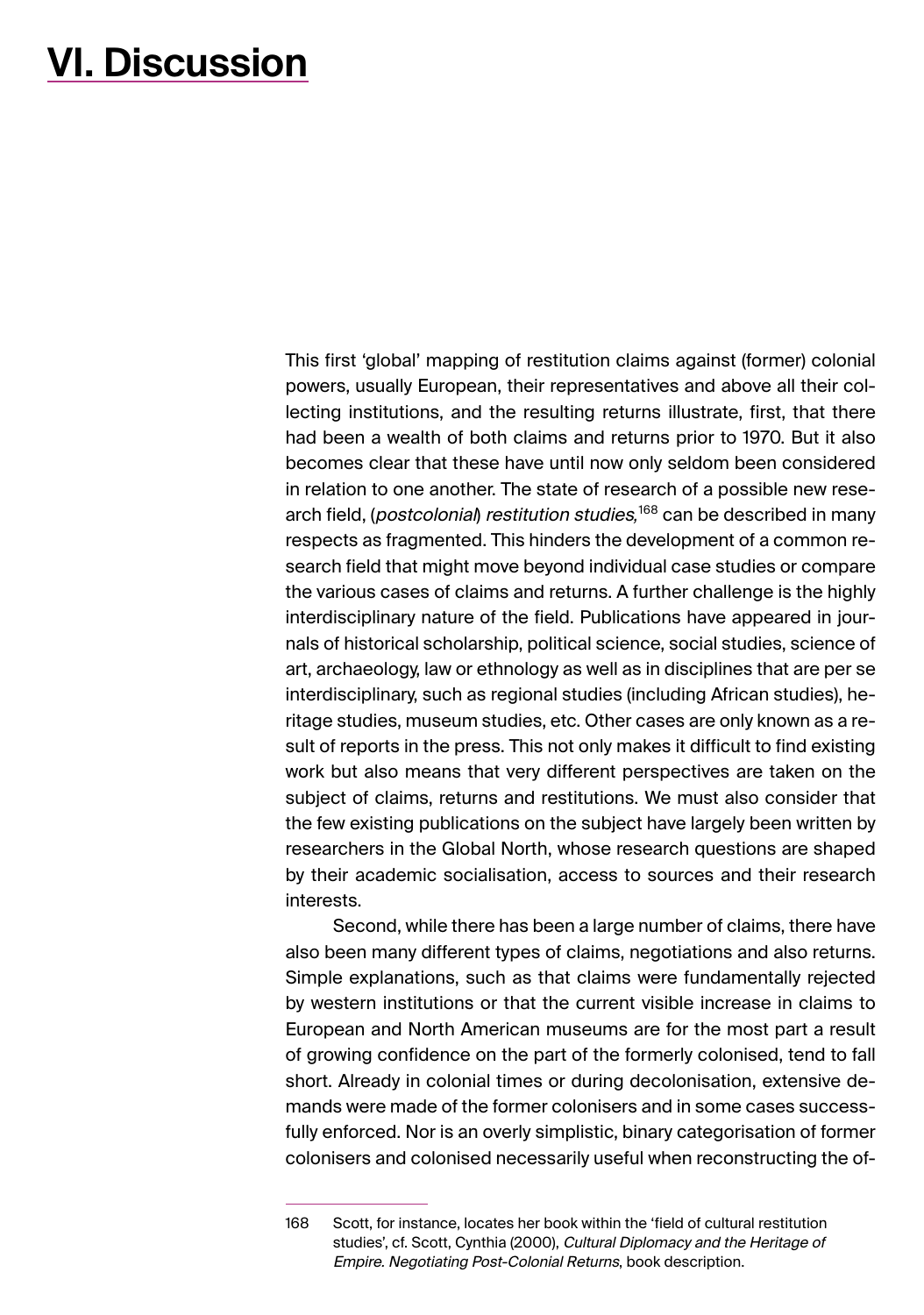# VI. Discussion

This first 'global' mapping of restitution claims against (former) colonial powers, usually European, their representatives and above all their collecting institutions, and the resulting returns illustrate, first, that there had been a wealth of both claims and returns prior to 1970. But it also becomes clear that these have until now only seldom been considered in relation to one another. The state of research of a possible new research field, (*postcolonial*) *restitution studies,*[168] can be described in many respects as fragmented. This hinders the development of a common research field that might move beyond individual case studies or compare the various cases of claims and returns. A further challenge is the highly interdisciplinary nature of the field. Publications have appeared in journals of historical scholarship, political science, social studies, science of art, archaeology, law or ethnology as well as in disciplines that are per se interdisciplinary, such as regional studies (including African studies), heritage studies, museum studies, etc. Other cases are only known as a result of reports in the press. This not only makes it difficult to find existing work but also means that very different perspectives are taken on the subject of claims, returns and restitutions. We must also consider that the few existing publications on the subject have largely been written by researchers in the Global North, whose research questions are shaped by their academic socialisation, access to sources and their research interests.

Second, while there has been a large number of claims, there have also been many different types of claims, negotiations and also returns. Simple explanations, such as that claims were fundamentally rejected by western institutions or that the current visible increase in claims to European and North American museums are for the most part a result of growing confidence on the part of the formerly colonised, tend to fall short. Already in colonial times or during decolonisation, extensive demands were made of the former colonisers and in some cases successfully enforced. Nor is an overly simplistic, binary categorisation of former colonisers and colonised necessarily useful when reconstructing the of-

---

168 Scott, for instance, locates her book within the 'field of cultural restitution studies', cf. Scott, Cynthia (2000), *Cultural Diplomacy and the Heritage of Empire. Negotiating Post-Colonial Returns*, book description.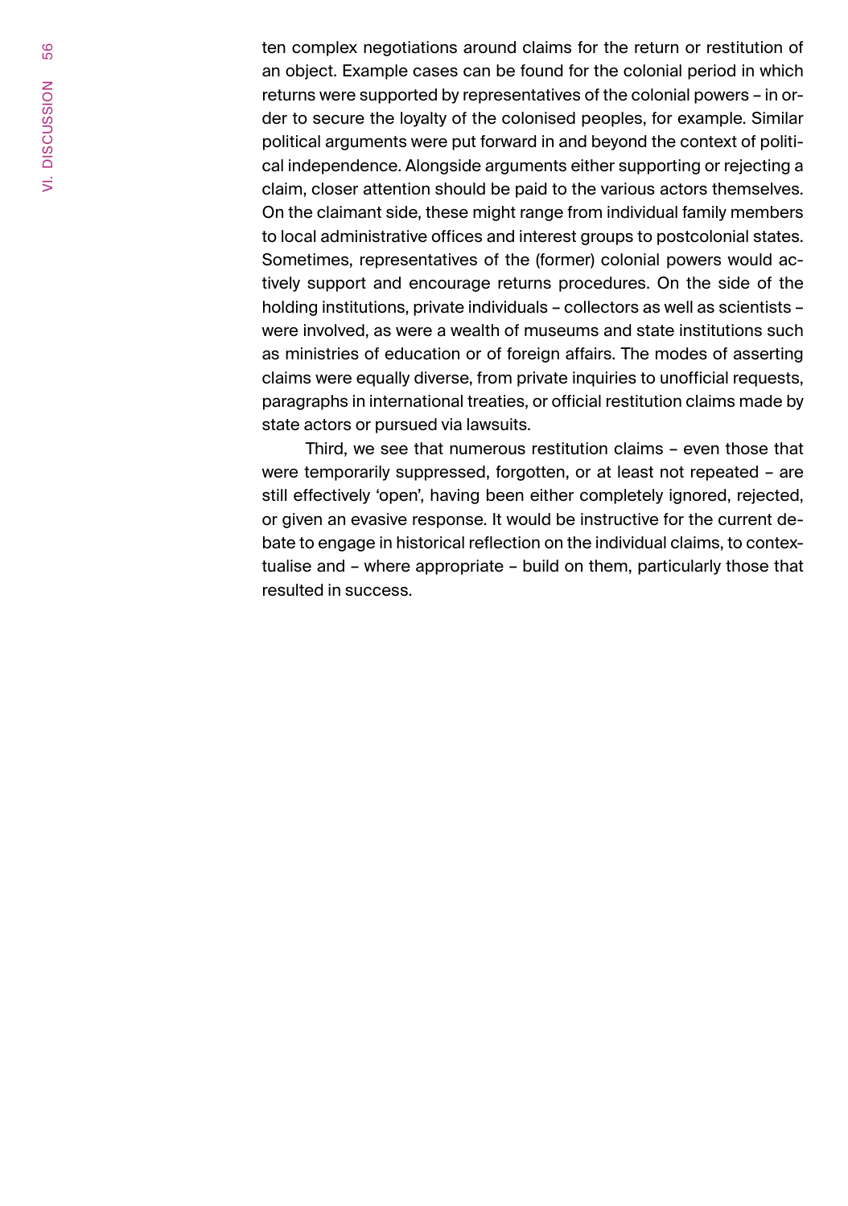ten complex negotiations around claims for the return or restitution of an object. Example cases can be found for the colonial period in which returns were supported by representatives of the colonial powers – in order to secure the loyalty of the colonised peoples, for example. Similar political arguments were put forward in and beyond the context of political independence. Alongside arguments either supporting or rejecting a claim, closer attention should be paid to the various actors themselves. On the claimant side, these might range from individual family members to local administrative offices and interest groups to postcolonial states. Sometimes, representatives of the (former) colonial powers would actively support and encourage returns procedures. On the side of the holding institutions, private individuals – collectors as well as scientists – were involved, as were a wealth of museums and state institutions such as ministries of education or of foreign affairs. The modes of asserting claims were equally diverse, from private inquiries to unofficial requests, paragraphs in international treaties, or official restitution claims made by state actors or pursued via lawsuits.

Third, we see that numerous restitution claims – even those that were temporarily suppressed, forgotten, or at least not repeated – are still effectively 'open', having been either completely ignored, rejected, or given an evasive response. It would be instructive for the current debate to engage in historical reflection on the individual claims, to contextualise and – where appropriate – build on them, particularly those that resulted in success.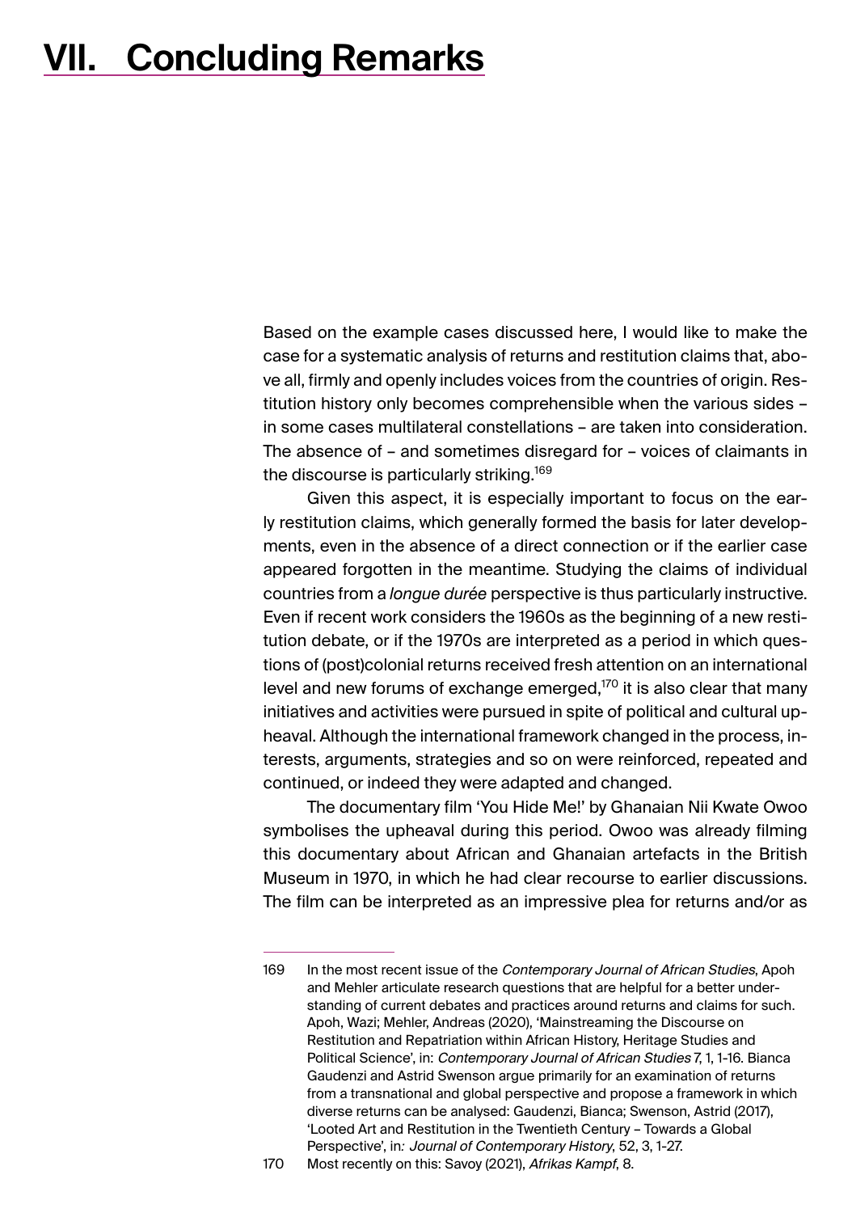# VII. Concluding Remarks

Based on the example cases discussed here, I would like to make the case for a systematic analysis of returns and restitution claims that, above all, firmly and openly includes voices from the countries of origin. Restitution history only becomes comprehensible when the various sides – in some cases multilateral constellations – are taken into consideration. The absence of – and sometimes disregard for – voices of claimants in the discourse is particularly striking.[169]

Given this aspect, it is especially important to focus on the early restitution claims, which generally formed the basis for later developments, even in the absence of a direct connection or if the earlier case appeared forgotten in the meantime. Studying the claims of individual countries from a *longue durée* perspective is thus particularly instructive. Even if recent work considers the 1960s as the beginning of a new restitution debate, or if the 1970s are interpreted as a period in which questions of (post)colonial returns received fresh attention on an international level and new forums of exchange emerged,[170] it is also clear that many initiatives and activities were pursued in spite of political and cultural upheaval. Although the international framework changed in the process, interests, arguments, strategies and so on were reinforced, repeated and continued, or indeed they were adapted and changed.

The documentary film 'You Hide Me!' by Ghanaian Nii Kwate Owoo symbolises the upheaval during this period. Owoo was already filming this documentary about African and Ghanaian artefacts in the British Museum in 1970, in which he had clear recourse to earlier discussions. The film can be interpreted as an impressive plea for returns and/or as

---

169 In the most recent issue of the *Contemporary Journal of African Studies*, Apoh and Mehler articulate research questions that are helpful for a better understanding of current debates and practices around returns and claims for such. Apoh, Wazi; Mehler, Andreas (2020), 'Mainstreaming the Discourse on Restitution and Repatriation within African History, Heritage Studies and Political Science', in: *Contemporary Journal of African Studies* 7, 1, 1-16. Bianca Gaudenzi and Astrid Swenson argue primarily for an examination of returns from a transnational and global perspective and propose a framework in which diverse returns can be analysed: Gaudenzi, Bianca; Swenson, Astrid (2017), 'Looted Art and Restitution in the Twentieth Century – Towards a Global Perspective', in*: Journal of Contemporary History*, 52, 3, 1-27.

170 Most recently on this: Savoy (2021), *Afrikas Kampf*, 8.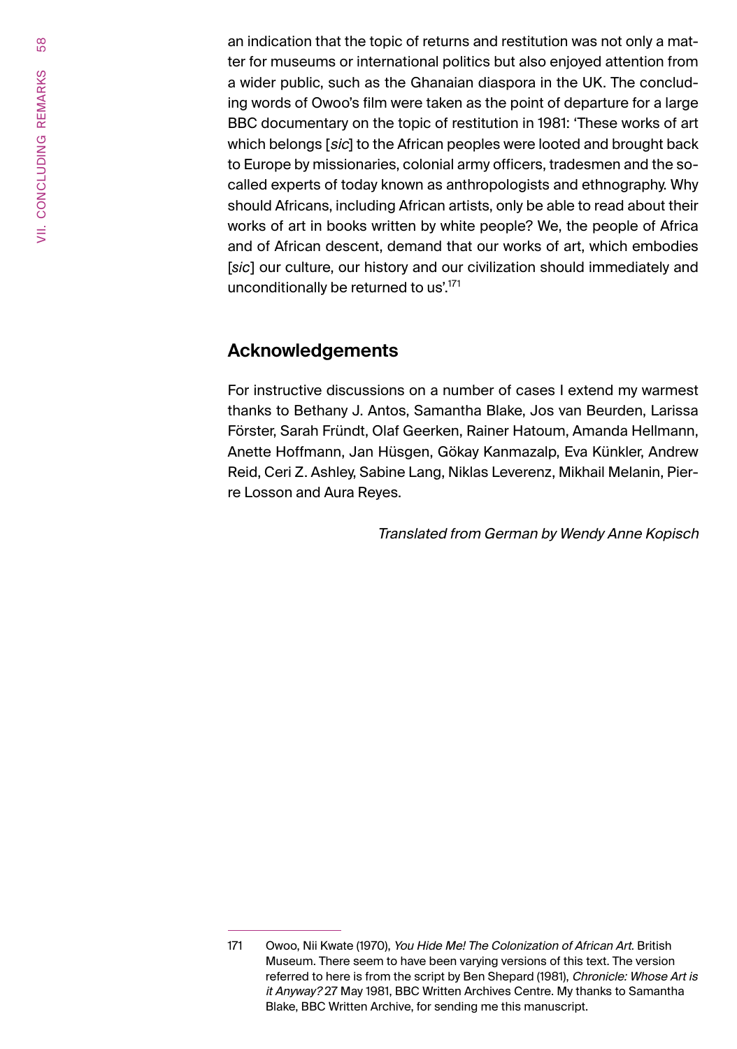an indication that the topic of returns and restitution was not only a matter for museums or international politics but also enjoyed attention from a wider public, such as the Ghanaian diaspora in the UK. The concluding words of Owoo's film were taken as the point of departure for a large BBC documentary on the topic of restitution in 1981: 'These works of art which belongs [*sic*] to the African peoples were looted and brought back to Europe by missionaries, colonial army officers, tradesmen and the so-called experts of today known as anthropologists and ethnography. Why should Africans, including African artists, only be able to read about their works of art in books written by white people? We, the people of Africa and of African descent, demand that our works of art, which embodies [*sic*] our culture, our history and our civilization should immediately and unconditionally be returned to us'.[171]

## Acknowledgements

For instructive discussions on a number of cases I extend my warmest thanks to Bethany J. Antos, Samantha Blake, Jos van Beurden, Larissa Förster, Sarah Fründt, Olaf Geerken, Rainer Hatoum, Amanda Hellmann, Anette Hoffmann, Jan Hüsgen, Gökay Kanmazalp, Eva Künkler, Andrew Reid, Ceri Z. Ashley, Sabine Lang, Niklas Leverenz, Mikhail Melanin, Pierre Losson and Aura Reyes.

*Translated from German by Wendy Anne Kopisch*

---

171 Owoo, Nii Kwate (1970), *You Hide Me! The Colonization of African Art*. British Museum. There seem to have been varying versions of this text. The version referred to here is from the script by Ben Shepard (1981), *Chronicle: Whose Art is it Anyway?* 27 May 1981, BBC Written Archives Centre. My thanks to Samantha Blake, BBC Written Archive, for sending me this manuscript.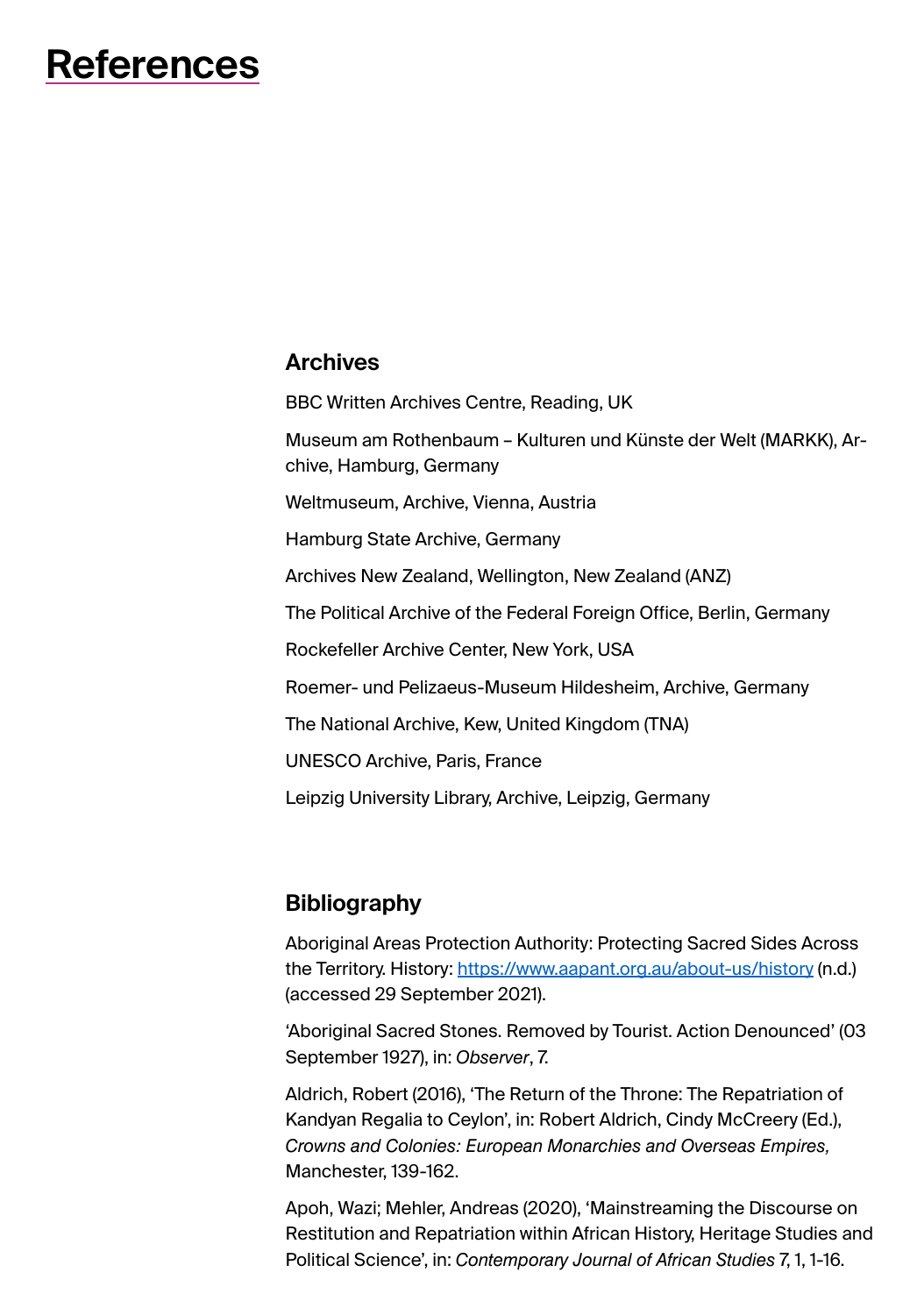# References

## Archives

BBC Written Archives Centre, Reading, UK

Museum am Rothenbaum – Kulturen und Künste der Welt (MARKK), Archive, Hamburg, Germany

Weltmuseum, Archive, Vienna, Austria

Hamburg State Archive, Germany

Archives New Zealand, Wellington, New Zealand (ANZ)

The Political Archive of the Federal Foreign Office, Berlin, Germany

Rockefeller Archive Center, New York, USA

Roemer- und Pelizaeus-Museum Hildesheim, Archive, Germany

The National Archive, Kew, United Kingdom (TNA)

UNESCO Archive, Paris, France

Leipzig University Library, Archive, Leipzig, Germany

## Bibliography

Aboriginal Areas Protection Authority: Protecting Sacred Sides Across the Territory. History: [https://www.aapant.org.au/about-us/history](https://www.aapant.org.au/about-us/history) (n.d.) (accessed 29 September 2021).

'Aboriginal Sacred Stones. Removed by Tourist. Action Denounced' (03 September 1927), in: *Observer*, 7.

Aldrich, Robert (2016), 'The Return of the Throne: The Repatriation of Kandyan Regalia to Ceylon', in: Robert Aldrich, Cindy McCreery (Ed.), *Crowns and Colonies: European Monarchies and Overseas Empires,* Manchester, 139-162.

Apoh, Wazi; Mehler, Andreas (2020), 'Mainstreaming the Discourse on Restitution and Repatriation within African History, Heritage Studies and Political Science', in: *Contemporary Journal of African Studies* 7, 1, 1-16.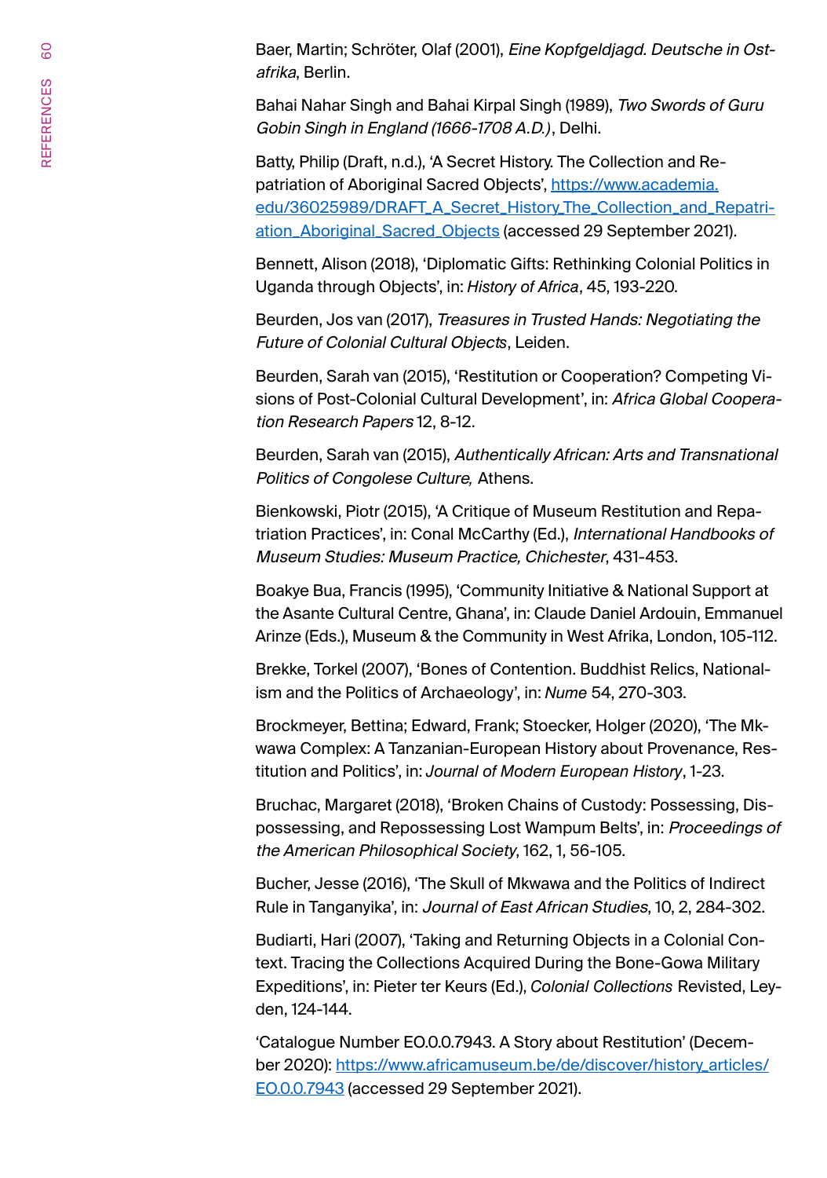Baer, Martin; Schröter, Olaf (2001), *Eine Kopfgeldjagd. Deutsche in Ostafrika*, Berlin.

Bahai Nahar Singh and Bahai Kirpal Singh (1989), *Two Swords of Guru Gobin Singh in England (1666-1708 A.D.)*, Delhi.

Batty, Philip (Draft, n.d.), 'A Secret History. The Collection and Repatriation of Aboriginal Sacred Objects', [https://www.academia.edu/36025989/DRAFT_A_Secret_History_The_Collection_and_Repatriation_Aboriginal_Sacred_Objects](https://www.academia.edu/36025989/DRAFT_A_Secret_History_The_Collection_and_Repatriation_Aboriginal_Sacred_Objects) (accessed 29 September 2021).

Bennett, Alison (2018), 'Diplomatic Gifts: Rethinking Colonial Politics in Uganda through Objects', in: *History of Africa*, 45, 193-220.

Beurden, Jos van (2017), *Treasures in Trusted Hands: Negotiating the Future of Colonial Cultural Objects*, Leiden.

Beurden, Sarah van (2015), 'Restitution or Cooperation? Competing Visions of Post-Colonial Cultural Development', in: *Africa Global Cooperation Research Papers* 12, 8-12.

Beurden, Sarah van (2015), *Authentically African: Arts and Transnational Politics of Congolese Culture,* Athens.

Bienkowski, Piotr (2015), 'A Critique of Museum Restitution and Repatriation Practices', in: Conal McCarthy (Ed.), *International Handbooks of Museum Studies: Museum Practice, Chichester*, 431-453.

Boakye Bua, Francis (1995), 'Community Initiative & National Support at the Asante Cultural Centre, Ghana', in: Claude Daniel Ardouin, Emmanuel Arinze (Eds.), Museum & the Community in West Afrika, London, 105-112.

Brekke, Torkel (2007), 'Bones of Contention. Buddhist Relics, Nationalism and the Politics of Archaeology', in: *Nume* 54, 270-303.

Brockmeyer, Bettina; Edward, Frank; Stoecker, Holger (2020), 'The Mkwawa Complex: A Tanzanian-European History about Provenance, Restitution and Politics', in: *Journal of Modern European History*, 1-23.

Bruchac, Margaret (2018), 'Broken Chains of Custody: Possessing, Dispossessing, and Repossessing Lost Wampum Belts', in: *Proceedings of the American Philosophical Society*, 162, 1, 56-105.

Bucher, Jesse (2016), 'The Skull of Mkwawa and the Politics of Indirect Rule in Tanganyika', in: *Journal of East African Studies*, 10, 2, 284-302.

Budiarti, Hari (2007), 'Taking and Returning Objects in a Colonial Context. Tracing the Collections Acquired During the Bone-Gowa Military Expeditions', in: Pieter ter Keurs (Ed.), *Colonial Collections* Revisted, Leyden, 124-144.

'Catalogue Number EO.0.0.7943. A Story about Restitution' (December 2020): [https://www.africamuseum.be/de/discover/history_articles/EO.0.0.7943](https://www.africamuseum.be/de/discover/history_articles/EO.0.0.7943) (accessed 29 September 2021).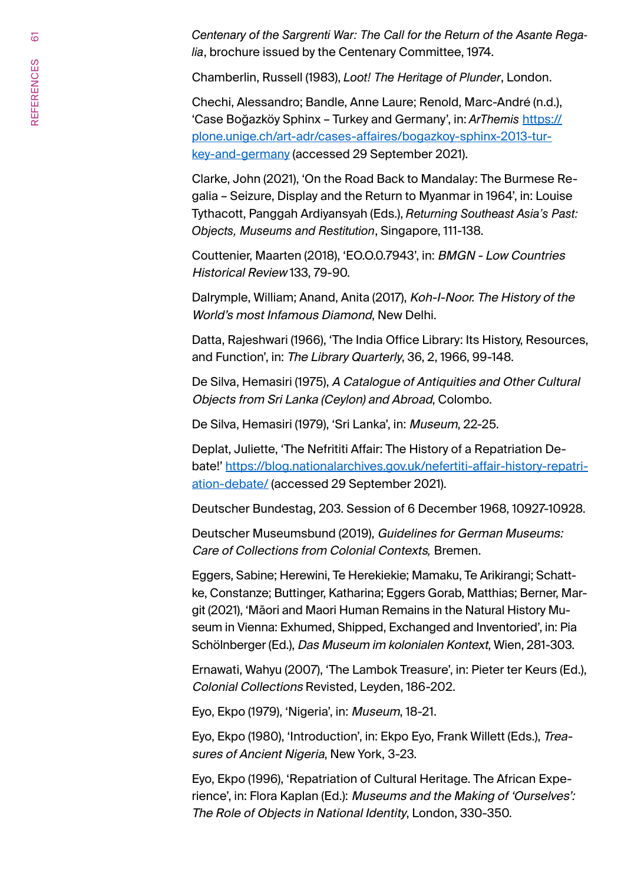*Centenary of the Sargrenti War: The Call for the Return of the Asante Regalia*, brochure issued by the Centenary Committee, 1974.

Chamberlin, Russell (1983), *Loot! The Heritage of Plunder*, London.

Chechi, Alessandro; Bandle, Anne Laure; Renold, Marc-André (n.d.), 'Case Boğazköy Sphinx – Turkey and Germany', in: *ArThemis* [https://plone.unige.ch/art-adr/cases-affaires/bogazkoy-sphinx-2013-turkey-and-germany](https://plone.unige.ch/art-adr/cases-affaires/bogazkoy-sphinx-2013-turkey-and-germany) (accessed 29 September 2021).

Clarke, John (2021), 'On the Road Back to Mandalay: The Burmese Regalia – Seizure, Display and the Return to Myanmar in 1964', in: Louise Tythacott, Panggah Ardiyansyah (Eds.), *Returning Southeast Asia's Past: Objects, Museums and Restitution*, Singapore, 111-138.

Couttenier, Maarten (2018), 'EO.0.0.7943', in: *BMGN - Low Countries Historical Review* 133, 79-90.

Dalrymple, William; Anand, Anita (2017), *Koh-I-Noor. The History of the World's most Infamous Diamond*, New Delhi.

Datta, Rajeshwari (1966), 'The India Office Library: Its History, Resources, and Function', in: *The Library Quarterly*, 36, 2, 1966, 99-148.

De Silva, Hemasiri (1975), *A Catalogue of Antiquities and Other Cultural Objects from Sri Lanka (Ceylon) and Abroad*, Colombo.

De Silva, Hemasiri (1979), 'Sri Lanka', in: *Museum*, 22-25.

Deplat, Juliette, 'The Nefrititi Affair: The History of a Repatriation Debate!' [https://blog.nationalarchives.gov.uk/nefertiti-affair-history-repatriation-debate/](https://blog.nationalarchives.gov.uk/nefertiti-affair-history-repatriation-debate/) (accessed 29 September 2021).

Deutscher Bundestag, 203. Session of 6 December 1968, 10927-10928.

Deutscher Museumsbund (2019), *Guidelines for German Museums: Care of Collections from Colonial Contexts,* Bremen.

Eggers, Sabine; Herewini, Te Herekiekie; Mamaku, Te Arikirangi; Schattke, Constanze; Buttinger, Katharina; Eggers Gorab, Matthias; Berner, Margit (2021), 'Māori and Maori Human Remains in the Natural History Museum in Vienna: Exhumed, Shipped, Exchanged and Inventoried', in: Pia Schölnberger (Ed.), *Das Museum im kolonialen Kontext*, Wien, 281-303.

Ernawati, Wahyu (2007), 'The Lambok Treasure', in: Pieter ter Keurs (Ed.), *Colonial Collections* Revisted, Leyden, 186-202.

Eyo, Ekpo (1979), 'Nigeria', in: *Museum*, 18-21.

Eyo, Ekpo (1980), 'Introduction', in: Ekpo Eyo, Frank Willett (Eds.), *Treasures of Ancient Nigeria*, New York, 3-23.

Eyo, Ekpo (1996), 'Repatriation of Cultural Heritage. The African Experience', in: Flora Kaplan (Ed.): *Museums and the Making of 'Ourselves': The Role of Objects in National Identity*, London, 330-350.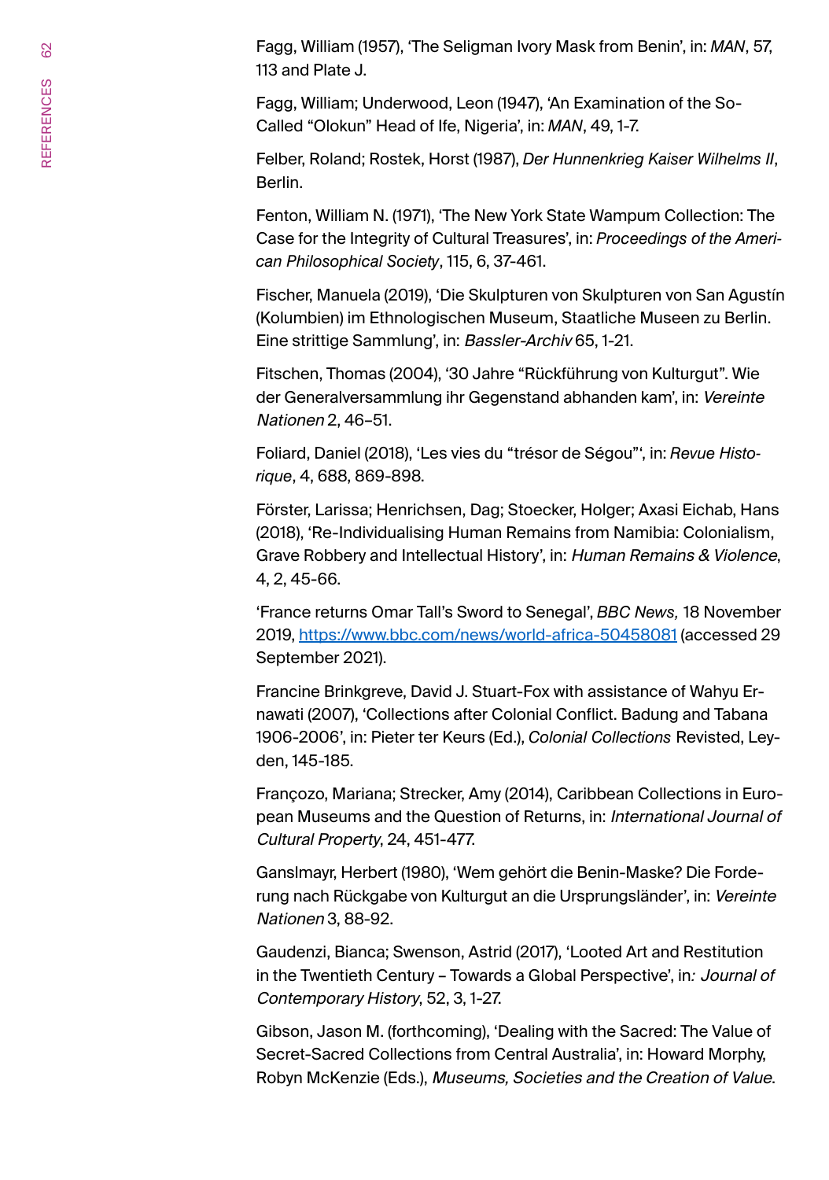Fagg, William (1957), 'The Seligman Ivory Mask from Benin', in: *MAN*, 57, 113 and Plate J.

Fagg, William; Underwood, Leon (1947), 'An Examination of the So-Called "Olokun" Head of Ife, Nigeria', in: *MAN*, 49, 1-7.

Felber, Roland; Rostek, Horst (1987), *Der Hunnenkrieg Kaiser Wilhelms II*, Berlin.

Fenton, William N. (1971), 'The New York State Wampum Collection: The Case for the Integrity of Cultural Treasures', in: *Proceedings of the American Philosophical Society*, 115, 6, 37-461.

Fischer, Manuela (2019), 'Die Skulpturen von Skulpturen von San Agustín (Kolumbien) im Ethnologischen Museum, Staatliche Museen zu Berlin. Eine strittige Sammlung', in: *Bassler-Archiv* 65, 1-21.

Fitschen, Thomas (2004), '30 Jahre "Rückführung von Kulturgut". Wie der Generalversammlung ihr Gegenstand abhanden kam', in: *Vereinte Nationen* 2, 46–51.

Foliard, Daniel (2018), 'Les vies du "trésor de Ségou"', in: *Revue Historique*, 4, 688, 869-898.

Förster, Larissa; Henrichsen, Dag; Stoecker, Holger; Axasi Eichab, Hans (2018), 'Re-Individualising Human Remains from Namibia: Colonialism, Grave Robbery and Intellectual History', in: *Human Remains & Violence*, 4, 2, 45-66.

'France returns Omar Tall's Sword to Senegal', *BBC News,* 18 November 2019, https://www.bbc.com/news/world-africa-50458081 (accessed 29 September 2021).

Francine Brinkgreve, David J. Stuart-Fox with assistance of Wahyu Ernawati (2007), 'Collections after Colonial Conflict. Badung and Tabana 1906-2006', in: Pieter ter Keurs (Ed.), *Colonial Collections* Revisted, Leyden, 145-185.

Françozo, Mariana; Strecker, Amy (2014), Caribbean Collections in European Museums and the Question of Returns, in: *International Journal of Cultural Property*, 24, 451-477.

Ganslmayr, Herbert (1980), 'Wem gehört die Benin-Maske? Die Forderung nach Rückgabe von Kulturgut an die Ursprungsländer', in: *Vereinte Nationen* 3, 88-92.

Gaudenzi, Bianca; Swenson, Astrid (2017), 'Looted Art and Restitution in the Twentieth Century – Towards a Global Perspective', in*: Journal of Contemporary History*, 52, 3, 1-27.

Gibson, Jason M. (forthcoming), 'Dealing with the Sacred: The Value of Secret-Sacred Collections from Central Australia', in: Howard Morphy, Robyn McKenzie (Eds.), *Museums, Societies and the Creation of Value*.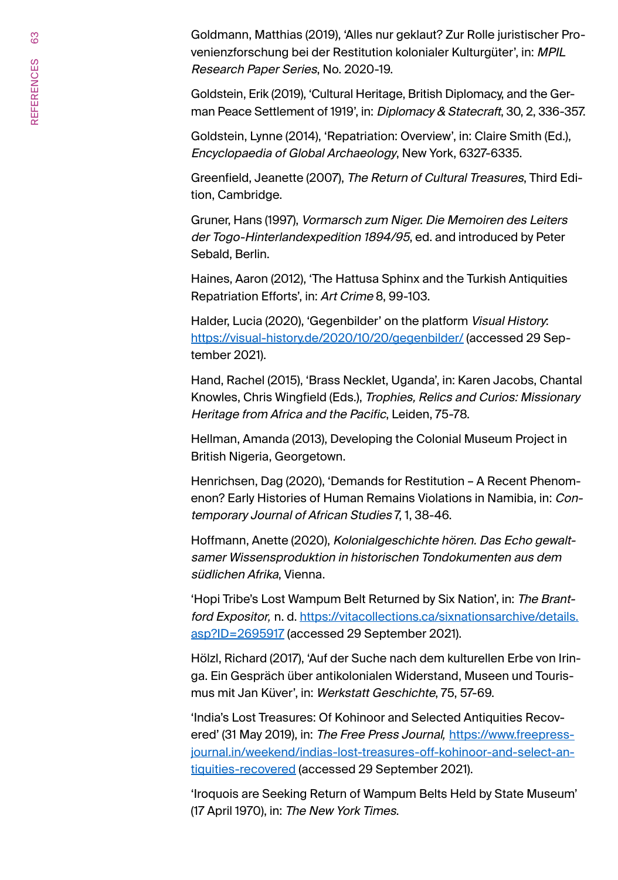Goldmann, Matthias (2019), 'Alles nur geklaut? Zur Rolle juristischer Provenienzforschung bei der Restitution kolonialer Kulturgüter', in: *MPIL Research Paper Series*, No. 2020-19.

Goldstein, Erik (2019), 'Cultural Heritage, British Diplomacy, and the German Peace Settlement of 1919', in: *Diplomacy & Statecraft*, 30, 2, 336-357.

Goldstein, Lynne (2014), 'Repatriation: Overview', in: Claire Smith (Ed.), *Encyclopaedia of Global Archaeology*, New York, 6327-6335.

Greenfield, Jeanette (2007), *The Return of Cultural Treasures*, Third Edition, Cambridge.

Gruner, Hans (1997), *Vormarsch zum Niger. Die Memoiren des Leiters der Togo-Hinterlandexpedition 1894/95*, ed. and introduced by Peter Sebald, Berlin.

Haines, Aaron (2012), 'The Hattusa Sphinx and the Turkish Antiquities Repatriation Efforts', in: *Art Crime* 8, 99-103.

Halder, Lucia (2020), 'Gegenbilder' on the platform *Visual History*: https://visual-history.de/2020/10/20/gegenbilder/ (accessed 29 September 2021).

Hand, Rachel (2015), 'Brass Necklet, Uganda', in: Karen Jacobs, Chantal Knowles, Chris Wingfield (Eds.), *Trophies, Relics and Curios: Missionary Heritage from Africa and the Pacific*, Leiden, 75-78.

Hellman, Amanda (2013), Developing the Colonial Museum Project in British Nigeria, Georgetown.

Henrichsen, Dag (2020), 'Demands for Restitution – A Recent Phenomenon? Early Histories of Human Remains Violations in Namibia, in: *Contemporary Journal of African Studies* 7, 1, 38-46.

Hoffmann, Anette (2020), *Kolonialgeschichte hören. Das Echo gewaltsamer Wissensproduktion in historischen Tondokumenten aus dem südlichen Afrika*, Vienna.

'Hopi Tribe's Lost Wampum Belt Returned by Six Nation', in: *The Brantford Expositor,* n. d. https://vitacollections.ca/sixnationsarchive/details.asp?ID=2695917 (accessed 29 September 2021).

Hölzl, Richard (2017), 'Auf der Suche nach dem kulturellen Erbe von Iringa. Ein Gespräch über antikolonialen Widerstand, Museen und Tourismus mit Jan Küver', in: *Werkstatt Geschichte*, 75, 57-69.

'India's Lost Treasures: Of Kohinoor and Selected Antiquities Recovered' (31 May 2019), in: *The Free Press Journal,* https://www.freepressjournal.in/weekend/indias-lost-treasures-off-kohinoor-and-select-antiquities-recovered (accessed 29 September 2021).

'Iroquois are Seeking Return of Wampum Belts Held by State Museum' (17 April 1970), in: *The New York Times*.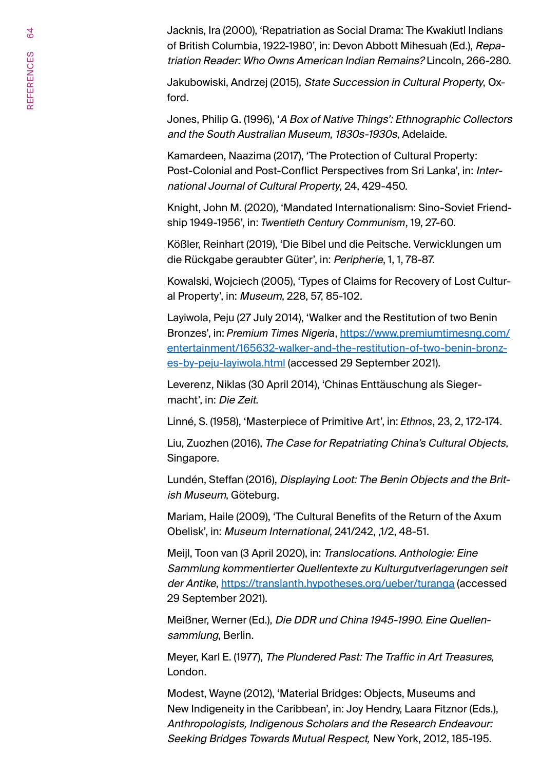Jacknis, Ira (2000), 'Repatriation as Social Drama: The Kwakiutl Indians of British Columbia, 1922-1980', in: Devon Abbott Mihesuah (Ed.), *Repatriation Reader: Who Owns American Indian Remains?* Lincoln, 266-280.

Jakubowiski, Andrzej (2015), *State Succession in Cultural Property*, Oxford.

Jones, Philip G. (1996), '*A Box of Native Things': Ethnographic Collectors and the South Australian Museum, 1830s-1930s*, Adelaide.

Kamardeen, Naazima (2017), 'The Protection of Cultural Property: Post-Colonial and Post-Conflict Perspectives from Sri Lanka', in: *International Journal of Cultural Property*, 24, 429-450.

Knight, John M. (2020), 'Mandated Internationalism: Sino-Soviet Friendship 1949-1956', in: *Twentieth Century Communism*, 19, 27-60.

Kößler, Reinhart (2019), 'Die Bibel und die Peitsche. Verwicklungen um die Rückgabe geraubter Güter', in: *Peripherie*, 1, 1, 78-87.

Kowalski, Wojciech (2005), 'Types of Claims for Recovery of Lost Cultural Property', in: *Museum*, 228, 57, 85-102.

Layiwola, Peju (27 July 2014), 'Walker and the Restitution of two Benin Bronzes', in: *Premium Times Nigeria*, https://www.premiumtimesng.com/entertainment/165632-walker-and-the-restitution-of-two-benin-bronzes-by-peju-layiwola.html (accessed 29 September 2021).

Leverenz, Niklas (30 April 2014), 'Chinas Enttäuschung als Siegermacht', in: *Die Zeit*.

Linné, S. (1958), 'Masterpiece of Primitive Art', in: *Ethnos*, 23, 2, 172-174.

Liu, Zuozhen (2016), *The Case for Repatriating China's Cultural Objects*, Singapore.

Lundén, Steffan (2016), *Displaying Loot: The Benin Objects and the British Museum*, Göteburg.

Mariam, Haile (2009), 'The Cultural Benefits of the Return of the Axum Obelisk', in: *Museum International*, 241/242, ,1/2, 48-51.

Meijl, Toon van (3 April 2020), in: *Translocations. Anthologie: Eine Sammlung kommentierter Quellentexte zu Kulturgutverlagerungen seit der Antike*, https://translanth.hypotheses.org/ueber/turanga (accessed 29 September 2021).

Meißner, Werner (Ed.), *Die DDR und China 1945-1990. Eine Quellensammlung*, Berlin.

Meyer, Karl E. (1977), *The Plundered Past: The Traffic in Art Treasures,* London.

Modest, Wayne (2012), 'Material Bridges: Objects, Museums and New Indigeneity in the Caribbean', in: Joy Hendry, Laara Fitznor (Eds.), *Anthropologists, Indigenous Scholars and the Research Endeavour: Seeking Bridges Towards Mutual Respect,* New York, 2012, 185-195.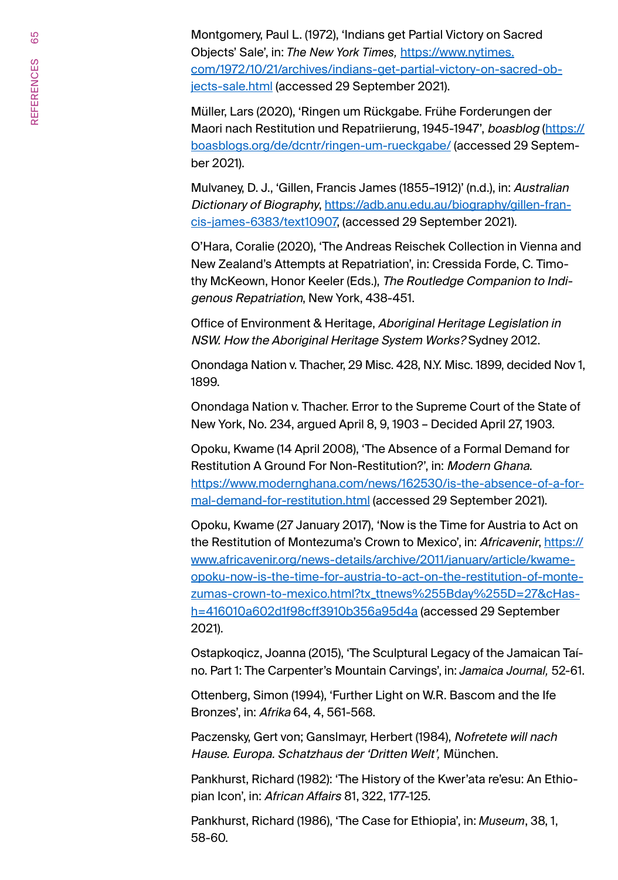Montgomery, Paul L. (1972), 'Indians get Partial Victory on Sacred Objects' Sale', in: *The New York Times,* https://www.nytimes.com/1972/10/21/archives/indians-get-partial-victory-on-sacred-objects-sale.html (accessed 29 September 2021).

Müller, Lars (2020), 'Ringen um Rückgabe. Frühe Forderungen der Maori nach Restitution und Repatriierung, 1945-1947', *boasblog* (https://boasblogs.org/de/dcntr/ringen-um-rueckgabe/ (accessed 29 September 2021).

Mulvaney, D. J., 'Gillen, Francis James (1855–1912)' (n.d.), in: *Australian Dictionary of Biography*, https://adb.anu.edu.au/biography/gillen-francis-james-6383/text10907, (accessed 29 September 2021).

O'Hara, Coralie (2020), 'The Andreas Reischek Collection in Vienna and New Zealand's Attempts at Repatriation', in: Cressida Forde, C. Timothy McKeown, Honor Keeler (Eds.), *The Routledge Companion to Indigenous Repatriation*, New York, 438-451.

Office of Environment & Heritage, *Aboriginal Heritage Legislation in NSW. How the Aboriginal Heritage System Works?* Sydney 2012.

Onondaga Nation v. Thacher, 29 Misc. 428, N.Y. Misc. 1899, decided Nov 1, 1899.

Onondaga Nation v. Thacher. Error to the Supreme Court of the State of New York, No. 234, argued April 8, 9, 1903 – Decided April 27, 1903.

Opoku, Kwame (14 April 2008), 'The Absence of a Formal Demand for Restitution A Ground For Non-Restitution?', in: *Modern Ghana*. https://www.modernghana.com/news/162530/is-the-absence-of-a-formal-demand-for-restitution.html (accessed 29 September 2021).

Opoku, Kwame (27 January 2017), 'Now is the Time for Austria to Act on the Restitution of Montezuma's Crown to Mexico', in: *Africavenir*, https://www.africavenir.org/news-details/archive/2011/january/article/kwame-opoku-now-is-the-time-for-austria-to-act-on-the-restitution-of-montezumas-crown-to-mexico.html?tx_ttnews%255Bday%255D=27&cHash=416010a602d1f98cff3910b356a95d4a (accessed 29 September 2021).

Ostapkoqicz, Joanna (2015), 'The Sculptural Legacy of the Jamaican Taíno. Part 1: The Carpenter's Mountain Carvings', in: *Jamaica Journal,* 52-61.

Ottenberg, Simon (1994), 'Further Light on W.R. Bascom and the Ife Bronzes', in: *Afrika* 64, 4, 561-568.

Paczensky, Gert von; Ganslmayr, Herbert (1984), *Nofretete will nach Hause. Europa. Schatzhaus der 'Dritten Welt',* München.

Pankhurst, Richard (1982): 'The History of the Kwer'ata re'esu: An Ethiopian Icon', in: *African Affairs* 81, 322, 177-125.

Pankhurst, Richard (1986), 'The Case for Ethiopia', in: *Museum*, 38, 1, 58-60.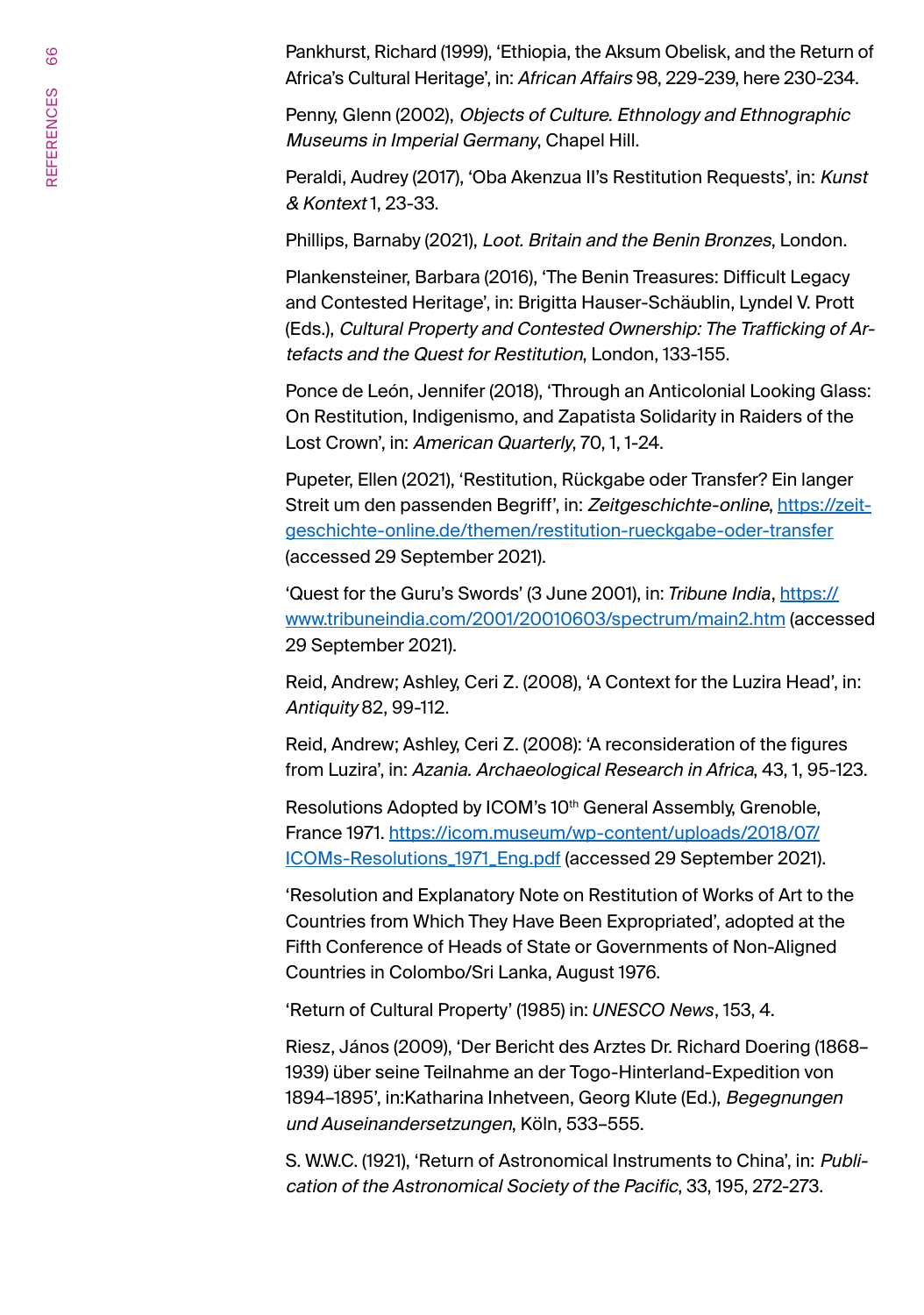Pankhurst, Richard (1999), 'Ethiopia, the Aksum Obelisk, and the Return of Africa's Cultural Heritage', in: *African Affairs* 98, 229-239, here 230-234.

Penny, Glenn (2002), *Objects of Culture. Ethnology and Ethnographic Museums in Imperial Germany*, Chapel Hill.

Peraldi, Audrey (2017), 'Oba Akenzua II's Restitution Requests', in: *Kunst & Kontext* 1, 23-33.

Phillips, Barnaby (2021), *Loot. Britain and the Benin Bronzes*, London.

Plankensteiner, Barbara (2016), 'The Benin Treasures: Difficult Legacy and Contested Heritage', in: Brigitta Hauser-Schäublin, Lyndel V. Prott (Eds.), *Cultural Property and Contested Ownership: The Trafficking of Artefacts and the Quest for Restitution*, London, 133-155.

Ponce de León, Jennifer (2018), 'Through an Anticolonial Looking Glass: On Restitution, Indigenismo, and Zapatista Solidarity in Raiders of the Lost Crown', in: *American Quarterly*, 70, 1, 1-24.

Pupeter, Ellen (2021), 'Restitution, Rückgabe oder Transfer? Ein langer Streit um den passenden Begriff', in: *Zeitgeschichte-online*, https://zeitgeschichte-online.de/themen/restitution-rueckgabe-oder-transfer (accessed 29 September 2021).

'Quest for the Guru's Swords' (3 June 2001), in: *Tribune India*, https://www.tribuneindia.com/2001/20010603/spectrum/main2.htm (accessed 29 September 2021).

Reid, Andrew; Ashley, Ceri Z. (2008), 'A Context for the Luzira Head', in: *Antiquity* 82, 99-112.

Reid, Andrew; Ashley, Ceri Z. (2008): 'A reconsideration of the figures from Luzira', in: *Azania. Archaeological Research in Africa*, 43, 1, 95-123.

Resolutions Adopted by ICOM's 10th General Assembly, Grenoble, France 1971. https://icom.museum/wp-content/uploads/2018/07/ICOMs-Resolutions_1971_Eng.pdf (accessed 29 September 2021).

'Resolution and Explanatory Note on Restitution of Works of Art to the Countries from Which They Have Been Expropriated', adopted at the Fifth Conference of Heads of State or Governments of Non-Aligned Countries in Colombo/Sri Lanka, August 1976.

'Return of Cultural Property' (1985) in: *UNESCO News*, 153, 4.

Riesz, János (2009), 'Der Bericht des Arztes Dr. Richard Doering (1868–1939) über seine Teilnahme an der Togo-Hinterland-Expedition von 1894–1895', in:Katharina Inhetveen, Georg Klute (Ed.), *Begegnungen und Auseinandersetzungen*, Köln, 533–555.

S. W.W.C. (1921), 'Return of Astronomical Instruments to China', in: *Publication of the Astronomical Society of the Pacific*, 33, 195, 272-273.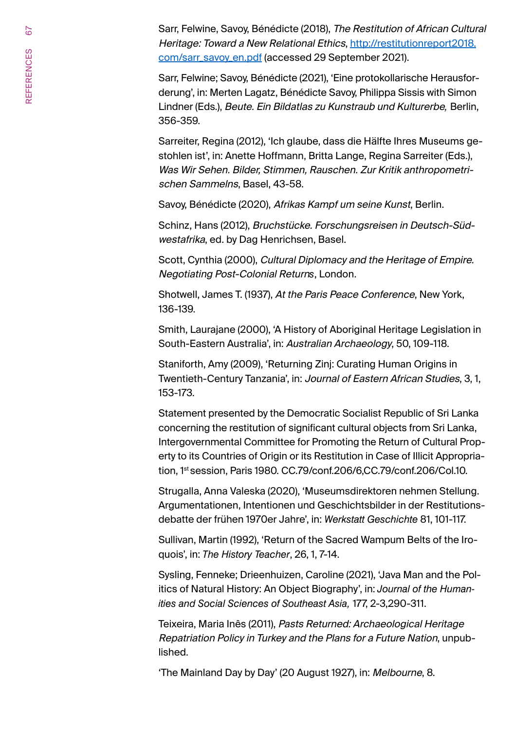Sarr, Felwine, Savoy, Bénédicte (2018), *The Restitution of African Cultural Heritage: Toward a New Relational Ethics*, http://restitutionreport2018.com/sarr_savoy_en.pdf (accessed 29 September 2021).

Sarr, Felwine; Savoy, Bénédicte (2021), 'Eine protokollarische Herausforderung', in: Merten Lagatz, Bénédicte Savoy, Philippa Sissis with Simon Lindner (Eds.), *Beute. Ein Bildatlas zu Kunstraub und Kulturerbe,* Berlin, 356-359.

Sarreiter, Regina (2012), 'Ich glaube, dass die Hälfte Ihres Museums gestohlen ist', in: Anette Hoffmann, Britta Lange, Regina Sarreiter (Eds.), *Was Wir Sehen. Bilder, Stimmen, Rauschen. Zur Kritik anthropometrischen Sammelns*, Basel, 43-58.

Savoy, Bénédicte (2020), *Afrikas Kampf um seine Kunst*, Berlin.

Schinz, Hans (2012), *Bruchstücke. Forschungsreisen in Deutsch-Südwestafrika*, ed. by Dag Henrichsen, Basel.

Scott, Cynthia (2000), *Cultural Diplomacy and the Heritage of Empire. Negotiating Post-Colonial Returns*, London.

Shotwell, James T. (1937), *At the Paris Peace Conference*, New York, 136-139.

Smith, Laurajane (2000), 'A History of Aboriginal Heritage Legislation in South-Eastern Australia', in: *Australian Archaeology*, 50, 109-118.

Staniforth, Amy (2009), 'Returning Zinj: Curating Human Origins in Twentieth-Century Tanzania', in: *Journal of Eastern African Studies*, 3, 1, 153-173.

Statement presented by the Democratic Socialist Republic of Sri Lanka concerning the restitution of significant cultural objects from Sri Lanka, Intergovernmental Committee for Promoting the Return of Cultural Property to its Countries of Origin or its Restitution in Case of Illicit Appropriation, 1st session, Paris 1980. CC.79/conf.206/6,CC.79/conf.206/Col.10.

Strugalla, Anna Valeska (2020), 'Museumsdirektoren nehmen Stellung. Argumentationen, Intentionen und Geschichtsbilder in der Restitutionsdebatte der frühen 1970er Jahre', in: *Werkstatt Geschichte* 81, 101-117.

Sullivan, Martin (1992), 'Return of the Sacred Wampum Belts of the Iroquois', in: *The History Teacher*, 26, 1, 7-14.

Sysling, Fenneke; Drieenhuizen, Caroline (2021), 'Java Man and the Politics of Natural History: An Object Biography', in: *Journal of the Humanities and Social Sciences of Southeast Asia,* 177, 2-3,290-311.

Teixeira, Maria Inês (2011), *Pasts Returned: Archaeological Heritage Repatriation Policy in Turkey and the Plans for a Future Nation*, unpublished.

'The Mainland Day by Day' (20 August 1927), in: *Melbourne*, 8.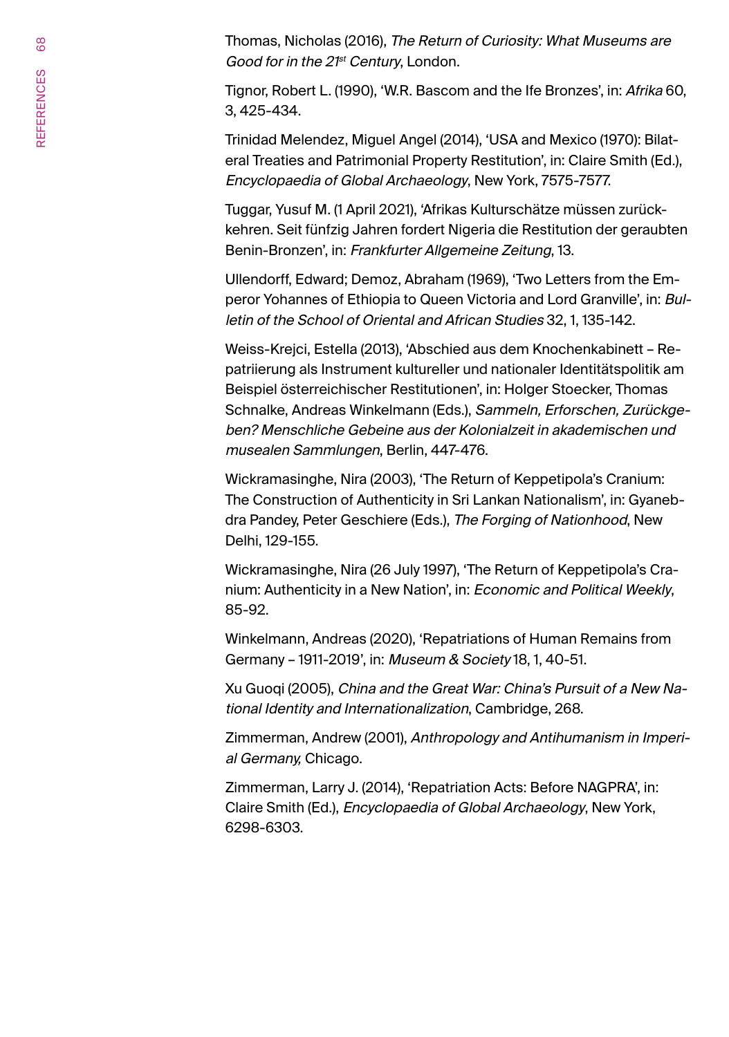Thomas, Nicholas (2016), *The Return of Curiosity: What Museums are Good for in the 21st Century*, London.

Tignor, Robert L. (1990), 'W.R. Bascom and the Ife Bronzes', in: *Afrika* 60, 3, 425-434.

Trinidad Melendez, Miguel Angel (2014), 'USA and Mexico (1970): Bilateral Treaties and Patrimonial Property Restitution', in: Claire Smith (Ed.), *Encyclopaedia of Global Archaeology*, New York, 7575-7577.

Tuggar, Yusuf M. (1 April 2021), 'Afrikas Kulturschätze müssen zurückkehren. Seit fünfzig Jahren fordert Nigeria die Restitution der geraubten Benin-Bronzen', in: *Frankfurter Allgemeine Zeitung*, 13.

Ullendorff, Edward; Demoz, Abraham (1969), 'Two Letters from the Emperor Yohannes of Ethiopia to Queen Victoria and Lord Granville', in: *Bulletin of the School of Oriental and African Studies* 32, 1, 135-142.

Weiss-Krejci, Estella (2013), 'Abschied aus dem Knochenkabinett – Repatriierung als Instrument kultureller und nationaler Identitätspolitik am Beispiel österreichischer Restitutionen', in: Holger Stoecker, Thomas Schnalke, Andreas Winkelmann (Eds.), *Sammeln, Erforschen, Zurückgeben? Menschliche Gebeine aus der Kolonialzeit in akademischen und musealen Sammlungen*, Berlin, 447-476.

Wickramasinghe, Nira (2003), 'The Return of Keppetipola's Cranium: The Construction of Authenticity in Sri Lankan Nationalism', in: Gyanebdra Pandey, Peter Geschiere (Eds.), *The Forging of Nationhood*, New Delhi, 129-155.

Wickramasinghe, Nira (26 July 1997), 'The Return of Keppetipola's Cranium: Authenticity in a New Nation', in: *Economic and Political Weekly*, 85-92.

Winkelmann, Andreas (2020), 'Repatriations of Human Remains from Germany – 1911-2019', in: *Museum & Society* 18, 1, 40-51.

Xu Guoqi (2005), *China and the Great War: China's Pursuit of a New National Identity and Internationalization*, Cambridge, 268.

Zimmerman, Andrew (2001), *Anthropology and Antihumanism in Imperial Germany,* Chicago.

Zimmerman, Larry J. (2014), 'Repatriation Acts: Before NAGPRA', in: Claire Smith (Ed.), *Encyclopaedia of Global Archaeology*, New York, 6298-6303.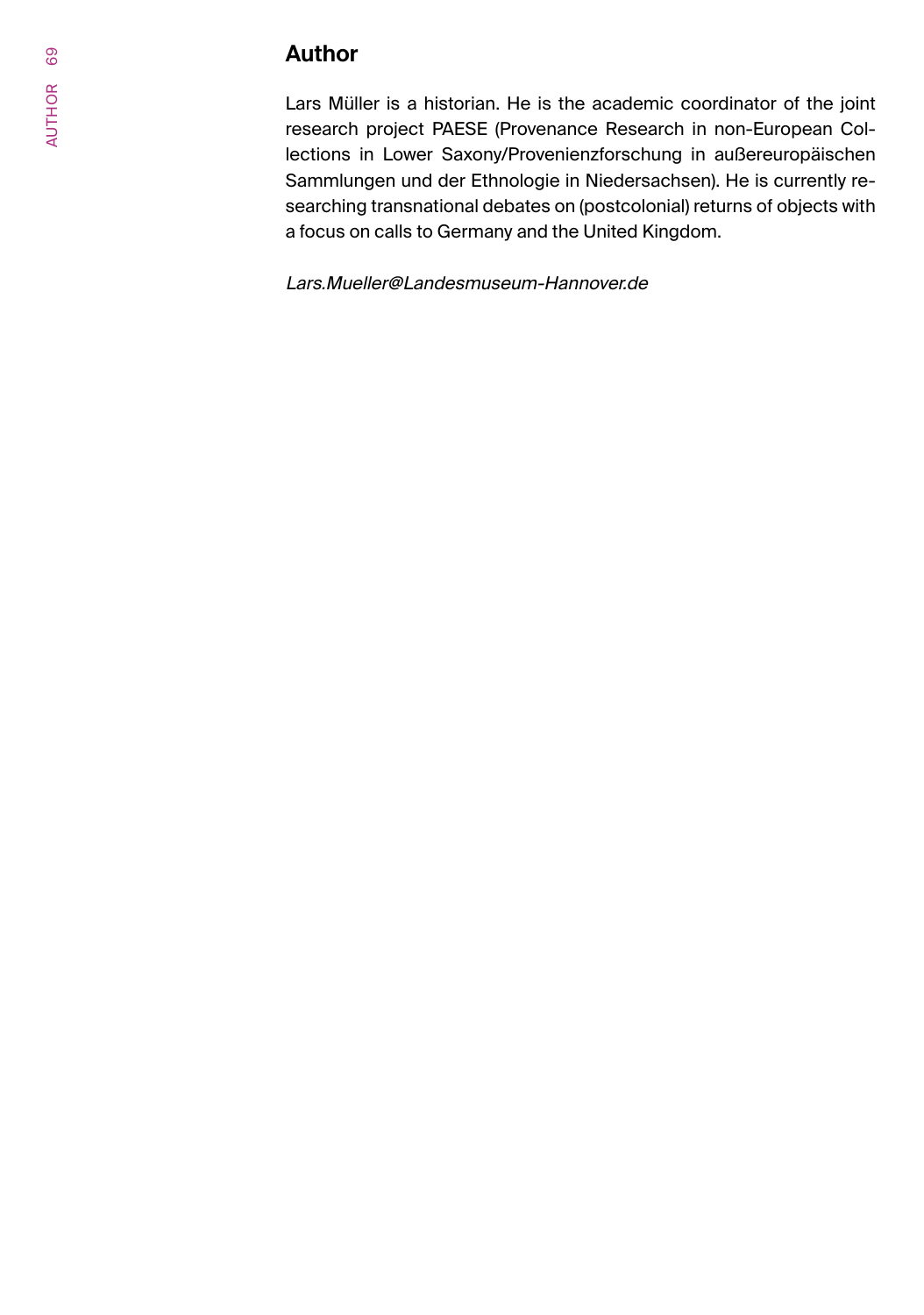# Author

Lars Müller is a historian. He is the academic coordinator of the joint research project PAESE (Provenance Research in non-European Collections in Lower Saxony/Provenienzforschung in außereuropäischen Sammlungen und der Ethnologie in Niedersachsen). He is currently researching transnational debates on (postcolonial) returns of objects with a focus on calls to Germany and the United Kingdom.

*Lars.Mueller@Landesmuseum-Hannover.de*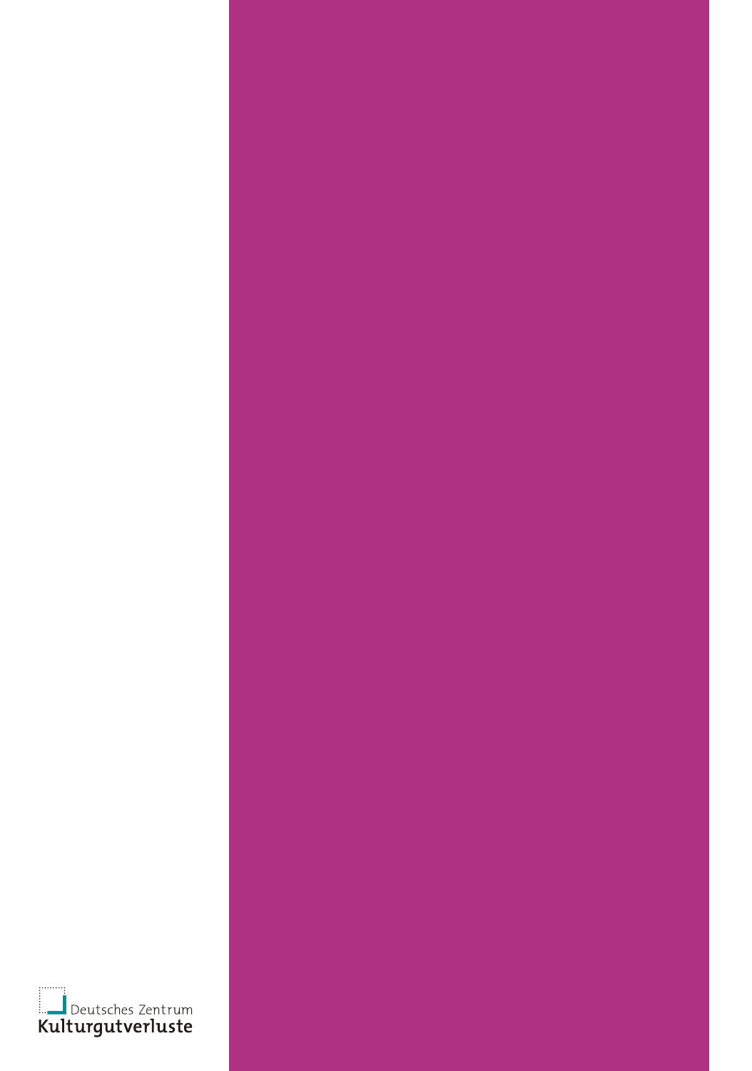Deutsches Zentrum
Kulturgutverluste